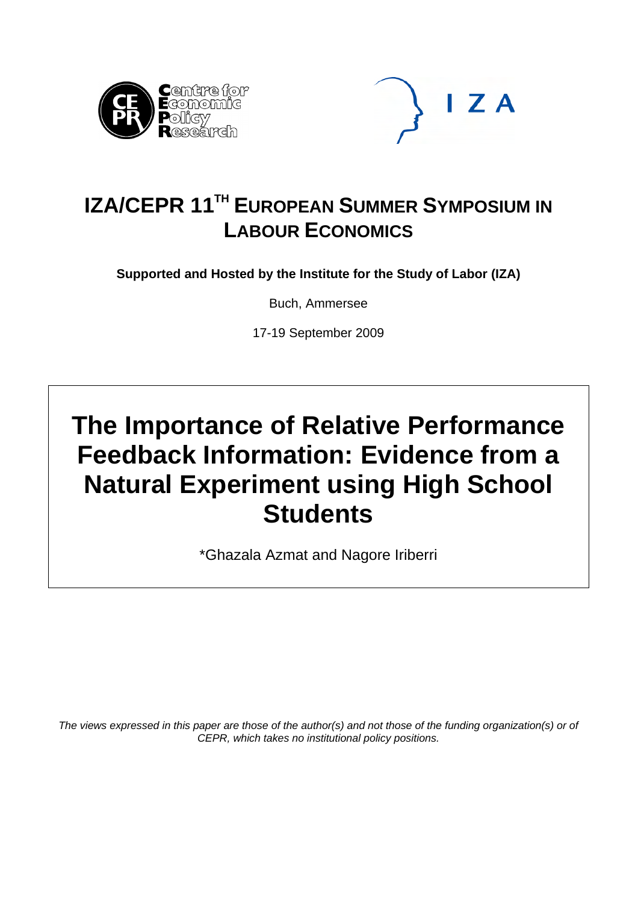# IZA/CEPR 11[TH] EUROPEAN SUMMER SYMPOSIUM IN LABOUR ECONOMICS

**Supported and Hosted by the Institute for the Study of Labor (IZA)**

Buch, Ammersee

17-19 September 2009

# The Importance of Relative Performance Feedback Information: Evidence from a Natural Experiment using High School Students

*Ghazala Azmat and Nagore Iriberri

*The views expressed in this paper are those of the author(s) and not those of the funding organization(s) or of CEPR, which takes no institutional policy positions.*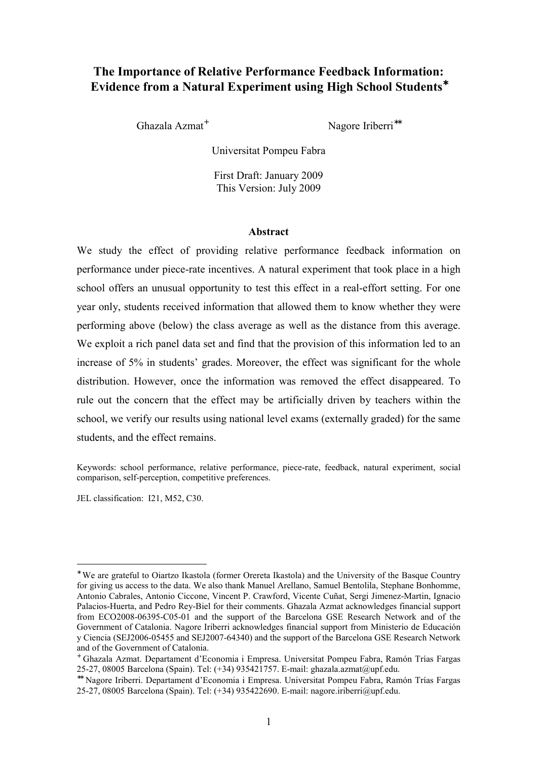# The Importance of Relative Performance Feedback Information: Evidence from a Natural Experiment using High School Students[*]

Ghazala Azmat[+] Nagore Iriberri[**]

Universitat Pompeu Fabra

First Draft: January 2009

This Version: July 2009

## Abstract

We study the effect of providing relative performance feedback information on performance under piece-rate incentives. A natural experiment that took place in a high school offers an unusual opportunity to test this effect in a real-effort setting. For one year only, students received information that allowed them to know whether they were performing above (below) the class average as well as the distance from this average. We exploit a rich panel data set and find that the provision of this information led to an increase of 5% in students' grades. Moreover, the effect was significant for the whole distribution. However, once the information was removed the effect disappeared. To rule out the concern that the effect may be artificially driven by teachers within the school, we verify our results using national level exams (externally graded) for the same students, and the effect remains.

Keywords: school performance, relative performance, piece-rate, feedback, natural experiment, social comparison, self-perception, competitive preferences.

JEL classification: I21, M52, C30.

---

[*] We are grateful to Oiartzo Ikastola (former Orereta Ikastola) and the University of the Basque Country for giving us access to the data. We also thank Manuel Arellano, Samuel Bentolila, Stephane Bonhomme, Antonio Cabrales, Antonio Ciccone, Vincent P. Crawford, Vicente Cuñat, Sergi Jimenez-Martin, Ignacio Palacios-Huerta, and Pedro Rey-Biel for their comments. Ghazala Azmat acknowledges financial support from ECO2008-06395-C05-01 and the support of the Barcelona GSE Research Network and of the Government of Catalonia. Nagore Iriberri acknowledges financial support from Ministerio de Educación y Ciencia (SEJ2006-05455 and SEJ2007-64340) and the support of the Barcelona GSE Research Network and of the Government of Catalonia.

[+] Ghazala Azmat. Departament d'Economia i Empresa. Universitat Pompeu Fabra, Ramón Trías Fargas 25-27, 08005 Barcelona (Spain). Tel: (+34) 935421757. E-mail: ghazala.azmat@upf.edu.

[**] Nagore Iriberri. Departament d'Economia i Empresa. Universitat Pompeu Fabra, Ramón Trías Fargas 25-27, 08005 Barcelona (Spain). Tel: (+34) 935422690. E-mail: nagore.iriberri@upf.edu.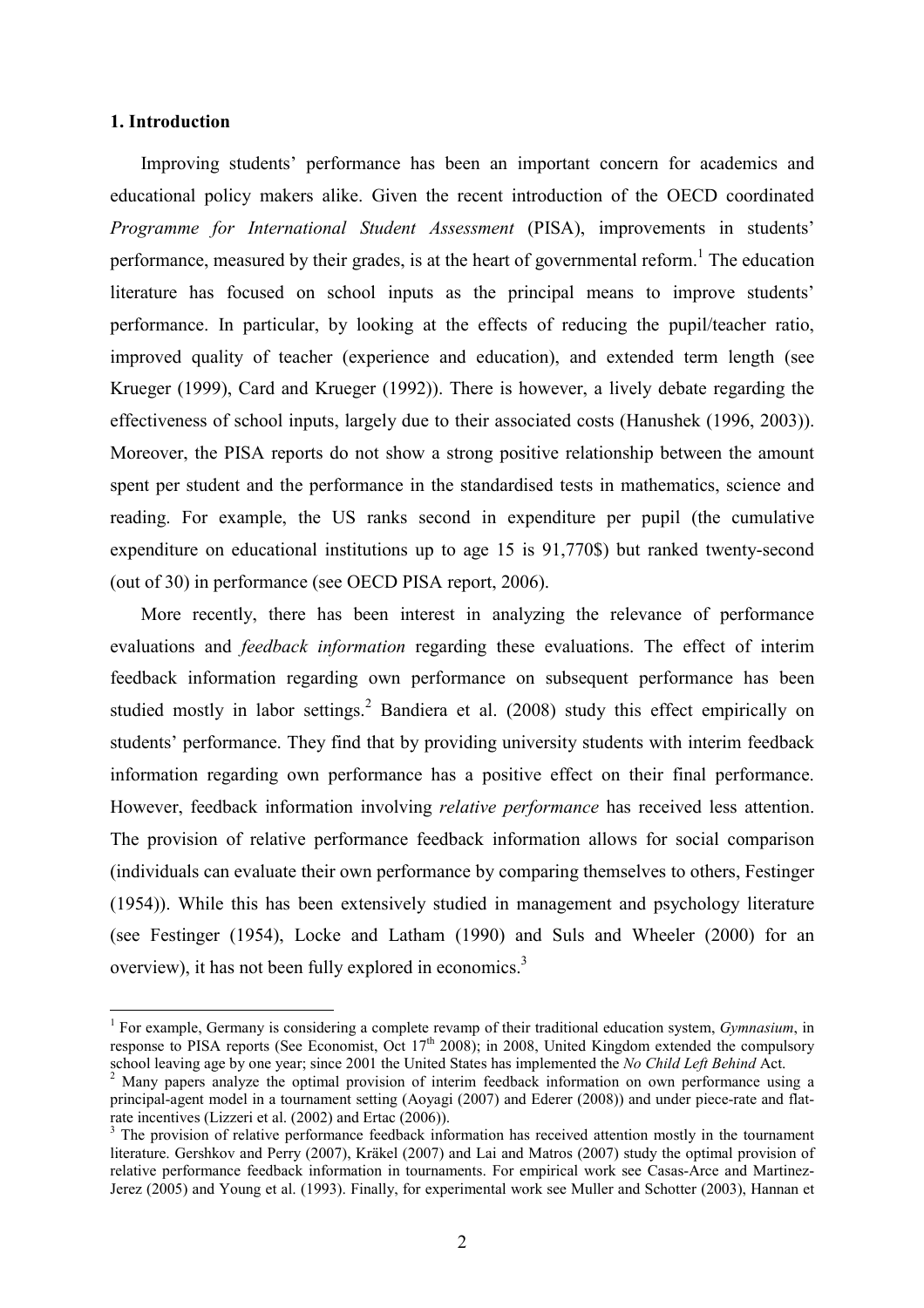## 1. Introduction

Improving students' performance has been an important concern for academics and educational policy makers alike. Given the recent introduction of the OECD coordinated *Programme for International Student Assessment* (PISA), improvements in students' performance, measured by their grades, is at the heart of governmental reform.[1] The education literature has focused on school inputs as the principal means to improve students' performance. In particular, by looking at the effects of reducing the pupil/teacher ratio, improved quality of teacher (experience and education), and extended term length (see Krueger (1999), Card and Krueger (1992)). There is however, a lively debate regarding the effectiveness of school inputs, largely due to their associated costs (Hanushek (1996, 2003)). Moreover, the PISA reports do not show a strong positive relationship between the amount spent per student and the performance in the standardised tests in mathematics, science and reading. For example, the US ranks second in expenditure per pupil (the cumulative expenditure on educational institutions up to age 15 is 91,770$) but ranked twenty-second (out of 30) in performance (see OECD PISA report, 2006).

More recently, there has been interest in analyzing the relevance of performance evaluations and *feedback information* regarding these evaluations. The effect of interim feedback information regarding own performance on subsequent performance has been studied mostly in labor settings.[2] Bandiera et al. (2008) study this effect empirically on students' performance. They find that by providing university students with interim feedback information regarding own performance has a positive effect on their final performance. However, feedback information involving *relative performance* has received less attention. The provision of relative performance feedback information allows for social comparison (individuals can evaluate their own performance by comparing themselves to others, Festinger (1954)). While this has been extensively studied in management and psychology literature (see Festinger (1954), Locke and Latham (1990) and Suls and Wheeler (2000) for an overview), it has not been fully explored in economics.[3]

[1] For example, Germany is considering a complete revamp of their traditional education system, *Gymnasium*, in response to PISA reports (See Economist, Oct 17th 2008); in 2008, United Kingdom extended the compulsory school leaving age by one year; since 2001 the United States has implemented the *No Child Left Behind* Act.

[2] Many papers analyze the optimal provision of interim feedback information on own performance using a principal-agent model in a tournament setting (Aoyagi (2007) and Ederer (2008)) and under piece-rate and flat-rate incentives (Lizzeri et al. (2002) and Ertac (2006)).

[3] The provision of relative performance feedback information has received attention mostly in the tournament literature. Gershkov and Perry (2007), Kräkel (2007) and Lai and Matros (2007) study the optimal provision of relative performance feedback information in tournaments. For empirical work see Casas-Arce and Martinez-Jerez (2005) and Young et al. (1993). Finally, for experimental work see Muller and Schotter (2003), Hannan et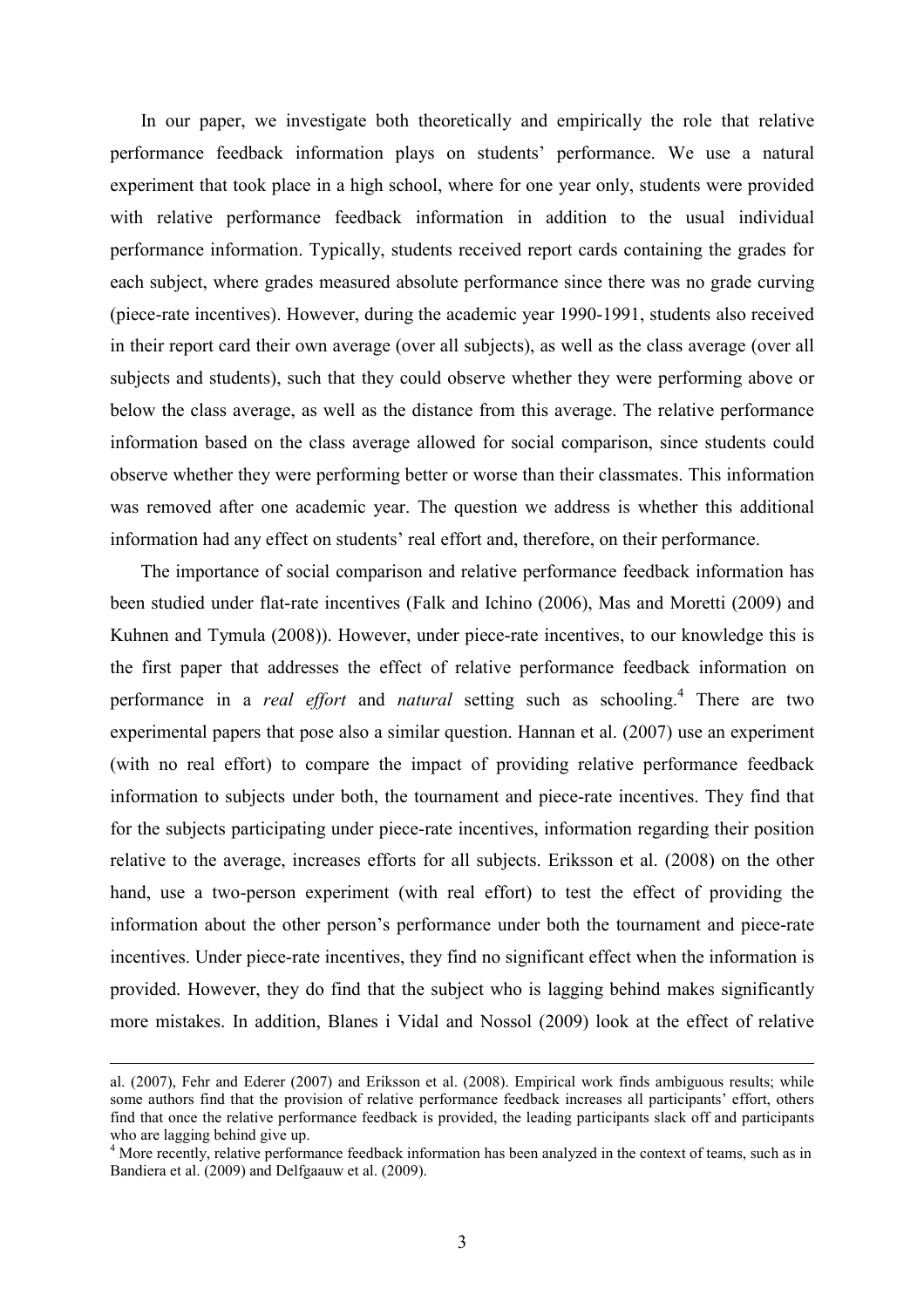In our paper, we investigate both theoretically and empirically the role that relative performance feedback information plays on students' performance. We use a natural experiment that took place in a high school, where for one year only, students were provided with relative performance feedback information in addition to the usual individual performance information. Typically, students received report cards containing the grades for each subject, where grades measured absolute performance since there was no grade curving (piece-rate incentives). However, during the academic year 1990-1991, students also received in their report card their own average (over all subjects), as well as the class average (over all subjects and students), such that they could observe whether they were performing above or below the class average, as well as the distance from this average. The relative performance information based on the class average allowed for social comparison, since students could observe whether they were performing better or worse than their classmates. This information was removed after one academic year. The question we address is whether this additional information had any effect on students' real effort and, therefore, on their performance.

The importance of social comparison and relative performance feedback information has been studied under flat-rate incentives (Falk and Ichino (2006), Mas and Moretti (2009) and Kuhnen and Tymula (2008)). However, under piece-rate incentives, to our knowledge this is the first paper that addresses the effect of relative performance feedback information on performance in a *real effort* and *natural* setting such as schooling.[4] There are two experimental papers that pose also a similar question. Hannan et al. (2007) use an experiment (with no real effort) to compare the impact of providing relative performance feedback information to subjects under both, the tournament and piece-rate incentives. They find that for the subjects participating under piece-rate incentives, information regarding their position relative to the average, increases efforts for all subjects. Eriksson et al. (2008) on the other hand, use a two-person experiment (with real effort) to test the effect of providing the information about the other person's performance under both the tournament and piece-rate incentives. Under piece-rate incentives, they find no significant effect when the information is provided. However, they do find that the subject who is lagging behind makes significantly more mistakes. In addition, Blanes i Vidal and Nossol (2009) look at the effect of relative

---

al. (2007), Fehr and Ederer (2007) and Eriksson et al. (2008). Empirical work finds ambiguous results; while some authors find that the provision of relative performance feedback increases all participants' effort, others find that once the relative performance feedback is provided, the leading participants slack off and participants who are lagging behind give up.

[4] More recently, relative performance feedback information has been analyzed in the context of teams, such as in Bandiera et al. (2009) and Delfgaauw et al. (2009).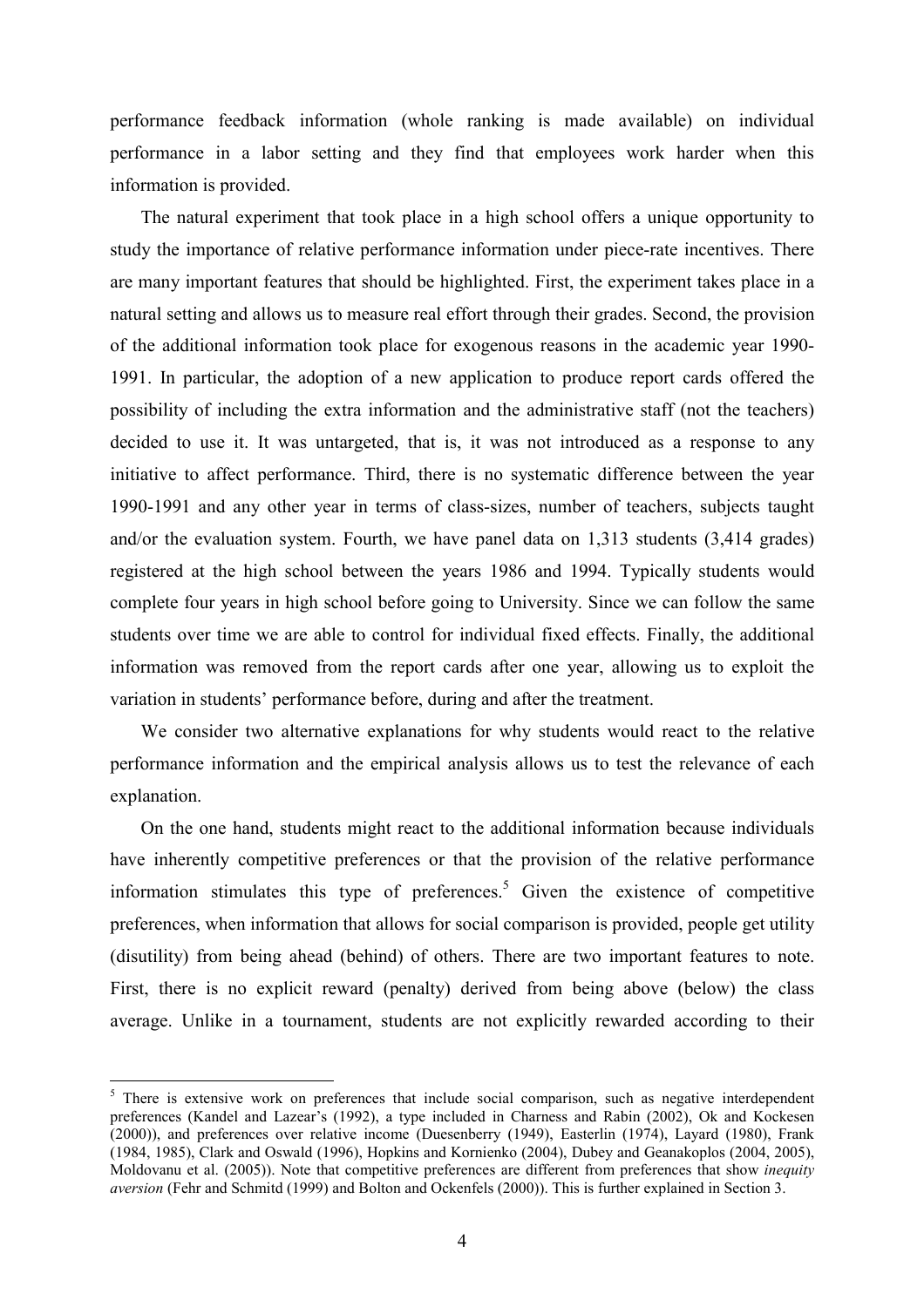performance feedback information (whole ranking is made available) on individual performance in a labor setting and they find that employees work harder when this information is provided.

The natural experiment that took place in a high school offers a unique opportunity to study the importance of relative performance information under piece-rate incentives. There are many important features that should be highlighted. First, the experiment takes place in a natural setting and allows us to measure real effort through their grades. Second, the provision of the additional information took place for exogenous reasons in the academic year 1990-1991. In particular, the adoption of a new application to produce report cards offered the possibility of including the extra information and the administrative staff (not the teachers) decided to use it. It was untargeted, that is, it was not introduced as a response to any initiative to affect performance. Third, there is no systematic difference between the year 1990-1991 and any other year in terms of class-sizes, number of teachers, subjects taught and/or the evaluation system. Fourth, we have panel data on 1,313 students (3,414 grades) registered at the high school between the years 1986 and 1994. Typically students would complete four years in high school before going to University. Since we can follow the same students over time we are able to control for individual fixed effects. Finally, the additional information was removed from the report cards after one year, allowing us to exploit the variation in students' performance before, during and after the treatment.

We consider two alternative explanations for why students would react to the relative performance information and the empirical analysis allows us to test the relevance of each explanation.

On the one hand, students might react to the additional information because individuals have inherently competitive preferences or that the provision of the relative performance information stimulates this type of preferences.[5] Given the existence of competitive preferences, when information that allows for social comparison is provided, people get utility (disutility) from being ahead (behind) of others. There are two important features to note. First, there is no explicit reward (penalty) derived from being above (below) the class average. Unlike in a tournament, students are not explicitly rewarded according to their

[5] There is extensive work on preferences that include social comparison, such as negative interdependent preferences (Kandel and Lazear's (1992), a type included in Charness and Rabin (2002), Ok and Kockesen (2000)), and preferences over relative income (Duesenberry (1949), Easterlin (1974), Layard (1980), Frank (1984, 1985), Clark and Oswald (1996), Hopkins and Kornienko (2004), Dubey and Geanakoplos (2004, 2005), Moldovanu et al. (2005)). Note that competitive preferences are different from preferences that show *inequity aversion* (Fehr and Schmitd (1999) and Bolton and Ockenfels (2000)). This is further explained in Section 3.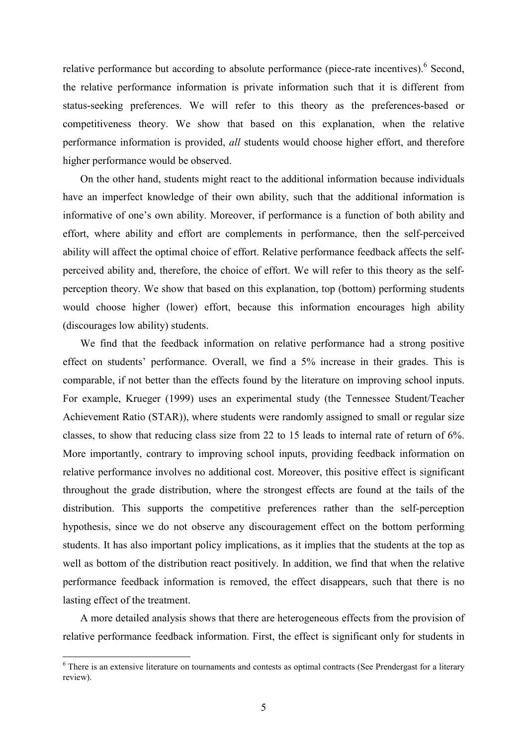relative performance but according to absolute performance (piece-rate incentives).[6] Second, the relative performance information is private information such that it is different from status-seeking preferences. We will refer to this theory as the preferences-based or competitiveness theory. We show that based on this explanation, when the relative performance information is provided, *all* students would choose higher effort, and therefore higher performance would be observed.

On the other hand, students might react to the additional information because individuals have an imperfect knowledge of their own ability, such that the additional information is informative of one's own ability. Moreover, if performance is a function of both ability and effort, where ability and effort are complements in performance, then the self-perceived ability will affect the optimal choice of effort. Relative performance feedback affects the self-perceived ability and, therefore, the choice of effort. We will refer to this theory as the self-perception theory. We show that based on this explanation, top (bottom) performing students would choose higher (lower) effort, because this information encourages high ability (discourages low ability) students.

We find that the feedback information on relative performance had a strong positive effect on students' performance. Overall, we find a 5% increase in their grades. This is comparable, if not better than the effects found by the literature on improving school inputs. For example, Krueger (1999) uses an experimental study (the Tennessee Student/Teacher Achievement Ratio (STAR)), where students were randomly assigned to small or regular size classes, to show that reducing class size from 22 to 15 leads to internal rate of return of 6%. More importantly, contrary to improving school inputs, providing feedback information on relative performance involves no additional cost. Moreover, this positive effect is significant throughout the grade distribution, where the strongest effects are found at the tails of the distribution. This supports the competitive preferences rather than the self-perception hypothesis, since we do not observe any discouragement effect on the bottom performing students. It has also important policy implications, as it implies that the students at the top as well as bottom of the distribution react positively. In addition, we find that when the relative performance feedback information is removed, the effect disappears, such that there is no lasting effect of the treatment.

A more detailed analysis shows that there are heterogeneous effects from the provision of relative performance feedback information. First, the effect is significant only for students in

[6] There is an extensive literature on tournaments and contests as optimal contracts (See Prendergast for a literary review).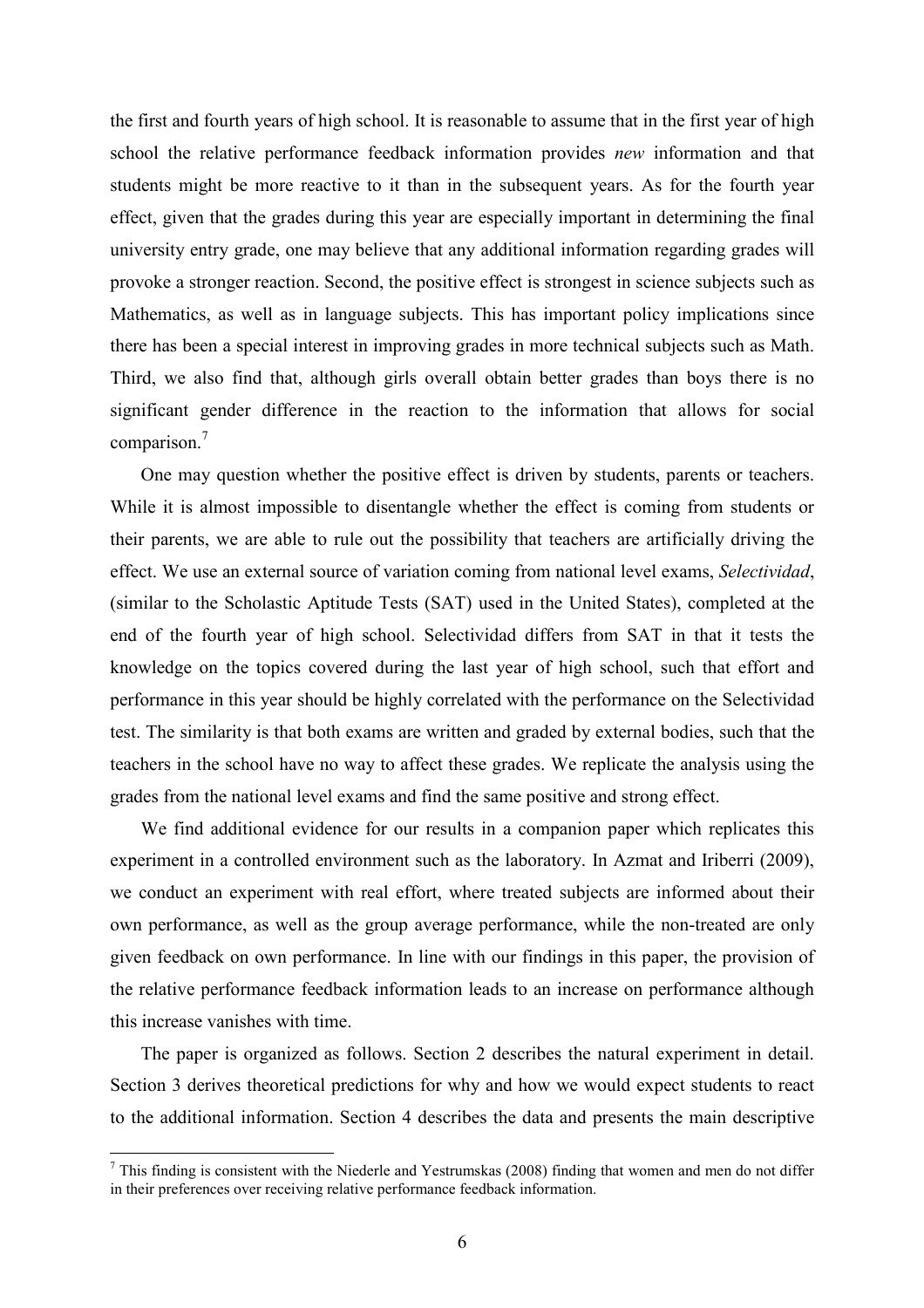the first and fourth years of high school. It is reasonable to assume that in the first year of high school the relative performance feedback information provides *new* information and that students might be more reactive to it than in the subsequent years. As for the fourth year effect, given that the grades during this year are especially important in determining the final university entry grade, one may believe that any additional information regarding grades will provoke a stronger reaction. Second, the positive effect is strongest in science subjects such as Mathematics, as well as in language subjects. This has important policy implications since there has been a special interest in improving grades in more technical subjects such as Math. Third, we also find that, although girls overall obtain better grades than boys there is no significant gender difference in the reaction to the information that allows for social comparison.[7]

One may question whether the positive effect is driven by students, parents or teachers. While it is almost impossible to disentangle whether the effect is coming from students or their parents, we are able to rule out the possibility that teachers are artificially driving the effect. We use an external source of variation coming from national level exams, *Selectividad*, (similar to the Scholastic Aptitude Tests (SAT) used in the United States), completed at the end of the fourth year of high school. Selectividad differs from SAT in that it tests the knowledge on the topics covered during the last year of high school, such that effort and performance in this year should be highly correlated with the performance on the Selectividad test. The similarity is that both exams are written and graded by external bodies, such that the teachers in the school have no way to affect these grades. We replicate the analysis using the grades from the national level exams and find the same positive and strong effect.

We find additional evidence for our results in a companion paper which replicates this experiment in a controlled environment such as the laboratory. In Azmat and Iriberri (2009), we conduct an experiment with real effort, where treated subjects are informed about their own performance, as well as the group average performance, while the non-treated are only given feedback on own performance. In line with our findings in this paper, the provision of the relative performance feedback information leads to an increase on performance although this increase vanishes with time.

The paper is organized as follows. Section 2 describes the natural experiment in detail. Section 3 derives theoretical predictions for why and how we would expect students to react to the additional information. Section 4 describes the data and presents the main descriptive

[7] This finding is consistent with the Niederle and Yestrumskas (2008) finding that women and men do not differ in their preferences over receiving relative performance feedback information.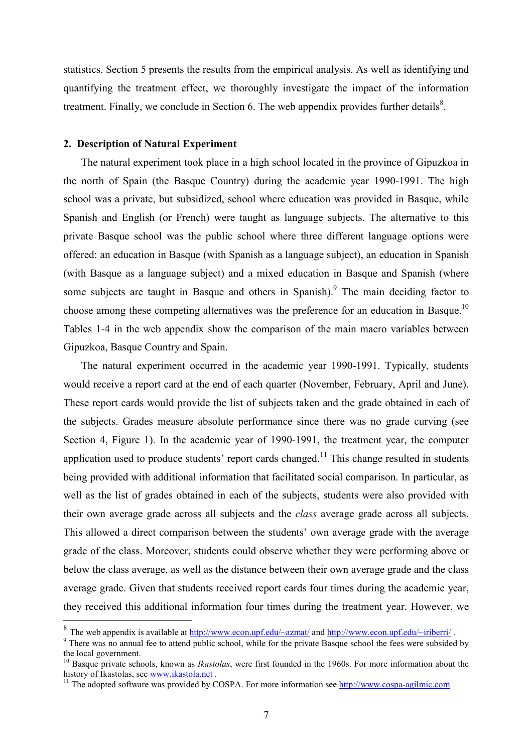statistics. Section 5 presents the results from the empirical analysis. As well as identifying and quantifying the treatment effect, we thoroughly investigate the impact of the information treatment. Finally, we conclude in Section 6. The web appendix provides further details[8].

## 2. Description of Natural Experiment

The natural experiment took place in a high school located in the province of Gipuzkoa in the north of Spain (the Basque Country) during the academic year 1990-1991. The high school was a private, but subsidized, school where education was provided in Basque, while Spanish and English (or French) were taught as language subjects. The alternative to this private Basque school was the public school where three different language options were offered: an education in Basque (with Spanish as a language subject), an education in Spanish (with Basque as a language subject) and a mixed education in Basque and Spanish (where some subjects are taught in Basque and others in Spanish).[9] The main deciding factor to choose among these competing alternatives was the preference for an education in Basque.[10] Tables 1-4 in the web appendix show the comparison of the main macro variables between Gipuzkoa, Basque Country and Spain.

The natural experiment occurred in the academic year 1990-1991. Typically, students would receive a report card at the end of each quarter (November, February, April and June). These report cards would provide the list of subjects taken and the grade obtained in each of the subjects. Grades measure absolute performance since there was no grade curving (see Section 4, Figure 1). In the academic year of 1990-1991, the treatment year, the computer application used to produce students' report cards changed.[11] This change resulted in students being provided with additional information that facilitated social comparison. In particular, as well as the list of grades obtained in each of the subjects, students were also provided with their own average grade across all subjects and the *class* average grade across all subjects. This allowed a direct comparison between the students' own average grade with the average grade of the class. Moreover, students could observe whether they were performing above or below the class average, as well as the distance between their own average grade and the class average grade. Given that students received report cards four times during the academic year, they received this additional information four times during the treatment year. However, we

---

[8] The web appendix is available at http://www.econ.upf.edu/~azmat/ and http://www.econ.upf.edu/~iriberri/ .

[9] There was no annual fee to attend public school, while for the private Basque school the fees were subsided by the local government.

[10] Basque private schools, known as *Ikastolas*, were first founded in the 1960s. For more information about the history of Ikastolas, see www.ikastola.net .

[11] The adopted software was provided by COSPA. For more information see http://www.cospa-agilmic.com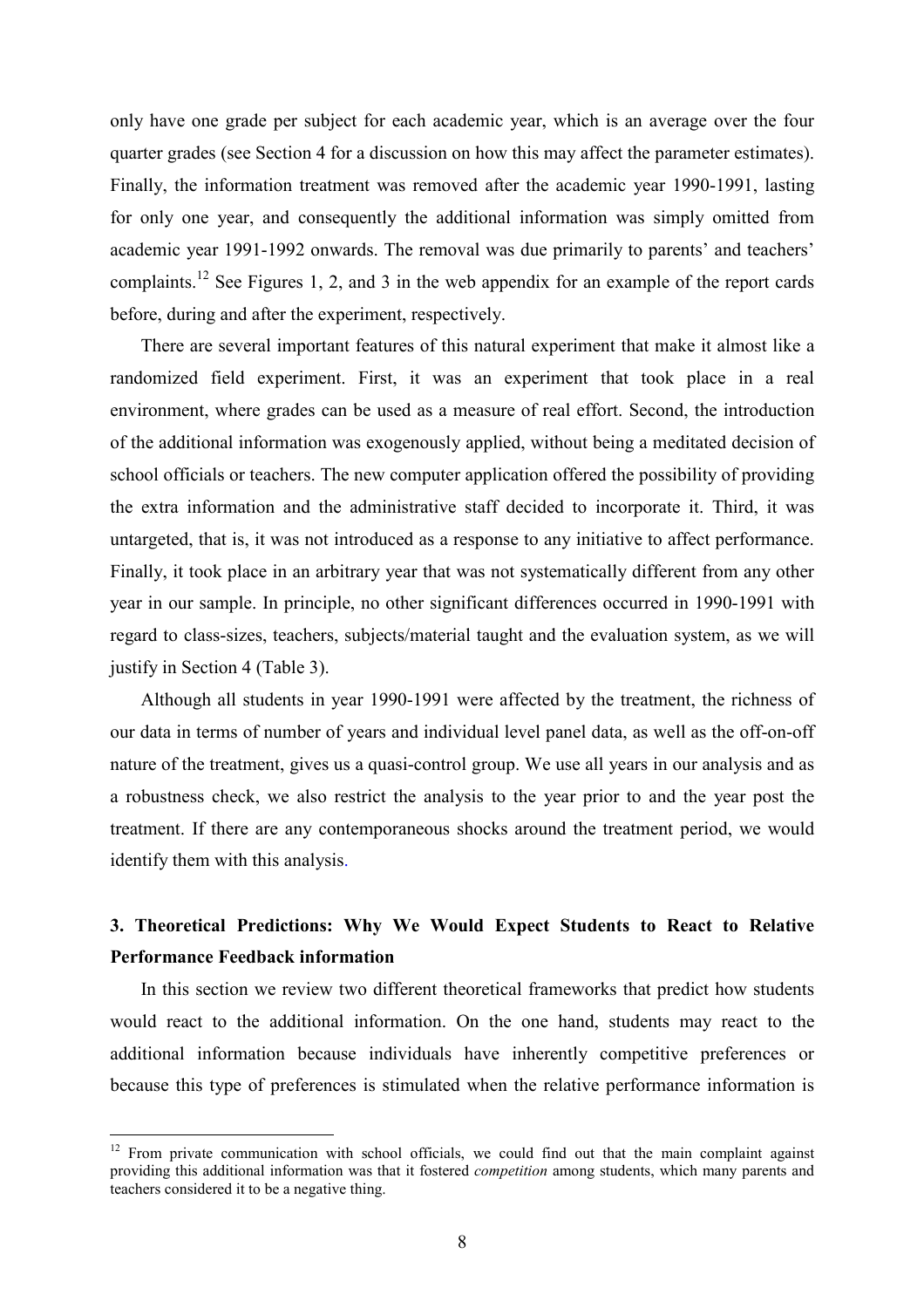only have one grade per subject for each academic year, which is an average over the four quarter grades (see Section 4 for a discussion on how this may affect the parameter estimates). Finally, the information treatment was removed after the academic year 1990-1991, lasting for only one year, and consequently the additional information was simply omitted from academic year 1991-1992 onwards. The removal was due primarily to parents' and teachers' complaints.[12] See Figures 1, 2, and 3 in the web appendix for an example of the report cards before, during and after the experiment, respectively.

There are several important features of this natural experiment that make it almost like a randomized field experiment. First, it was an experiment that took place in a real environment, where grades can be used as a measure of real effort. Second, the introduction of the additional information was exogenously applied, without being a meditated decision of school officials or teachers. The new computer application offered the possibility of providing the extra information and the administrative staff decided to incorporate it. Third, it was untargeted, that is, it was not introduced as a response to any initiative to affect performance. Finally, it took place in an arbitrary year that was not systematically different from any other year in our sample. In principle, no other significant differences occurred in 1990-1991 with regard to class-sizes, teachers, subjects/material taught and the evaluation system, as we will justify in Section 4 (Table 3).

Although all students in year 1990-1991 were affected by the treatment, the richness of our data in terms of number of years and individual level panel data, as well as the off-on-off nature of the treatment, gives us a quasi-control group. We use all years in our analysis and as a robustness check, we also restrict the analysis to the year prior to and the year post the treatment. If there are any contemporaneous shocks around the treatment period, we would identify them with this analysis.

## 3. Theoretical Predictions: Why We Would Expect Students to React to Relative Performance Feedback information

In this section we review two different theoretical frameworks that predict how students would react to the additional information. On the one hand, students may react to the additional information because individuals have inherently competitive preferences or because this type of preferences is stimulated when the relative performance information is

[12] From private communication with school officials, we could find out that the main complaint against providing this additional information was that it fostered *competition* among students, which many parents and teachers considered it to be a negative thing.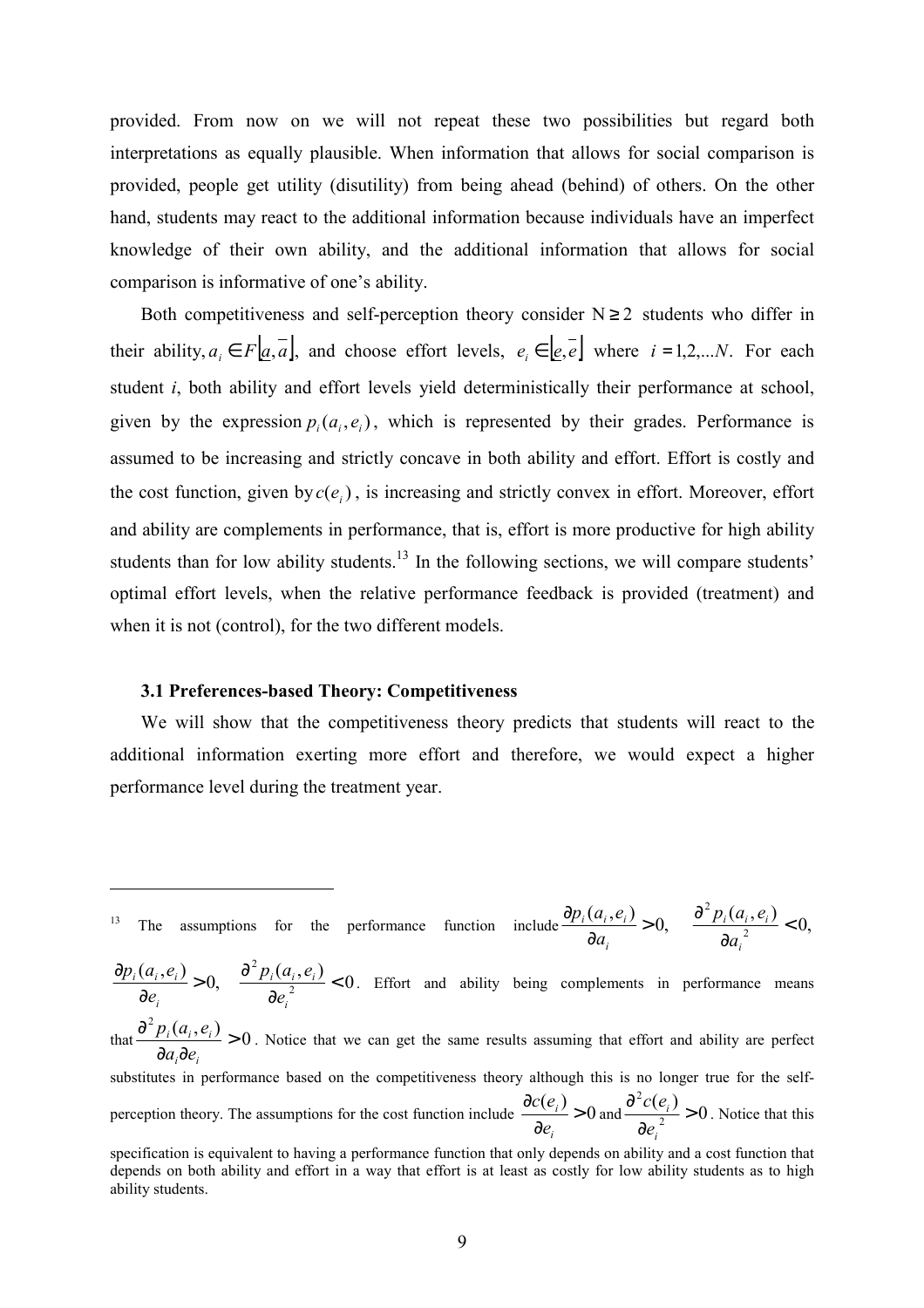provided. From now on we will not repeat these two possibilities but regard both interpretations as equally plausible. When information that allows for social comparison is provided, people get utility (disutility) from being ahead (behind) of others. On the other hand, students may react to the additional information because individuals have an imperfect knowledge of their own ability, and the additional information that allows for social comparison is informative of one's ability.

Both competitiveness and self-perception theory consider $N \geq 2$ students who differ in their ability, $a_i \in F\lfloor \underline{a}, \overline{a} \rfloor$, and choose effort levels, $e_i \in \lfloor \underline{e}, \overline{e} \rfloor$ where $i = 1,2,...N$. For each student *i*, both ability and effort levels yield deterministically their performance at school, given by the expression $p_i(a_i, e_i)$, which is represented by their grades. Performance is assumed to be increasing and strictly concave in both ability and effort. Effort is costly and the cost function, given by $c(e_i)$, is increasing and strictly convex in effort. Moreover, effort and ability are complements in performance, that is, effort is more productive for high ability students than for low ability students.[13] In the following sections, we will compare students' optimal effort levels, when the relative performance feedback is provided (treatment) and when it is not (control), for the two different models.

### 3.1 Preferences-based Theory: Competitiveness

We will show that the competitiveness theory predicts that students will react to the additional information exerting more effort and therefore, we would expect a higher performance level during the treatment year.

---

[13] The assumptions for the performance function include $\frac{\partial p_i(a_i, e_i)}{\partial a_i} > 0, \quad \frac{\partial^2 p_i(a_i, e_i)}{\partial a_i^2} < 0,$ $\frac{\partial p_i(a_i, e_i)}{\partial e_i} > 0, \quad \frac{\partial^2 p_i(a_i, e_i)}{\partial e_i^2} < 0$. Effort and ability being complements in performance means that $\frac{\partial^2 p_i(a_i, e_i)}{\partial a_i \partial e_i} > 0$. Notice that we can get the same results assuming that effort and ability are perfect substitutes in performance based on the competitiveness theory although this is no longer true for the self-perception theory. The assumptions for the cost function include $\frac{\partial c(e_i)}{\partial e_i} > 0$ and $\frac{\partial^2 c(e_i)}{\partial e_i^2} > 0$. Notice that this specification is equivalent to having a performance function that only depends on ability and a cost function that depends on both ability and effort in a way that effort is at least as costly for low ability students as to high ability students.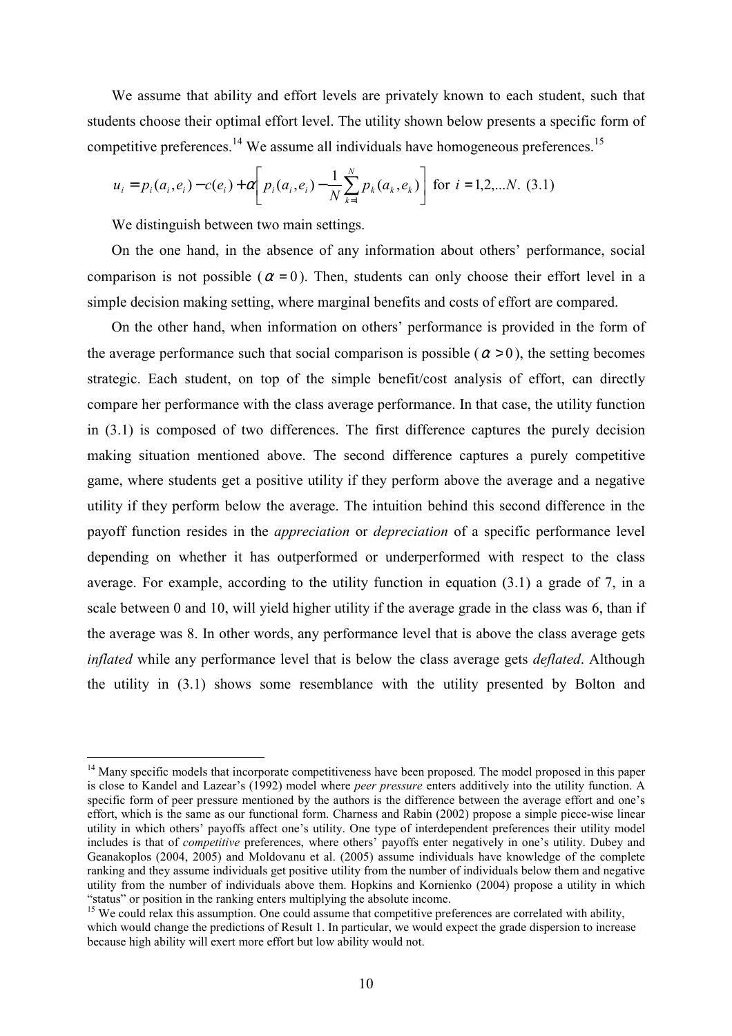We assume that ability and effort levels are privately known to each student, such that students choose their optimal effort level. The utility shown below presents a specific form of competitive preferences.[14] We assume all individuals have homogeneous preferences.[15]

$$u_i = p_i(a_i, e_i) - c(e_i) + \alpha\left[ p_i(a_i, e_i) - \frac{1}{N}\sum_{k=1}^{N} p_k(a_k, e_k)\right] \text{ for } i = 1,2,...N. \quad (3.1)$$

We distinguish between two main settings.

On the one hand, in the absence of any information about others' performance, social comparison is not possible ($\alpha = 0$). Then, students can only choose their effort level in a simple decision making setting, where marginal benefits and costs of effort are compared.

On the other hand, when information on others' performance is provided in the form of the average performance such that social comparison is possible ($\alpha > 0$), the setting becomes strategic. Each student, on top of the simple benefit/cost analysis of effort, can directly compare her performance with the class average performance. In that case, the utility function in (3.1) is composed of two differences. The first difference captures the purely decision making situation mentioned above. The second difference captures a purely competitive game, where students get a positive utility if they perform above the average and a negative utility if they perform below the average. The intuition behind this second difference in the payoff function resides in the *appreciation* or *depreciation* of a specific performance level depending on whether it has outperformed or underperformed with respect to the class average. For example, according to the utility function in equation (3.1) a grade of 7, in a scale between 0 and 10, will yield higher utility if the average grade in the class was 6, than if the average was 8. In other words, any performance level that is above the class average gets *inflated* while any performance level that is below the class average gets *deflated*. Although the utility in (3.1) shows some resemblance with the utility presented by Bolton and

---

[14] Many specific models that incorporate competitiveness have been proposed. The model proposed in this paper is close to Kandel and Lazear's (1992) model where *peer pressure* enters additively into the utility function. A specific form of peer pressure mentioned by the authors is the difference between the average effort and one's effort, which is the same as our functional form. Charness and Rabin (2002) propose a simple piece-wise linear utility in which others' payoffs affect one's utility. One type of interdependent preferences their utility model includes is that of *competitive* preferences, where others' payoffs enter negatively in one's utility. Dubey and Geanakoplos (2004, 2005) and Moldovanu et al. (2005) assume individuals have knowledge of the complete ranking and they assume individuals get positive utility from the number of individuals below them and negative utility from the number of individuals above them. Hopkins and Kornienko (2004) propose a utility in which "status" or position in the ranking enters multiplying the absolute income.

[15] We could relax this assumption. One could assume that competitive preferences are correlated with ability, which would change the predictions of Result 1. In particular, we would expect the grade dispersion to increase because high ability will exert more effort but low ability would not.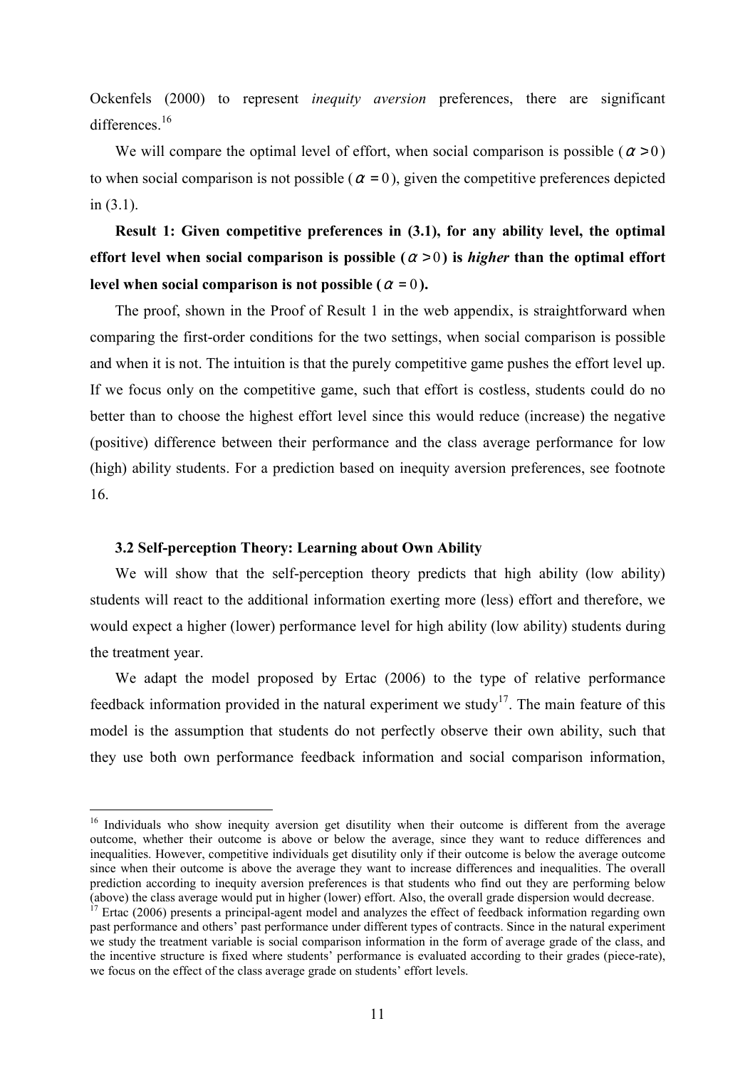Ockenfels (2000) to represent *inequity aversion* preferences, there are significant differences.[16]

We will compare the optimal level of effort, when social comparison is possible ($\alpha > 0$) to when social comparison is not possible ($\alpha = 0$), given the competitive preferences depicted in (3.1).

**Result 1: Given competitive preferences in (3.1), for any ability level, the optimal effort level when social comparison is possible ($\alpha > 0$) is *higher* than the optimal effort level when social comparison is not possible ($\alpha = 0$).**

The proof, shown in the Proof of Result 1 in the web appendix, is straightforward when comparing the first-order conditions for the two settings, when social comparison is possible and when it is not. The intuition is that the purely competitive game pushes the effort level up. If we focus only on the competitive game, such that effort is costless, students could do no better than to choose the highest effort level since this would reduce (increase) the negative (positive) difference between their performance and the class average performance for low (high) ability students. For a prediction based on inequity aversion preferences, see footnote 16.

### 3.2 Self-perception Theory: Learning about Own Ability

We will show that the self-perception theory predicts that high ability (low ability) students will react to the additional information exerting more (less) effort and therefore, we would expect a higher (lower) performance level for high ability (low ability) students during the treatment year.

We adapt the model proposed by Ertac (2006) to the type of relative performance feedback information provided in the natural experiment we study[17]. The main feature of this model is the assumption that students do not perfectly observe their own ability, such that they use both own performance feedback information and social comparison information,

[16] Individuals who show inequity aversion get disutility when their outcome is different from the average outcome, whether their outcome is above or below the average, since they want to reduce differences and inequalities. However, competitive individuals get disutility only if their outcome is below the average outcome since when their outcome is above the average they want to increase differences and inequalities. The overall prediction according to inequity aversion preferences is that students who find out they are performing below (above) the class average would put in higher (lower) effort. Also, the overall grade dispersion would decrease.

[17] Ertac (2006) presents a principal-agent model and analyzes the effect of feedback information regarding own past performance and others' past performance under different types of contracts. Since in the natural experiment we study the treatment variable is social comparison information in the form of average grade of the class, and the incentive structure is fixed where students' performance is evaluated according to their grades (piece-rate), we focus on the effect of the class average grade on students' effort levels.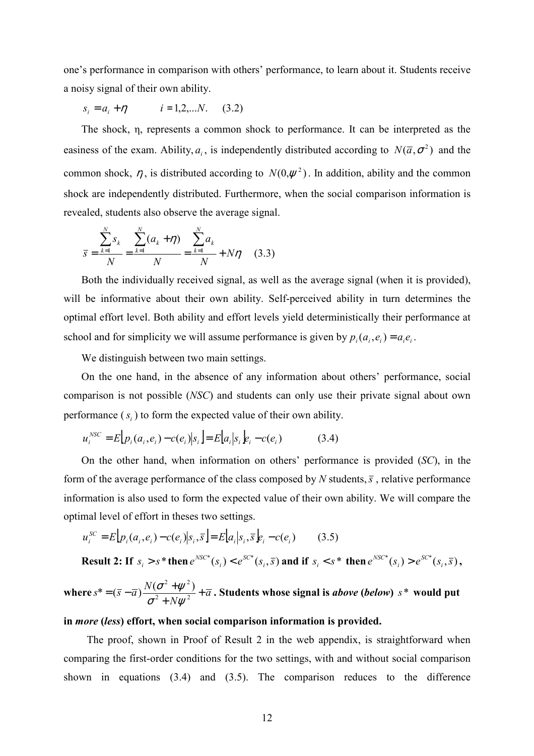one's performance in comparison with others' performance, to learn about it. Students receive a noisy signal of their own ability.

$$s_i = a_i + \eta \qquad i = 1,2,...N. \quad (3.2)$$

The shock, η, represents a common shock to performance. It can be interpreted as the easiness of the exam. Ability, $a_i$, is independently distributed according to $N(\bar{a}, \sigma^2)$ and the common shock, $\eta$, is distributed according to $N(0, \psi^2)$. In addition, ability and the common shock are independently distributed. Furthermore, when the social comparison information is revealed, students also observe the average signal.

$$\bar{s} = \frac{\sum_{k=1}^{N} s_k}{N} = \frac{\sum_{k=1}^{N} (a_k + \eta)}{N} = \frac{\sum_{k=1}^{N} a_k}{N} + N\eta \quad (3.3)$$

Both the individually received signal, as well as the average signal (when it is provided), will be informative about their own ability. Self-perceived ability in turn determines the optimal effort level. Both ability and effort levels yield deterministically their performance at school and for simplicity we will assume performance is given by $p_i(a_i, e_i) = a_i e_i$.

We distinguish between two main settings.

On the one hand, in the absence of any information about others' performance, social comparison is not possible (*NSC*) and students can only use their private signal about own performance ($s_i$) to form the expected value of their own ability.

$$u_i^{NSC} = E\lfloor p_i(a_i, e_i) - c(e_i) | s_i \rfloor = E\lfloor a_i | s_i \rfloor e_i - c(e_i) \qquad (3.4)$$

On the other hand, when information on others' performance is provided (*SC*), in the form of the average performance of the class composed by *N* students, $\bar{s}$, relative performance information is also used to form the expected value of their own ability. We will compare the optimal level of effort in theses two settings.

$$u_i^{SC} = E\lfloor p_i(a_i, e_i) - c(e_i) | s_i, \bar{s} \rfloor = E\lfloor a_i | s_i, \bar{s} \rfloor e_i - c(e_i) \qquad (3.5)$$

**Result 2: If $s_i > s^*$ then $e^{NSC*}(s_i) < e^{SC*}(s_i, \bar{s})$ and if $s_i < s^*$ then $e^{NSC*}(s_i) > e^{SC*}(s_i, \bar{s})$, where $s^* = (\bar{s} - \bar{a})\dfrac{N(\sigma^2 + \psi^2)}{\sigma^2 + N\psi^2} + \bar{a}$. Students whose signal is *above* (*below*) $s^*$ would put in *more* (*less*) effort, when social comparison information is provided.**

The proof, shown in Proof of Result 2 in the web appendix, is straightforward when comparing the first-order conditions for the two settings, with and without social comparison shown in equations (3.4) and (3.5). The comparison reduces to the difference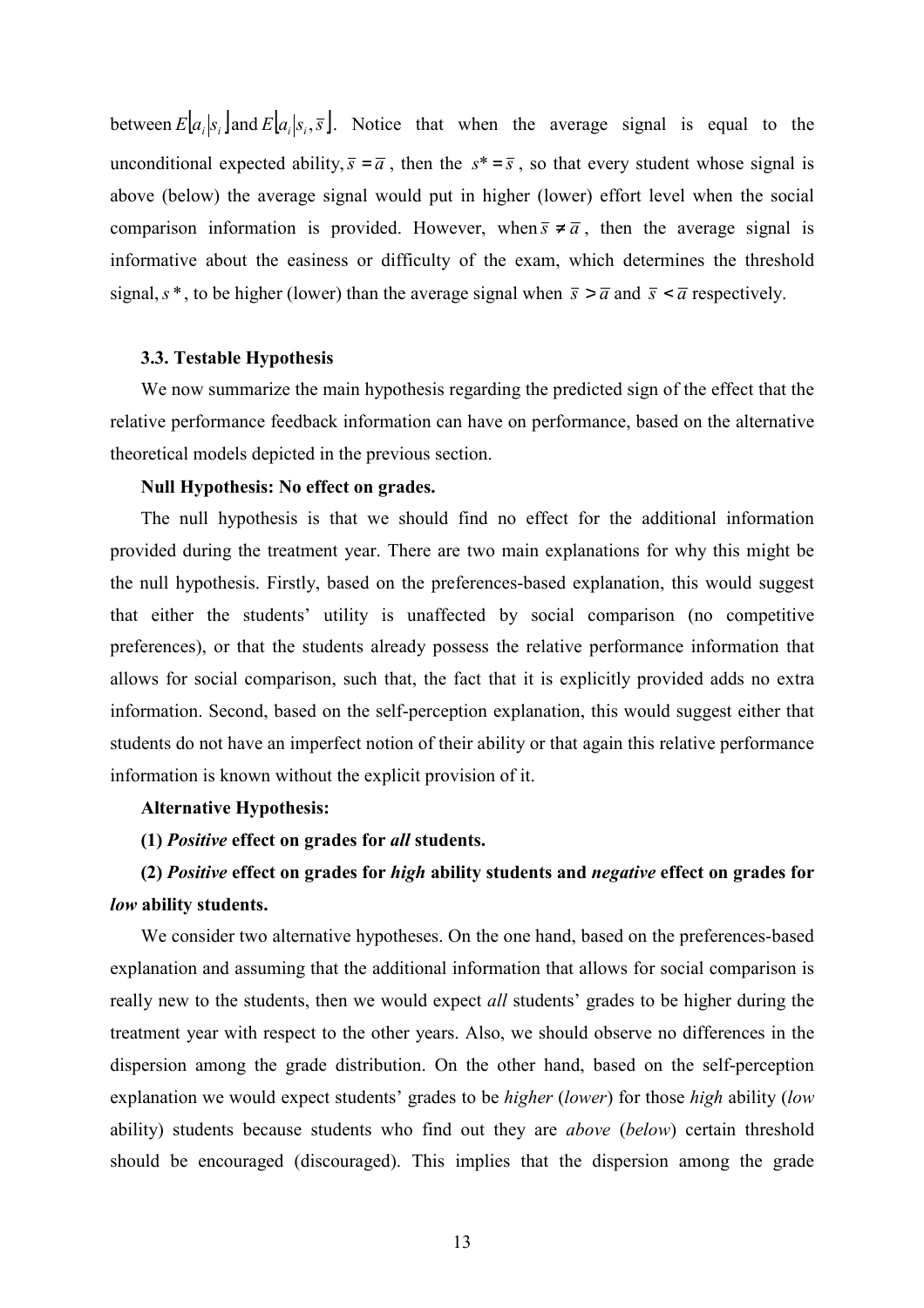between $E[a_i|s_i]$ and $E[a_i|s_i, \bar{s}]$. Notice that when the average signal is equal to the unconditional expected ability, $\bar{s} = \bar{a}$, then the $s^* = \bar{s}$, so that every student whose signal is above (below) the average signal would put in higher (lower) effort level when the social comparison information is provided. However, when $\bar{s} \neq \bar{a}$, then the average signal is informative about the easiness or difficulty of the exam, which determines the threshold signal, $s^*$, to be higher (lower) than the average signal when $\bar{s} > \bar{a}$ and $\bar{s} < \bar{a}$ respectively.

### 3.3. Testable Hypothesis

We now summarize the main hypothesis regarding the predicted sign of the effect that the relative performance feedback information can have on performance, based on the alternative theoretical models depicted in the previous section.

**Null Hypothesis: No effect on grades.**

The null hypothesis is that we should find no effect for the additional information provided during the treatment year. There are two main explanations for why this might be the null hypothesis. Firstly, based on the preferences-based explanation, this would suggest that either the students' utility is unaffected by social comparison (no competitive preferences), or that the students already possess the relative performance information that allows for social comparison, such that, the fact that it is explicitly provided adds no extra information. Second, based on the self-perception explanation, this would suggest either that students do not have an imperfect notion of their ability or that again this relative performance information is known without the explicit provision of it.

**Alternative Hypothesis:**

**(1) *Positive* effect on grades for *all* students.**

**(2) *Positive* effect on grades for *high* ability students and *negative* effect on grades for *low* ability students.**

We consider two alternative hypotheses. On the one hand, based on the preferences-based explanation and assuming that the additional information that allows for social comparison is really new to the students, then we would expect *all* students' grades to be higher during the treatment year with respect to the other years. Also, we should observe no differences in the dispersion among the grade distribution. On the other hand, based on the self-perception explanation we would expect students' grades to be *higher* (*lower*) for those *high* ability (*low* ability) students because students who find out they are *above* (*below*) certain threshold should be encouraged (discouraged). This implies that the dispersion among the grade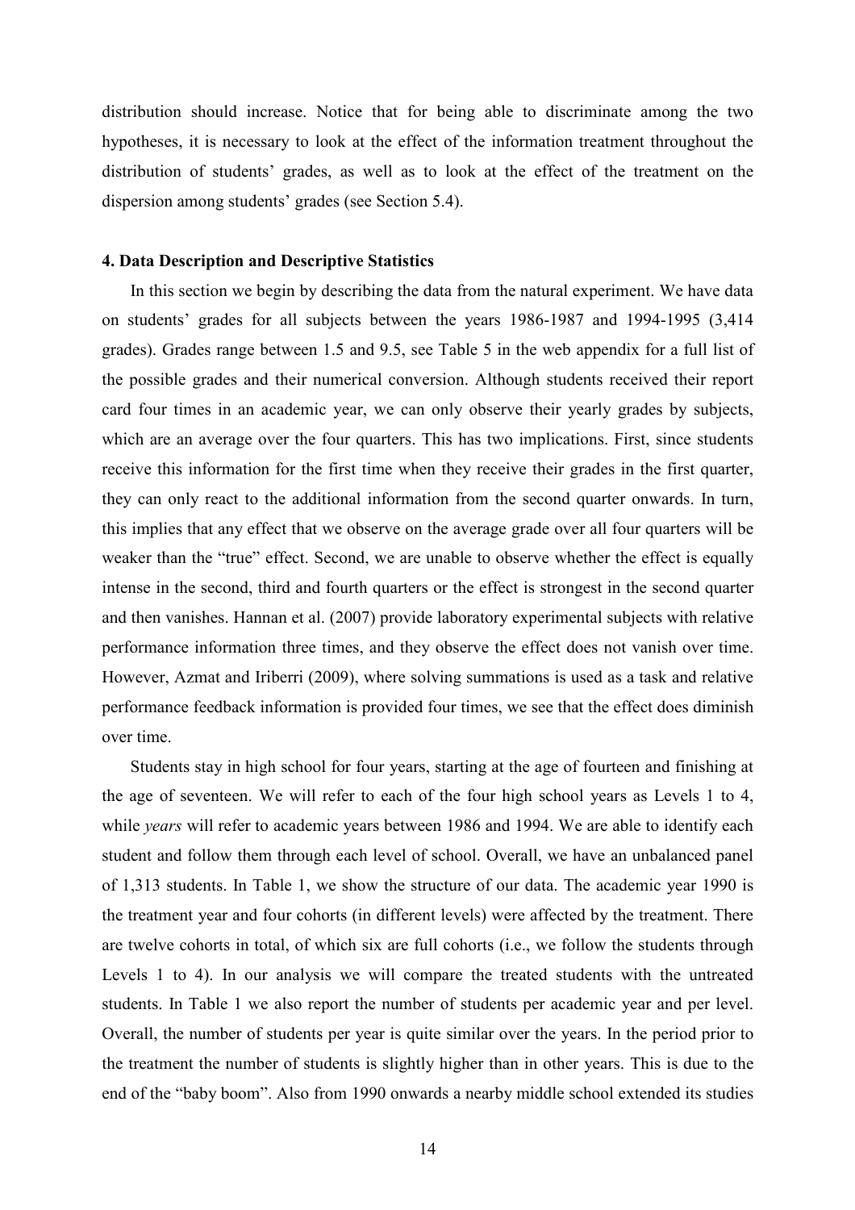distribution should increase. Notice that for being able to discriminate among the two hypotheses, it is necessary to look at the effect of the information treatment throughout the distribution of students' grades, as well as to look at the effect of the treatment on the dispersion among students' grades (see Section 5.4).

## 4. Data Description and Descriptive Statistics

In this section we begin by describing the data from the natural experiment. We have data on students' grades for all subjects between the years 1986-1987 and 1994-1995 (3,414 grades). Grades range between 1.5 and 9.5, see Table 5 in the web appendix for a full list of the possible grades and their numerical conversion. Although students received their report card four times in an academic year, we can only observe their yearly grades by subjects, which are an average over the four quarters. This has two implications. First, since students receive this information for the first time when they receive their grades in the first quarter, they can only react to the additional information from the second quarter onwards. In turn, this implies that any effect that we observe on the average grade over all four quarters will be weaker than the "true" effect. Second, we are unable to observe whether the effect is equally intense in the second, third and fourth quarters or the effect is strongest in the second quarter and then vanishes. Hannan et al. (2007) provide laboratory experimental subjects with relative performance information three times, and they observe the effect does not vanish over time. However, Azmat and Iriberri (2009), where solving summations is used as a task and relative performance feedback information is provided four times, we see that the effect does diminish over time.

Students stay in high school for four years, starting at the age of fourteen and finishing at the age of seventeen. We will refer to each of the four high school years as Levels 1 to 4, while *years* will refer to academic years between 1986 and 1994. We are able to identify each student and follow them through each level of school. Overall, we have an unbalanced panel of 1,313 students. In Table 1, we show the structure of our data. The academic year 1990 is the treatment year and four cohorts (in different levels) were affected by the treatment. There are twelve cohorts in total, of which six are full cohorts (i.e., we follow the students through Levels 1 to 4). In our analysis we will compare the treated students with the untreated students. In Table 1 we also report the number of students per academic year and per level. Overall, the number of students per year is quite similar over the years. In the period prior to the treatment the number of students is slightly higher than in other years. This is due to the end of the "baby boom". Also from 1990 onwards a nearby middle school extended its studies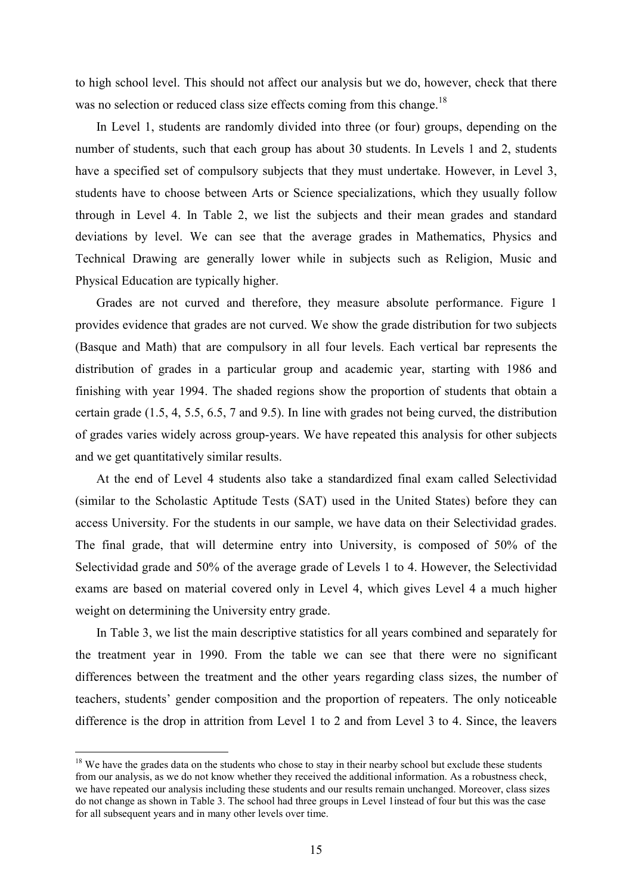to high school level. This should not affect our analysis but we do, however, check that there was no selection or reduced class size effects coming from this change.[18]

In Level 1, students are randomly divided into three (or four) groups, depending on the number of students, such that each group has about 30 students. In Levels 1 and 2, students have a specified set of compulsory subjects that they must undertake. However, in Level 3, students have to choose between Arts or Science specializations, which they usually follow through in Level 4. In Table 2, we list the subjects and their mean grades and standard deviations by level. We can see that the average grades in Mathematics, Physics and Technical Drawing are generally lower while in subjects such as Religion, Music and Physical Education are typically higher.

Grades are not curved and therefore, they measure absolute performance. Figure 1 provides evidence that grades are not curved. We show the grade distribution for two subjects (Basque and Math) that are compulsory in all four levels. Each vertical bar represents the distribution of grades in a particular group and academic year, starting with 1986 and finishing with year 1994. The shaded regions show the proportion of students that obtain a certain grade (1.5, 4, 5.5, 6.5, 7 and 9.5). In line with grades not being curved, the distribution of grades varies widely across group-years. We have repeated this analysis for other subjects and we get quantitatively similar results.

At the end of Level 4 students also take a standardized final exam called Selectividad (similar to the Scholastic Aptitude Tests (SAT) used in the United States) before they can access University. For the students in our sample, we have data on their Selectividad grades. The final grade, that will determine entry into University, is composed of 50% of the Selectividad grade and 50% of the average grade of Levels 1 to 4. However, the Selectividad exams are based on material covered only in Level 4, which gives Level 4 a much higher weight on determining the University entry grade.

In Table 3, we list the main descriptive statistics for all years combined and separately for the treatment year in 1990. From the table we can see that there were no significant differences between the treatment and the other years regarding class sizes, the number of teachers, students' gender composition and the proportion of repeaters. The only noticeable difference is the drop in attrition from Level 1 to 2 and from Level 3 to 4. Since, the leavers

[18] We have the grades data on the students who chose to stay in their nearby school but exclude these students from our analysis, as we do not know whether they received the additional information. As a robustness check, we have repeated our analysis including these students and our results remain unchanged. Moreover, class sizes do not change as shown in Table 3. The school had three groups in Level 1instead of four but this was the case for all subsequent years and in many other levels over time.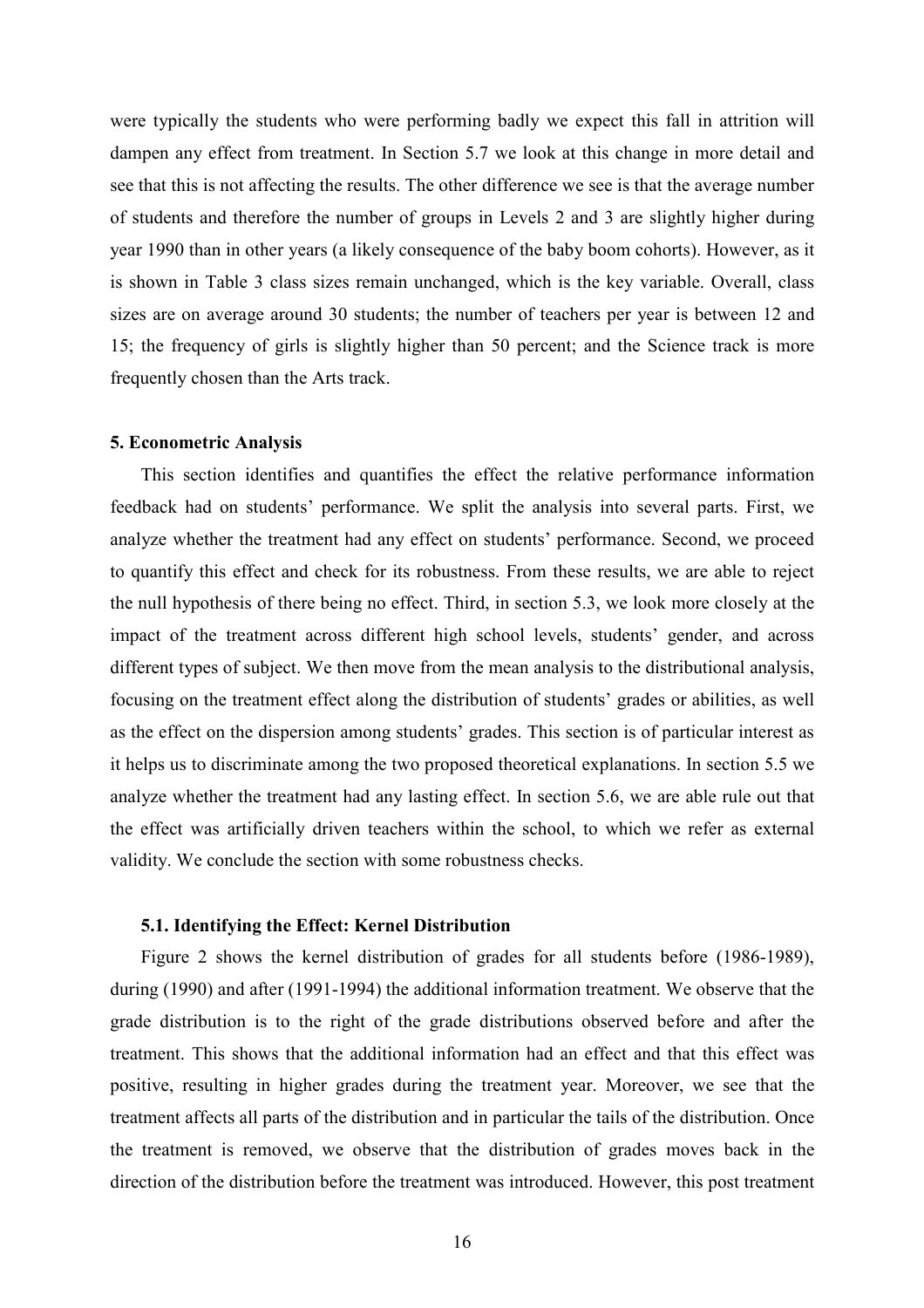were typically the students who were performing badly we expect this fall in attrition will dampen any effect from treatment. In Section 5.7 we look at this change in more detail and see that this is not affecting the results. The other difference we see is that the average number of students and therefore the number of groups in Levels 2 and 3 are slightly higher during year 1990 than in other years (a likely consequence of the baby boom cohorts). However, as it is shown in Table 3 class sizes remain unchanged, which is the key variable. Overall, class sizes are on average around 30 students; the number of teachers per year is between 12 and 15; the frequency of girls is slightly higher than 50 percent; and the Science track is more frequently chosen than the Arts track.

## 5. Econometric Analysis

This section identifies and quantifies the effect the relative performance information feedback had on students' performance. We split the analysis into several parts. First, we analyze whether the treatment had any effect on students' performance. Second, we proceed to quantify this effect and check for its robustness. From these results, we are able to reject the null hypothesis of there being no effect. Third, in section 5.3, we look more closely at the impact of the treatment across different high school levels, students' gender, and across different types of subject. We then move from the mean analysis to the distributional analysis, focusing on the treatment effect along the distribution of students' grades or abilities, as well as the effect on the dispersion among students' grades. This section is of particular interest as it helps us to discriminate among the two proposed theoretical explanations. In section 5.5 we analyze whether the treatment had any lasting effect. In section 5.6, we are able rule out that the effect was artificially driven teachers within the school, to which we refer as external validity. We conclude the section with some robustness checks.

### 5.1. Identifying the Effect: Kernel Distribution

Figure 2 shows the kernel distribution of grades for all students before (1986-1989), during (1990) and after (1991-1994) the additional information treatment. We observe that the grade distribution is to the right of the grade distributions observed before and after the treatment. This shows that the additional information had an effect and that this effect was positive, resulting in higher grades during the treatment year. Moreover, we see that the treatment affects all parts of the distribution and in particular the tails of the distribution. Once the treatment is removed, we observe that the distribution of grades moves back in the direction of the distribution before the treatment was introduced. However, this post treatment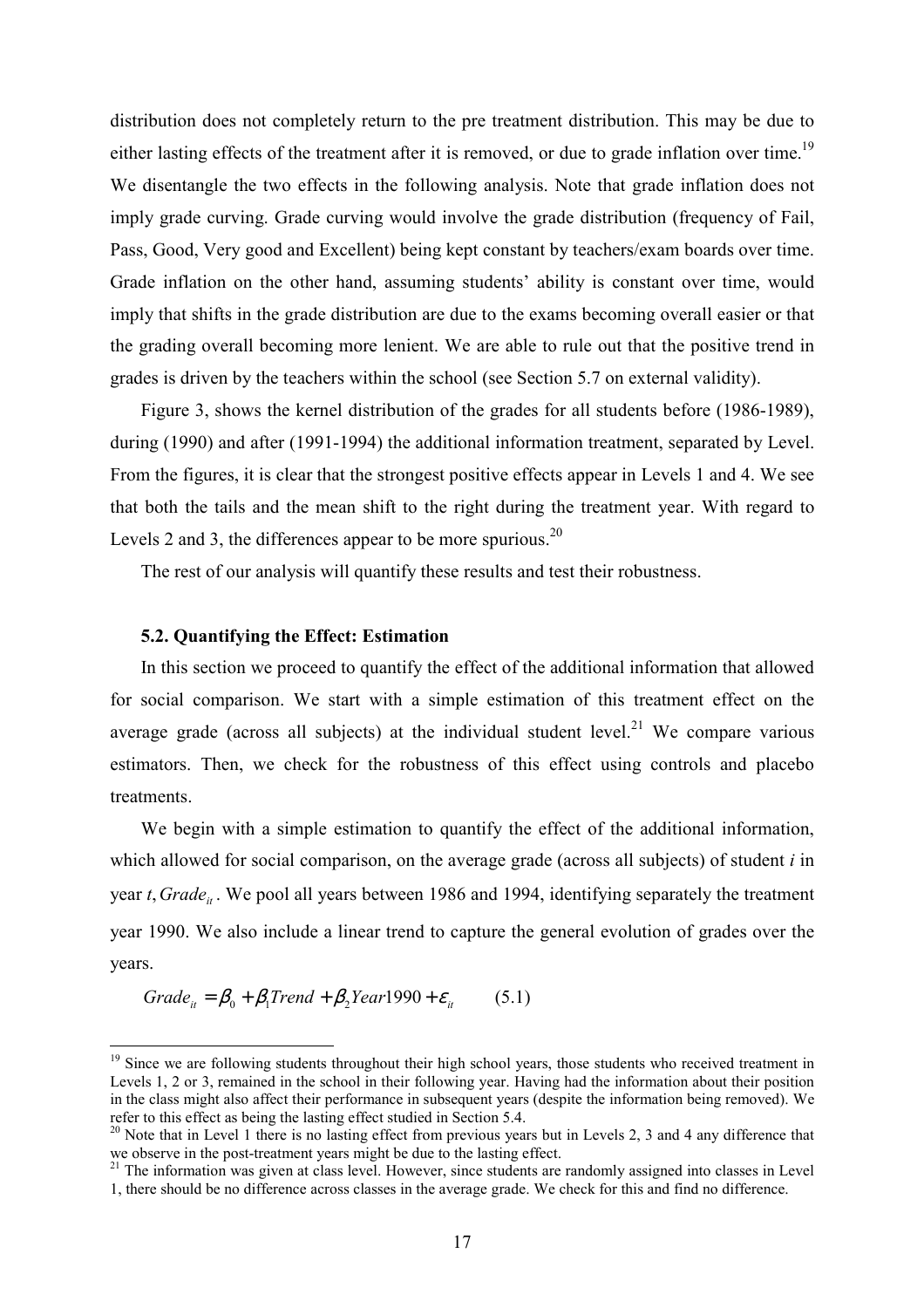distribution does not completely return to the pre treatment distribution. This may be due to either lasting effects of the treatment after it is removed, or due to grade inflation over time.[19] We disentangle the two effects in the following analysis. Note that grade inflation does not imply grade curving. Grade curving would involve the grade distribution (frequency of Fail, Pass, Good, Very good and Excellent) being kept constant by teachers/exam boards over time. Grade inflation on the other hand, assuming students' ability is constant over time, would imply that shifts in the grade distribution are due to the exams becoming overall easier or that the grading overall becoming more lenient. We are able to rule out that the positive trend in grades is driven by the teachers within the school (see Section 5.7 on external validity).

Figure 3, shows the kernel distribution of the grades for all students before (1986-1989), during (1990) and after (1991-1994) the additional information treatment, separated by Level. From the figures, it is clear that the strongest positive effects appear in Levels 1 and 4. We see that both the tails and the mean shift to the right during the treatment year. With regard to Levels 2 and 3, the differences appear to be more spurious.[20]

The rest of our analysis will quantify these results and test their robustness.

### 5.2. Quantifying the Effect: Estimation

In this section we proceed to quantify the effect of the additional information that allowed for social comparison. We start with a simple estimation of this treatment effect on the average grade (across all subjects) at the individual student level.[21] We compare various estimators. Then, we check for the robustness of this effect using controls and placebo treatments.

We begin with a simple estimation to quantify the effect of the additional information, which allowed for social comparison, on the average grade (across all subjects) of student $i$ in year $t$, $Grade_{it}$. We pool all years between 1986 and 1994, identifying separately the treatment year 1990. We also include a linear trend to capture the general evolution of grades over the years.

$$Grade_{it} = \beta_0 + \beta_1 Trend + \beta_2 Year1990 + \varepsilon_{it} \qquad (5.1)$$

[19] Since we are following students throughout their high school years, those students who received treatment in Levels 1, 2 or 3, remained in the school in their following year. Having had the information about their position in the class might also affect their performance in subsequent years (despite the information being removed). We refer to this effect as being the lasting effect studied in Section 5.4.

[20] Note that in Level 1 there is no lasting effect from previous years but in Levels 2, 3 and 4 any difference that we observe in the post-treatment years might be due to the lasting effect.

[21] The information was given at class level. However, since students are randomly assigned into classes in Level 1, there should be no difference across classes in the average grade. We check for this and find no difference.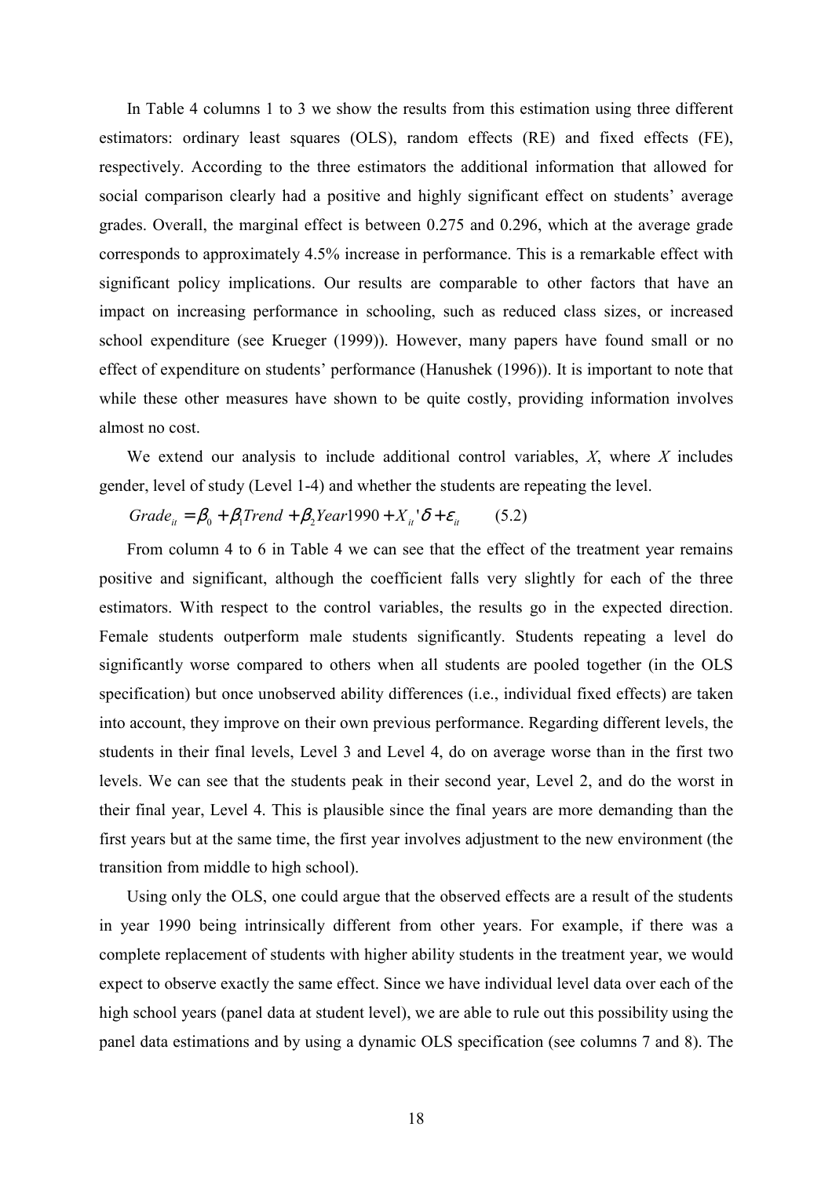In Table 4 columns 1 to 3 we show the results from this estimation using three different estimators: ordinary least squares (OLS), random effects (RE) and fixed effects (FE), respectively. According to the three estimators the additional information that allowed for social comparison clearly had a positive and highly significant effect on students' average grades. Overall, the marginal effect is between 0.275 and 0.296, which at the average grade corresponds to approximately 4.5% increase in performance. This is a remarkable effect with significant policy implications. Our results are comparable to other factors that have an impact on increasing performance in schooling, such as reduced class sizes, or increased school expenditure (see Krueger (1999)). However, many papers have found small or no effect of expenditure on students' performance (Hanushek (1996)). It is important to note that while these other measures have shown to be quite costly, providing information involves almost no cost.

We extend our analysis to include additional control variables, $X$, where $X$ includes gender, level of study (Level 1-4) and whether the students are repeating the level.

$$Grade_{it} = \beta_0 + \beta_1 Trend + \beta_2 Year1990 + X_{it}'\delta + \varepsilon_{it} \qquad (5.2)$$

From column 4 to 6 in Table 4 we can see that the effect of the treatment year remains positive and significant, although the coefficient falls very slightly for each of the three estimators. With respect to the control variables, the results go in the expected direction. Female students outperform male students significantly. Students repeating a level do significantly worse compared to others when all students are pooled together (in the OLS specification) but once unobserved ability differences (i.e., individual fixed effects) are taken into account, they improve on their own previous performance. Regarding different levels, the students in their final levels, Level 3 and Level 4, do on average worse than in the first two levels. We can see that the students peak in their second year, Level 2, and do the worst in their final year, Level 4. This is plausible since the final years are more demanding than the first years but at the same time, the first year involves adjustment to the new environment (the transition from middle to high school).

Using only the OLS, one could argue that the observed effects are a result of the students in year 1990 being intrinsically different from other years. For example, if there was a complete replacement of students with higher ability students in the treatment year, we would expect to observe exactly the same effect. Since we have individual level data over each of the high school years (panel data at student level), we are able to rule out this possibility using the panel data estimations and by using a dynamic OLS specification (see columns 7 and 8). The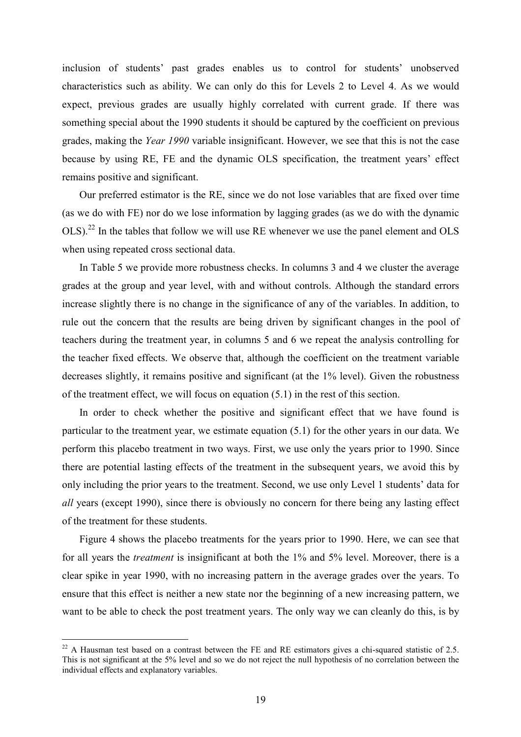inclusion of students' past grades enables us to control for students' unobserved characteristics such as ability. We can only do this for Levels 2 to Level 4. As we would expect, previous grades are usually highly correlated with current grade. If there was something special about the 1990 students it should be captured by the coefficient on previous grades, making the *Year 1990* variable insignificant. However, we see that this is not the case because by using RE, FE and the dynamic OLS specification, the treatment years' effect remains positive and significant.

Our preferred estimator is the RE, since we do not lose variables that are fixed over time (as we do with FE) nor do we lose information by lagging grades (as we do with the dynamic OLS).[22] In the tables that follow we will use RE whenever we use the panel element and OLS when using repeated cross sectional data.

In Table 5 we provide more robustness checks. In columns 3 and 4 we cluster the average grades at the group and year level, with and without controls. Although the standard errors increase slightly there is no change in the significance of any of the variables. In addition, to rule out the concern that the results are being driven by significant changes in the pool of teachers during the treatment year, in columns 5 and 6 we repeat the analysis controlling for the teacher fixed effects. We observe that, although the coefficient on the treatment variable decreases slightly, it remains positive and significant (at the 1% level). Given the robustness of the treatment effect, we will focus on equation (5.1) in the rest of this section.

In order to check whether the positive and significant effect that we have found is particular to the treatment year, we estimate equation (5.1) for the other years in our data. We perform this placebo treatment in two ways. First, we use only the years prior to 1990. Since there are potential lasting effects of the treatment in the subsequent years, we avoid this by only including the prior years to the treatment. Second, we use only Level 1 students' data for *all* years (except 1990), since there is obviously no concern for there being any lasting effect of the treatment for these students.

Figure 4 shows the placebo treatments for the years prior to 1990. Here, we can see that for all years the *treatment* is insignificant at both the 1% and 5% level. Moreover, there is a clear spike in year 1990, with no increasing pattern in the average grades over the years. To ensure that this effect is neither a new state nor the beginning of a new increasing pattern, we want to be able to check the post treatment years. The only way we can cleanly do this, is by

[22] A Hausman test based on a contrast between the FE and RE estimators gives a chi-squared statistic of 2.5. This is not significant at the 5% level and so we do not reject the null hypothesis of no correlation between the individual effects and explanatory variables.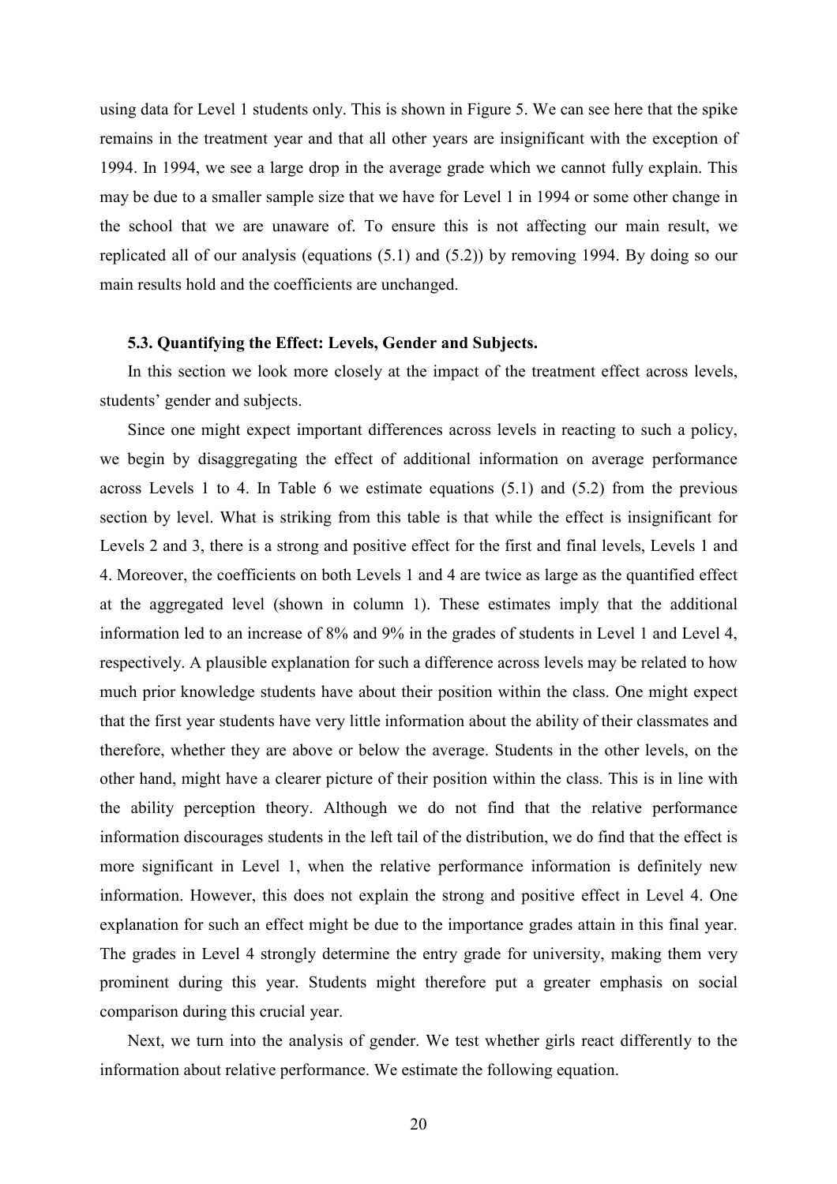using data for Level 1 students only. This is shown in Figure 5. We can see here that the spike remains in the treatment year and that all other years are insignificant with the exception of 1994. In 1994, we see a large drop in the average grade which we cannot fully explain. This may be due to a smaller sample size that we have for Level 1 in 1994 or some other change in the school that we are unaware of. To ensure this is not affecting our main result, we replicated all of our analysis (equations (5.1) and (5.2)) by removing 1994. By doing so our main results hold and the coefficients are unchanged.

### 5.3. Quantifying the Effect: Levels, Gender and Subjects.

In this section we look more closely at the impact of the treatment effect across levels, students' gender and subjects.

Since one might expect important differences across levels in reacting to such a policy, we begin by disaggregating the effect of additional information on average performance across Levels 1 to 4. In Table 6 we estimate equations (5.1) and (5.2) from the previous section by level. What is striking from this table is that while the effect is insignificant for Levels 2 and 3, there is a strong and positive effect for the first and final levels, Levels 1 and 4. Moreover, the coefficients on both Levels 1 and 4 are twice as large as the quantified effect at the aggregated level (shown in column 1). These estimates imply that the additional information led to an increase of 8% and 9% in the grades of students in Level 1 and Level 4, respectively. A plausible explanation for such a difference across levels may be related to how much prior knowledge students have about their position within the class. One might expect that the first year students have very little information about the ability of their classmates and therefore, whether they are above or below the average. Students in the other levels, on the other hand, might have a clearer picture of their position within the class. This is in line with the ability perception theory. Although we do not find that the relative performance information discourages students in the left tail of the distribution, we do find that the effect is more significant in Level 1, when the relative performance information is definitely new information. However, this does not explain the strong and positive effect in Level 4. One explanation for such an effect might be due to the importance grades attain in this final year. The grades in Level 4 strongly determine the entry grade for university, making them very prominent during this year. Students might therefore put a greater emphasis on social comparison during this crucial year.

Next, we turn into the analysis of gender. We test whether girls react differently to the information about relative performance. We estimate the following equation.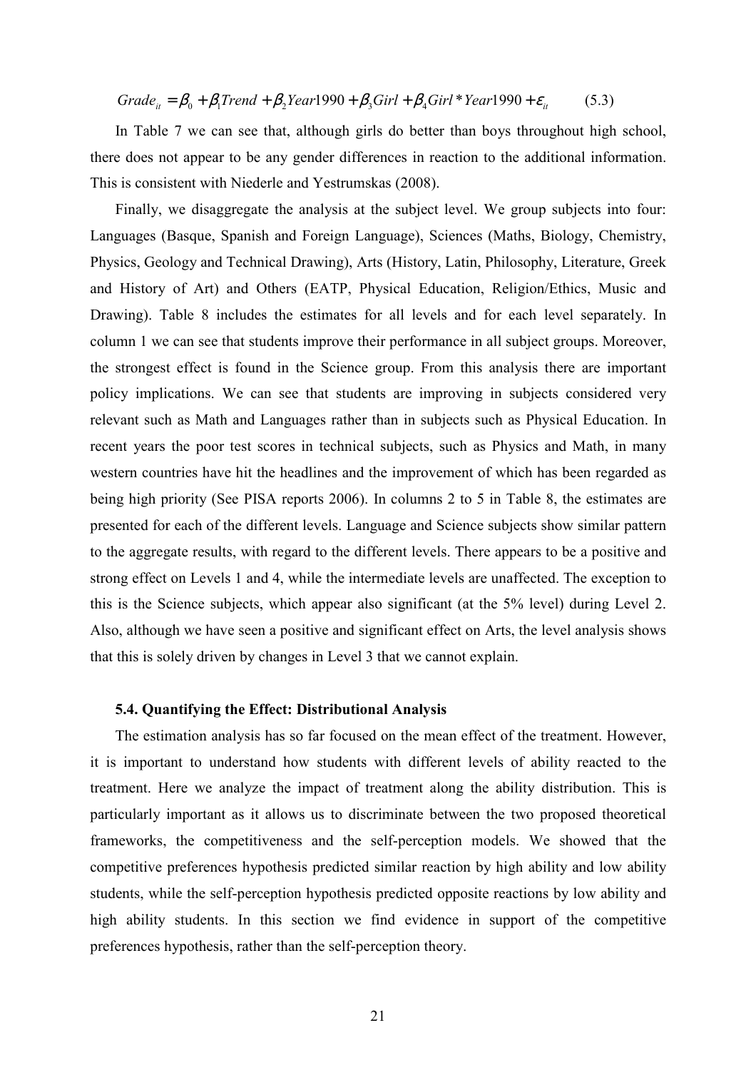$$Grade_{it} = \beta_0 + \beta_1 Trend + \beta_2 Year1990 + \beta_3 Girl + \beta_4 Girl * Year1990 + \varepsilon_{it} \qquad (5.3)$$

In Table 7 we can see that, although girls do better than boys throughout high school, there does not appear to be any gender differences in reaction to the additional information. This is consistent with Niederle and Yestrumskas (2008).

Finally, we disaggregate the analysis at the subject level. We group subjects into four: Languages (Basque, Spanish and Foreign Language), Sciences (Maths, Biology, Chemistry, Physics, Geology and Technical Drawing), Arts (History, Latin, Philosophy, Literature, Greek and History of Art) and Others (EATP, Physical Education, Religion/Ethics, Music and Drawing). Table 8 includes the estimates for all levels and for each level separately. In column 1 we can see that students improve their performance in all subject groups. Moreover, the strongest effect is found in the Science group. From this analysis there are important policy implications. We can see that students are improving in subjects considered very relevant such as Math and Languages rather than in subjects such as Physical Education. In recent years the poor test scores in technical subjects, such as Physics and Math, in many western countries have hit the headlines and the improvement of which has been regarded as being high priority (See PISA reports 2006). In columns 2 to 5 in Table 8, the estimates are presented for each of the different levels. Language and Science subjects show similar pattern to the aggregate results, with regard to the different levels. There appears to be a positive and strong effect on Levels 1 and 4, while the intermediate levels are unaffected. The exception to this is the Science subjects, which appear also significant (at the 5% level) during Level 2. Also, although we have seen a positive and significant effect on Arts, the level analysis shows that this is solely driven by changes in Level 3 that we cannot explain.

### 5.4. Quantifying the Effect: Distributional Analysis

The estimation analysis has so far focused on the mean effect of the treatment. However, it is important to understand how students with different levels of ability reacted to the treatment. Here we analyze the impact of treatment along the ability distribution. This is particularly important as it allows us to discriminate between the two proposed theoretical frameworks, the competitiveness and the self-perception models. We showed that the competitive preferences hypothesis predicted similar reaction by high ability and low ability students, while the self-perception hypothesis predicted opposite reactions by low ability and high ability students. In this section we find evidence in support of the competitive preferences hypothesis, rather than the self-perception theory.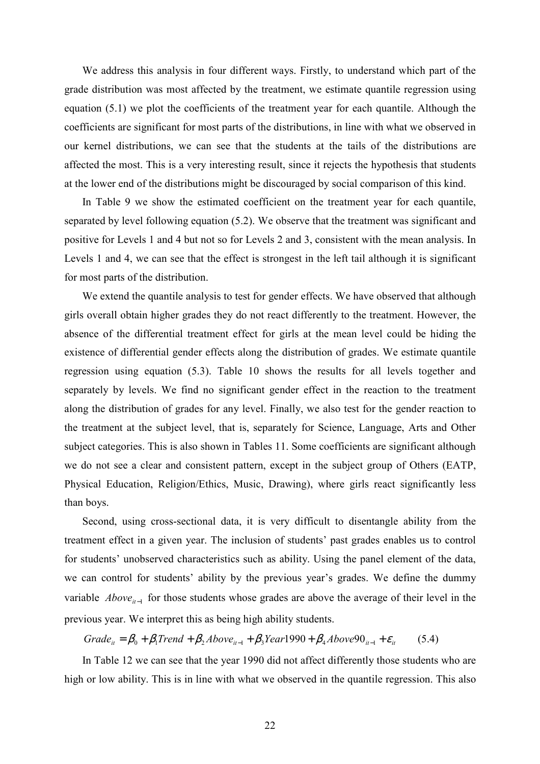We address this analysis in four different ways. Firstly, to understand which part of the grade distribution was most affected by the treatment, we estimate quantile regression using equation (5.1) we plot the coefficients of the treatment year for each quantile. Although the coefficients are significant for most parts of the distributions, in line with what we observed in our kernel distributions, we can see that the students at the tails of the distributions are affected the most. This is a very interesting result, since it rejects the hypothesis that students at the lower end of the distributions might be discouraged by social comparison of this kind.

In Table 9 we show the estimated coefficient on the treatment year for each quantile, separated by level following equation (5.2). We observe that the treatment was significant and positive for Levels 1 and 4 but not so for Levels 2 and 3, consistent with the mean analysis. In Levels 1 and 4, we can see that the effect is strongest in the left tail although it is significant for most parts of the distribution.

We extend the quantile analysis to test for gender effects. We have observed that although girls overall obtain higher grades they do not react differently to the treatment. However, the absence of the differential treatment effect for girls at the mean level could be hiding the existence of differential gender effects along the distribution of grades. We estimate quantile regression using equation (5.3). Table 10 shows the results for all levels together and separately by levels. We find no significant gender effect in the reaction to the treatment along the distribution of grades for any level. Finally, we also test for the gender reaction to the treatment at the subject level, that is, separately for Science, Language, Arts and Other subject categories. This is also shown in Tables 11. Some coefficients are significant although we do not see a clear and consistent pattern, except in the subject group of Others (EATP, Physical Education, Religion/Ethics, Music, Drawing), where girls react significantly less than boys.

Second, using cross-sectional data, it is very difficult to disentangle ability from the treatment effect in a given year. The inclusion of students' past grades enables us to control for students' unobserved characteristics such as ability. Using the panel element of the data, we can control for students' ability by the previous year's grades. We define the dummy variable $Above_{it-1}$ for those students whose grades are above the average of their level in the previous year. We interpret this as being high ability students.

$$Grade_{it} = \beta_0 + \beta_1 Trend + \beta_2 Above_{it-1} + \beta_3 Year1990 + \beta_4 Above90_{it-1} + \varepsilon_{it} \qquad (5.4)$$

In Table 12 we can see that the year 1990 did not affect differently those students who are high or low ability. This is in line with what we observed in the quantile regression. This also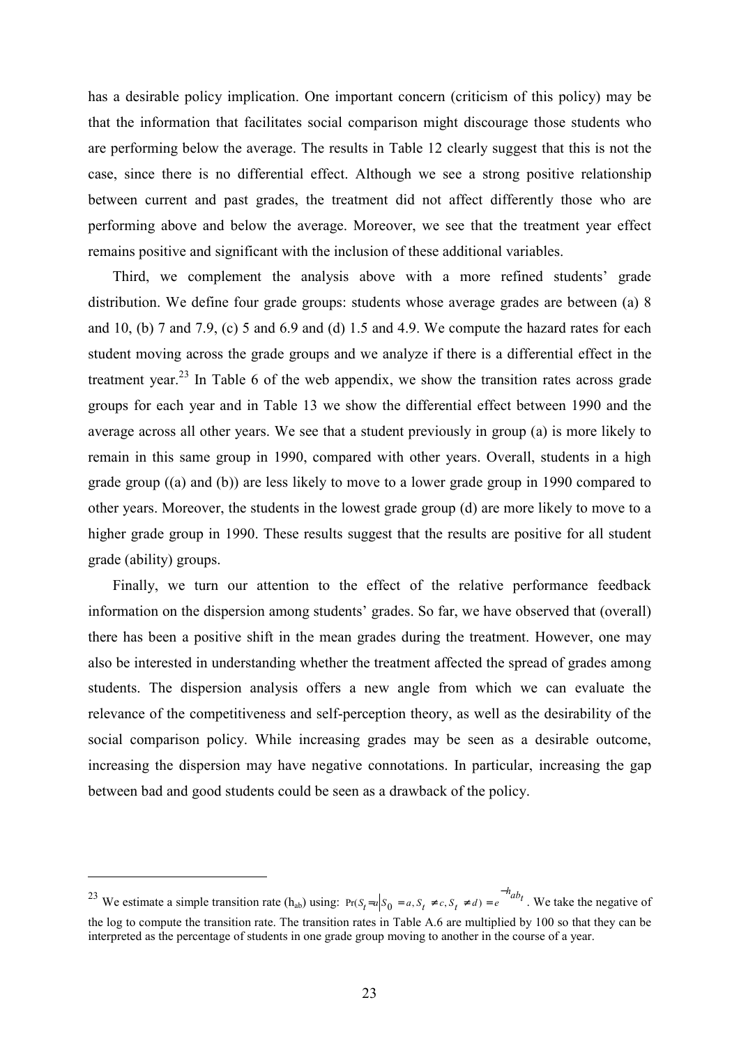has a desirable policy implication. One important concern (criticism of this policy) may be that the information that facilitates social comparison might discourage those students who are performing below the average. The results in Table 12 clearly suggest that this is not the case, since there is no differential effect. Although we see a strong positive relationship between current and past grades, the treatment did not affect differently those who are performing above and below the average. Moreover, we see that the treatment year effect remains positive and significant with the inclusion of these additional variables.

Third, we complement the analysis above with a more refined students' grade distribution. We define four grade groups: students whose average grades are between (a) 8 and 10, (b) 7 and 7.9, (c) 5 and 6.9 and (d) 1.5 and 4.9. We compute the hazard rates for each student moving across the grade groups and we analyze if there is a differential effect in the treatment year.[23] In Table 6 of the web appendix, we show the transition rates across grade groups for each year and in Table 13 we show the differential effect between 1990 and the average across all other years. We see that a student previously in group (a) is more likely to remain in this same group in 1990, compared with other years. Overall, students in a high grade group ((a) and (b)) are less likely to move to a lower grade group in 1990 compared to other years. Moreover, the students in the lowest grade group (d) are more likely to move to a higher grade group in 1990. These results suggest that the results are positive for all student grade (ability) groups.

Finally, we turn our attention to the effect of the relative performance feedback information on the dispersion among students' grades. So far, we have observed that (overall) there has been a positive shift in the mean grades during the treatment. However, one may also be interested in understanding whether the treatment affected the spread of grades among students. The dispersion analysis offers a new angle from which we can evaluate the relevance of the competitiveness and self-perception theory, as well as the desirability of the social comparison policy. While increasing grades may be seen as a desirable outcome, increasing the dispersion may have negative connotations. In particular, increasing the gap between bad and good students could be seen as a drawback of the policy.

---

[23] We estimate a simple transition rate ($h_{ab}$) using: $\Pr(S_t = a \mid S_0 = a, S_t \neq c, S_t \neq d) = e^{-h_{ab}t}$. We take the negative of the log to compute the transition rate. The transition rates in Table A.6 are multiplied by 100 so that they can be interpreted as the percentage of students in one grade group moving to another in the course of a year.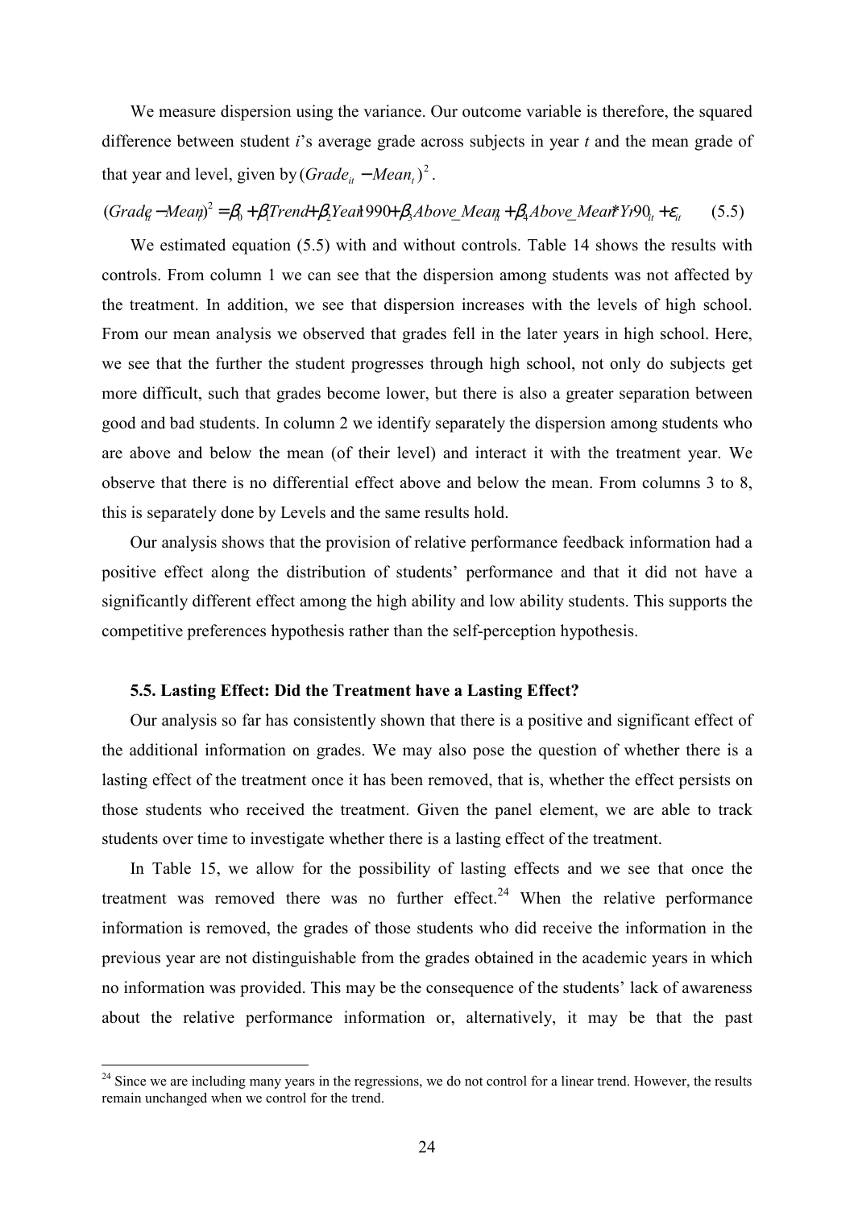We measure dispersion using the variance. Our outcome variable is therefore, the squared difference between student *i*'s average grade across subjects in year *t* and the mean grade of that year and level, given by $(Grade_{it} - Mean_t)^2$.

$$(Grade_{it} - Mean_t)^2 = \beta_0 + \beta_1 Trend + \beta_2 Year1990 + \beta_3 Above\_Mean_{it} + \beta_4 Above\_Mean * Yr90_{it} + \varepsilon_{it} \qquad (5.5)$$

We estimated equation (5.5) with and without controls. Table 14 shows the results with controls. From column 1 we can see that the dispersion among students was not affected by the treatment. In addition, we see that dispersion increases with the levels of high school. From our mean analysis we observed that grades fell in the later years in high school. Here, we see that the further the student progresses through high school, not only do subjects get more difficult, such that grades become lower, but there is also a greater separation between good and bad students. In column 2 we identify separately the dispersion among students who are above and below the mean (of their level) and interact it with the treatment year. We observe that there is no differential effect above and below the mean. From columns 3 to 8, this is separately done by Levels and the same results hold.

Our analysis shows that the provision of relative performance feedback information had a positive effect along the distribution of students' performance and that it did not have a significantly different effect among the high ability and low ability students. This supports the competitive preferences hypothesis rather than the self-perception hypothesis.

### 5.5. Lasting Effect: Did the Treatment have a Lasting Effect?

Our analysis so far has consistently shown that there is a positive and significant effect of the additional information on grades. We may also pose the question of whether there is a lasting effect of the treatment once it has been removed, that is, whether the effect persists on those students who received the treatment. Given the panel element, we are able to track students over time to investigate whether there is a lasting effect of the treatment.

In Table 15, we allow for the possibility of lasting effects and we see that once the treatment was removed there was no further effect.[24] When the relative performance information is removed, the grades of those students who did receive the information in the previous year are not distinguishable from the grades obtained in the academic years in which no information was provided. This may be the consequence of the students' lack of awareness about the relative performance information or, alternatively, it may be that the past

[24] Since we are including many years in the regressions, we do not control for a linear trend. However, the results remain unchanged when we control for the trend.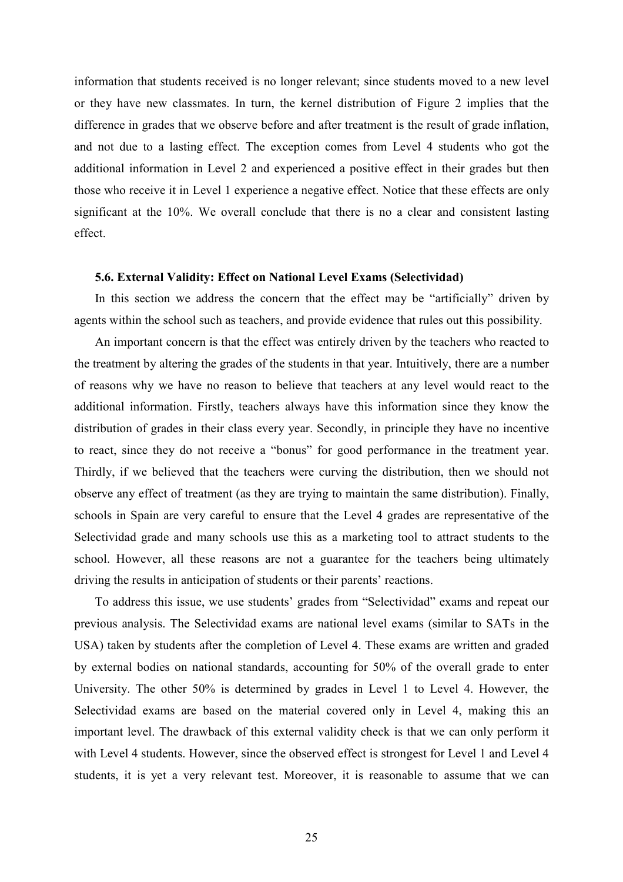information that students received is no longer relevant; since students moved to a new level or they have new classmates. In turn, the kernel distribution of Figure 2 implies that the difference in grades that we observe before and after treatment is the result of grade inflation, and not due to a lasting effect. The exception comes from Level 4 students who got the additional information in Level 2 and experienced a positive effect in their grades but then those who receive it in Level 1 experience a negative effect. Notice that these effects are only significant at the 10%. We overall conclude that there is no a clear and consistent lasting effect.

### 5.6. External Validity: Effect on National Level Exams (Selectividad)

In this section we address the concern that the effect may be "artificially" driven by agents within the school such as teachers, and provide evidence that rules out this possibility.

An important concern is that the effect was entirely driven by the teachers who reacted to the treatment by altering the grades of the students in that year. Intuitively, there are a number of reasons why we have no reason to believe that teachers at any level would react to the additional information. Firstly, teachers always have this information since they know the distribution of grades in their class every year. Secondly, in principle they have no incentive to react, since they do not receive a "bonus" for good performance in the treatment year. Thirdly, if we believed that the teachers were curving the distribution, then we should not observe any effect of treatment (as they are trying to maintain the same distribution). Finally, schools in Spain are very careful to ensure that the Level 4 grades are representative of the Selectividad grade and many schools use this as a marketing tool to attract students to the school. However, all these reasons are not a guarantee for the teachers being ultimately driving the results in anticipation of students or their parents' reactions.

To address this issue, we use students' grades from "Selectividad" exams and repeat our previous analysis. The Selectividad exams are national level exams (similar to SATs in the USA) taken by students after the completion of Level 4. These exams are written and graded by external bodies on national standards, accounting for 50% of the overall grade to enter University. The other 50% is determined by grades in Level 1 to Level 4. However, the Selectividad exams are based on the material covered only in Level 4, making this an important level. The drawback of this external validity check is that we can only perform it with Level 4 students. However, since the observed effect is strongest for Level 1 and Level 4 students, it is yet a very relevant test. Moreover, it is reasonable to assume that we can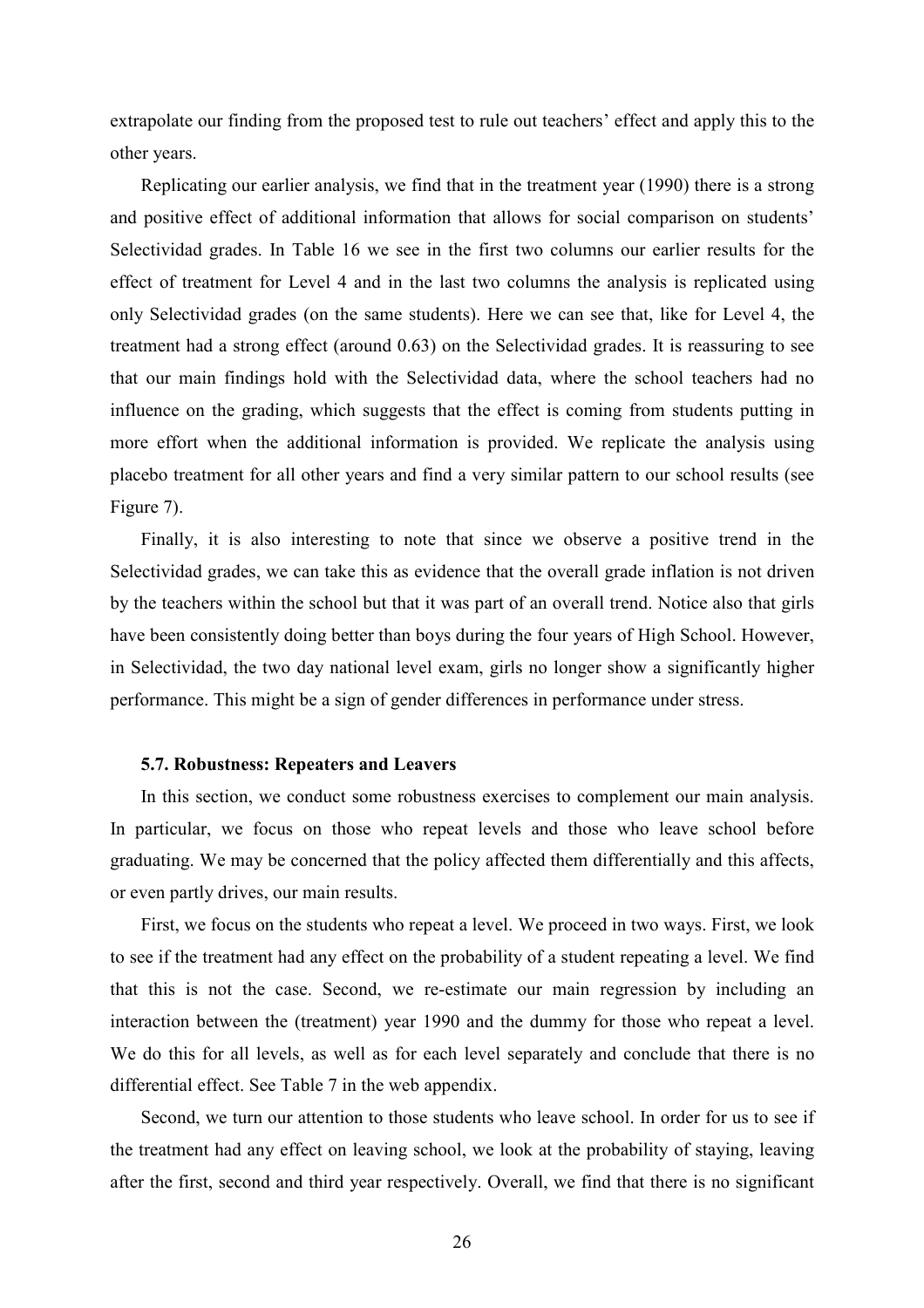extrapolate our finding from the proposed test to rule out teachers' effect and apply this to the other years.

Replicating our earlier analysis, we find that in the treatment year (1990) there is a strong and positive effect of additional information that allows for social comparison on students' Selectividad grades. In Table 16 we see in the first two columns our earlier results for the effect of treatment for Level 4 and in the last two columns the analysis is replicated using only Selectividad grades (on the same students). Here we can see that, like for Level 4, the treatment had a strong effect (around 0.63) on the Selectividad grades. It is reassuring to see that our main findings hold with the Selectividad data, where the school teachers had no influence on the grading, which suggests that the effect is coming from students putting in more effort when the additional information is provided. We replicate the analysis using placebo treatment for all other years and find a very similar pattern to our school results (see Figure 7).

Finally, it is also interesting to note that since we observe a positive trend in the Selectividad grades, we can take this as evidence that the overall grade inflation is not driven by the teachers within the school but that it was part of an overall trend. Notice also that girls have been consistently doing better than boys during the four years of High School. However, in Selectividad, the two day national level exam, girls no longer show a significantly higher performance. This might be a sign of gender differences in performance under stress.

### 5.7. Robustness: Repeaters and Leavers

In this section, we conduct some robustness exercises to complement our main analysis. In particular, we focus on those who repeat levels and those who leave school before graduating. We may be concerned that the policy affected them differentially and this affects, or even partly drives, our main results.

First, we focus on the students who repeat a level. We proceed in two ways. First, we look to see if the treatment had any effect on the probability of a student repeating a level. We find that this is not the case. Second, we re-estimate our main regression by including an interaction between the (treatment) year 1990 and the dummy for those who repeat a level. We do this for all levels, as well as for each level separately and conclude that there is no differential effect. See Table 7 in the web appendix.

Second, we turn our attention to those students who leave school. In order for us to see if the treatment had any effect on leaving school, we look at the probability of staying, leaving after the first, second and third year respectively. Overall, we find that there is no significant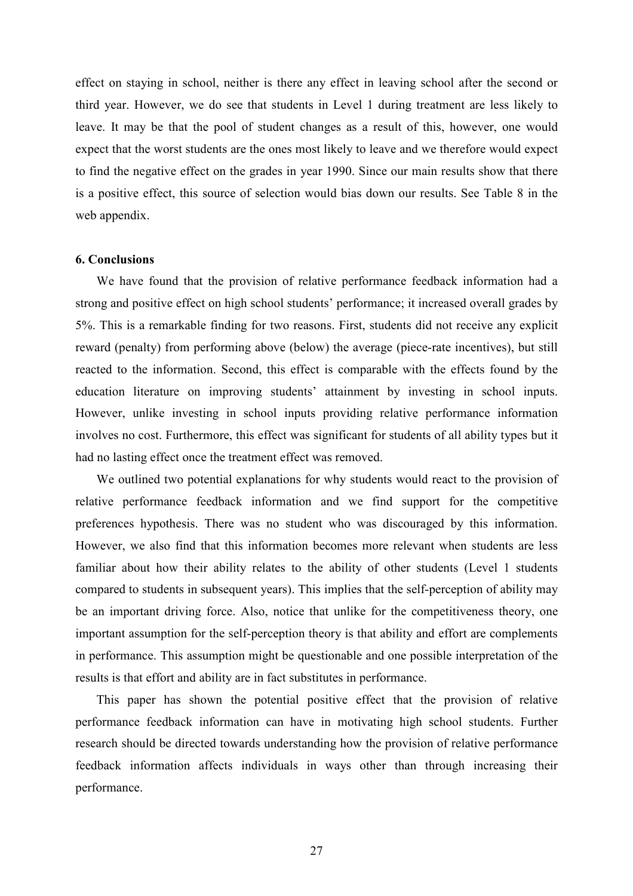effect on staying in school, neither is there any effect in leaving school after the second or third year. However, we do see that students in Level 1 during treatment are less likely to leave. It may be that the pool of student changes as a result of this, however, one would expect that the worst students are the ones most likely to leave and we therefore would expect to find the negative effect on the grades in year 1990. Since our main results show that there is a positive effect, this source of selection would bias down our results. See Table 8 in the web appendix.

### 6. Conclusions

We have found that the provision of relative performance feedback information had a strong and positive effect on high school students' performance; it increased overall grades by 5%. This is a remarkable finding for two reasons. First, students did not receive any explicit reward (penalty) from performing above (below) the average (piece-rate incentives), but still reacted to the information. Second, this effect is comparable with the effects found by the education literature on improving students' attainment by investing in school inputs. However, unlike investing in school inputs providing relative performance information involves no cost. Furthermore, this effect was significant for students of all ability types but it had no lasting effect once the treatment effect was removed.

We outlined two potential explanations for why students would react to the provision of relative performance feedback information and we find support for the competitive preferences hypothesis. There was no student who was discouraged by this information. However, we also find that this information becomes more relevant when students are less familiar about how their ability relates to the ability of other students (Level 1 students compared to students in subsequent years). This implies that the self-perception of ability may be an important driving force. Also, notice that unlike for the competitiveness theory, one important assumption for the self-perception theory is that ability and effort are complements in performance. This assumption might be questionable and one possible interpretation of the results is that effort and ability are in fact substitutes in performance.

This paper has shown the potential positive effect that the provision of relative performance feedback information can have in motivating high school students. Further research should be directed towards understanding how the provision of relative performance feedback information affects individuals in ways other than through increasing their performance.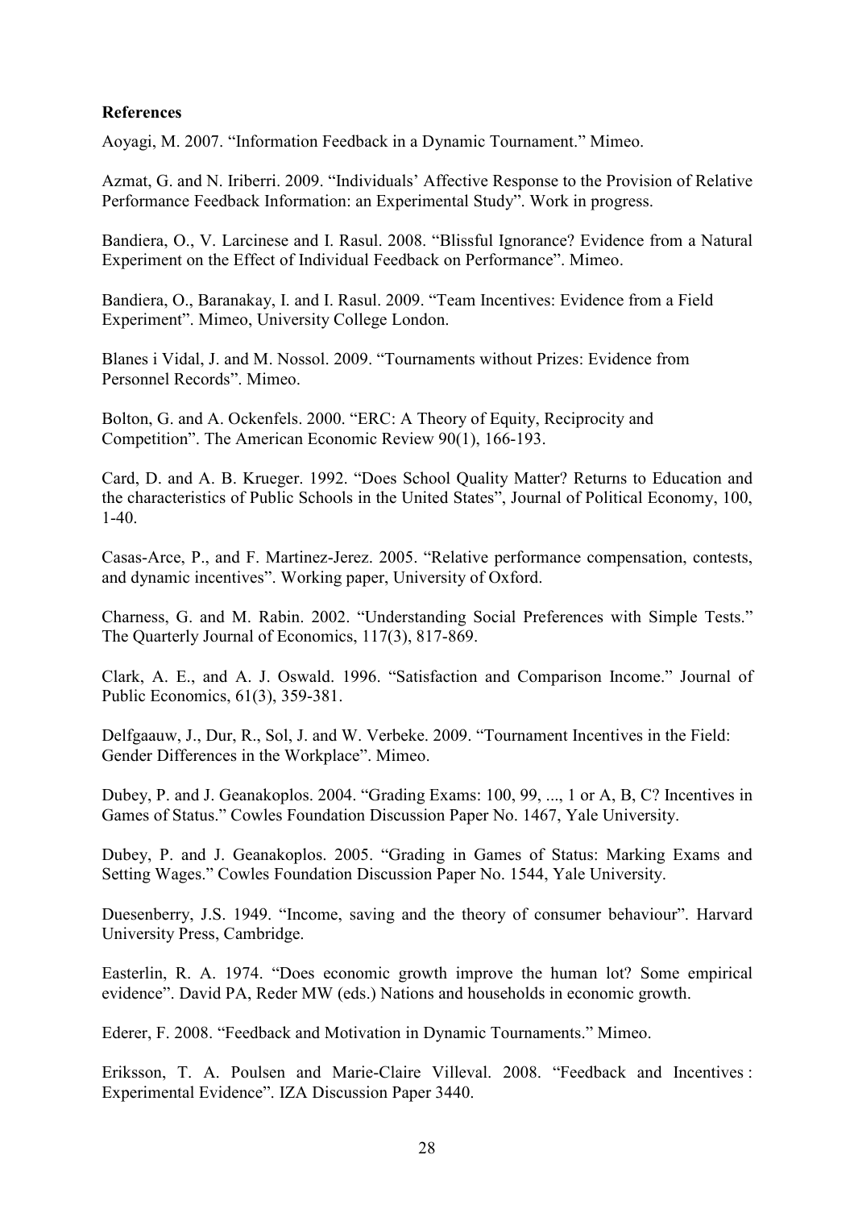**References**

Aoyagi, M. 2007. "Information Feedback in a Dynamic Tournament." Mimeo.

Azmat, G. and N. Iriberri. 2009. "Individuals' Affective Response to the Provision of Relative Performance Feedback Information: an Experimental Study". Work in progress.

Bandiera, O., V. Larcinese and I. Rasul. 2008. "Blissful Ignorance? Evidence from a Natural Experiment on the Effect of Individual Feedback on Performance". Mimeo.

Bandiera, O., Baranakay, I. and I. Rasul. 2009. "Team Incentives: Evidence from a Field Experiment". Mimeo, University College London.

Blanes i Vidal, J. and M. Nossol. 2009. "Tournaments without Prizes: Evidence from Personnel Records". Mimeo.

Bolton, G. and A. Ockenfels. 2000. "ERC: A Theory of Equity, Reciprocity and Competition". The American Economic Review 90(1), 166-193.

Card, D. and A. B. Krueger. 1992. "Does School Quality Matter? Returns to Education and the characteristics of Public Schools in the United States", Journal of Political Economy, 100, 1-40.

Casas-Arce, P., and F. Martinez-Jerez. 2005. "Relative performance compensation, contests, and dynamic incentives". Working paper, University of Oxford.

Charness, G. and M. Rabin. 2002. "Understanding Social Preferences with Simple Tests." The Quarterly Journal of Economics, 117(3), 817-869.

Clark, A. E., and A. J. Oswald. 1996. "Satisfaction and Comparison Income." Journal of Public Economics, 61(3), 359-381.

Delfgaauw, J., Dur, R., Sol, J. and W. Verbeke. 2009. "Tournament Incentives in the Field: Gender Differences in the Workplace". Mimeo.

Dubey, P. and J. Geanakoplos. 2004. "Grading Exams: 100, 99, ..., 1 or A, B, C? Incentives in Games of Status." Cowles Foundation Discussion Paper No. 1467, Yale University.

Dubey, P. and J. Geanakoplos. 2005. "Grading in Games of Status: Marking Exams and Setting Wages." Cowles Foundation Discussion Paper No. 1544, Yale University.

Duesenberry, J.S. 1949. "Income, saving and the theory of consumer behaviour". Harvard University Press, Cambridge.

Easterlin, R. A. 1974. "Does economic growth improve the human lot? Some empirical evidence". David PA, Reder MW (eds.) Nations and households in economic growth.

Ederer, F. 2008. "Feedback and Motivation in Dynamic Tournaments." Mimeo.

Eriksson, T. A. Poulsen and Marie-Claire Villeval. 2008. "Feedback and Incentives : Experimental Evidence". IZA Discussion Paper 3440.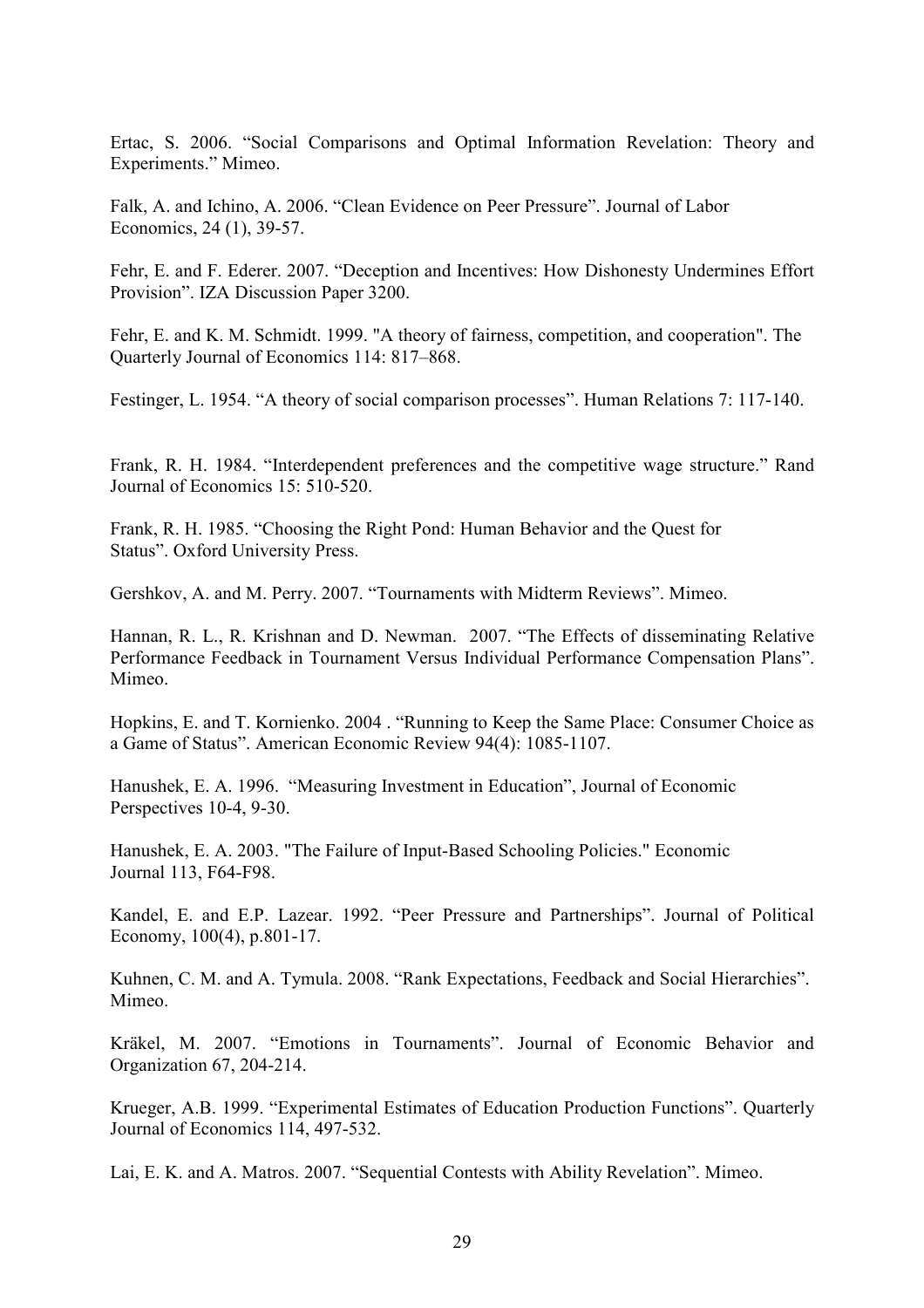Ertac, S. 2006. “Social Comparisons and Optimal Information Revelation: Theory and Experiments.” Mimeo.

Falk, A. and Ichino, A. 2006. “Clean Evidence on Peer Pressure”. Journal of Labor Economics, 24 (1), 39-57.

Fehr, E. and F. Ederer. 2007. “Deception and Incentives: How Dishonesty Undermines Effort Provision”. IZA Discussion Paper 3200.

Fehr, E. and K. M. Schmidt. 1999. "A theory of fairness, competition, and cooperation". The Quarterly Journal of Economics 114: 817–868.

Festinger, L. 1954. “A theory of social comparison processes”. Human Relations 7: 117-140.

Frank, R. H. 1984. “Interdependent preferences and the competitive wage structure.” Rand Journal of Economics 15: 510-520.

Frank, R. H. 1985. “Choosing the Right Pond: Human Behavior and the Quest for Status”. Oxford University Press.

Gershkov, A. and M. Perry. 2007. “Tournaments with Midterm Reviews”. Mimeo.

Hannan, R. L., R. Krishnan and D. Newman. 2007. “The Effects of disseminating Relative Performance Feedback in Tournament Versus Individual Performance Compensation Plans”. Mimeo.

Hopkins, E. and T. Kornienko. 2004 . “Running to Keep the Same Place: Consumer Choice as a Game of Status”. American Economic Review 94(4): 1085-1107.

Hanushek, E. A. 1996. “Measuring Investment in Education”, Journal of Economic Perspectives 10-4, 9-30.

Hanushek, E. A. 2003. "The Failure of Input-Based Schooling Policies." Economic Journal 113, F64-F98.

Kandel, E. and E.P. Lazear. 1992. “Peer Pressure and Partnerships”. Journal of Political Economy, 100(4), p.801-17.

Kuhnen, C. M. and A. Tymula. 2008. “Rank Expectations, Feedback and Social Hierarchies”. Mimeo.

Kräkel, M. 2007. “Emotions in Tournaments”. Journal of Economic Behavior and Organization 67, 204-214.

Krueger, A.B. 1999. “Experimental Estimates of Education Production Functions”. Quarterly Journal of Economics 114, 497-532.

Lai, E. K. and A. Matros. 2007. “Sequential Contests with Ability Revelation”. Mimeo.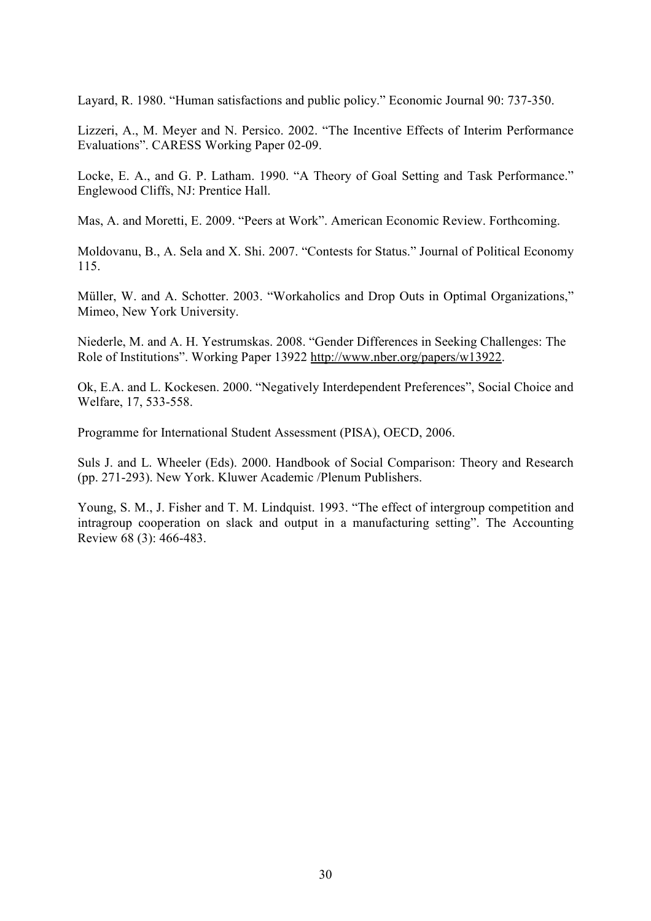Layard, R. 1980. “Human satisfactions and public policy.” Economic Journal 90: 737-350.

Lizzeri, A., M. Meyer and N. Persico. 2002. “The Incentive Effects of Interim Performance Evaluations”. CARESS Working Paper 02-09.

Locke, E. A., and G. P. Latham. 1990. “A Theory of Goal Setting and Task Performance.” Englewood Cliffs, NJ: Prentice Hall.

Mas, A. and Moretti, E. 2009. “Peers at Work”. American Economic Review. Forthcoming.

Moldovanu, B., A. Sela and X. Shi. 2007. “Contests for Status.” Journal of Political Economy 115.

Müller, W. and A. Schotter. 2003. “Workaholics and Drop Outs in Optimal Organizations,” Mimeo, New York University.

Niederle, M. and A. H. Yestrumskas. 2008. “Gender Differences in Seeking Challenges: The Role of Institutions”. Working Paper 13922 http://www.nber.org/papers/w13922.

Ok, E.A. and L. Kockesen. 2000. “Negatively Interdependent Preferences”, Social Choice and Welfare, 17, 533-558.

Programme for International Student Assessment (PISA), OECD, 2006.

Suls J. and L. Wheeler (Eds). 2000. Handbook of Social Comparison: Theory and Research (pp. 271-293). New York. Kluwer Academic /Plenum Publishers.

Young, S. M., J. Fisher and T. M. Lindquist. 1993. “The effect of intergroup competition and intragroup cooperation on slack and output in a manufacturing setting”. The Accounting Review 68 (3): 466-483.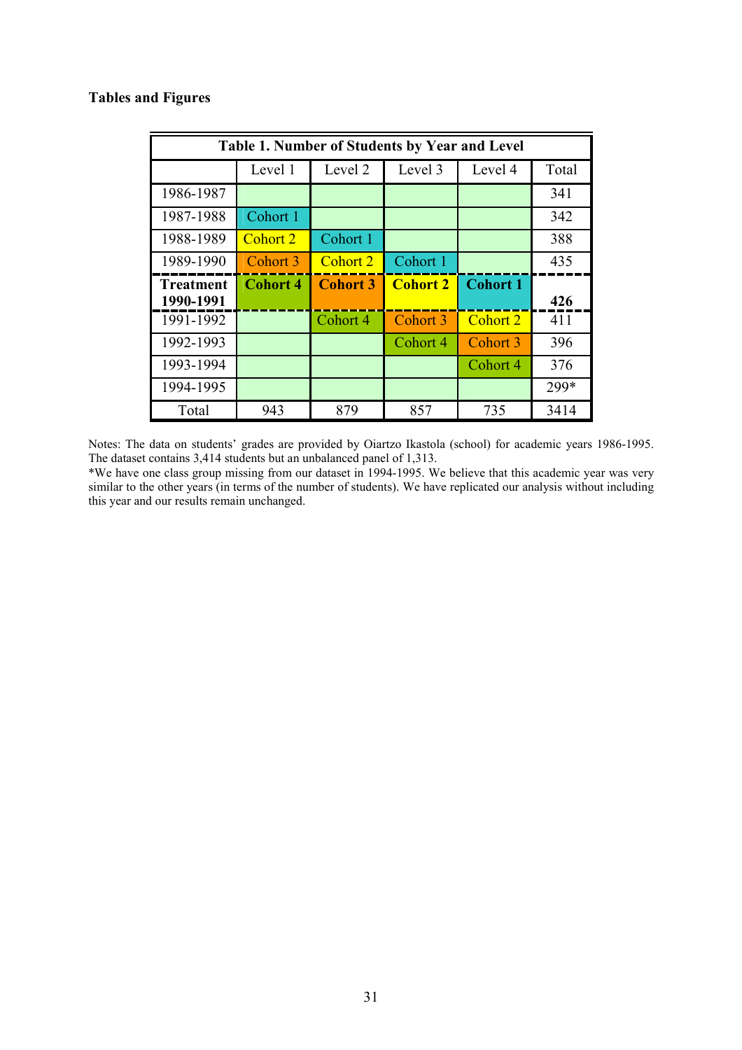**Tables and Figures**

| Table 1. Number of Students by Year and Level | | | | | |
|---|---|---|---|---|---|
| | Level 1 | Level 2 | Level 3 | Level 4 | Total |
| 1986-1987 | | | | | 341 |
| 1987-1988 | Cohort 1 | | | | 342 |
| 1988-1989 | Cohort 2 | Cohort 1 | | | 388 |
| 1989-1990 | Cohort 3 | Cohort 2 | Cohort 1 | | 435 |
| **Treatment 1990-1991** | **Cohort 4** | **Cohort 3** | **Cohort 2** | **Cohort 1** | **426** |
| 1991-1992 | | Cohort 4 | Cohort 3 | Cohort 2 | 411 |
| 1992-1993 | | | Cohort 4 | Cohort 3 | 396 |
| 1993-1994 | | | | Cohort 4 | 376 |
| 1994-1995 | | | | | 299* |
| Total | 943 | 879 | 857 | 735 | 3414 |

Notes: The data on students' grades are provided by Oiartzo Ikastola (school) for academic years 1986-1995. The dataset contains 3,414 students but an unbalanced panel of 1,313.

*We have one class group missing from our dataset in 1994-1995. We believe that this academic year was very similar to the other years (in terms of the number of students). We have replicated our analysis without including this year and our results remain unchanged.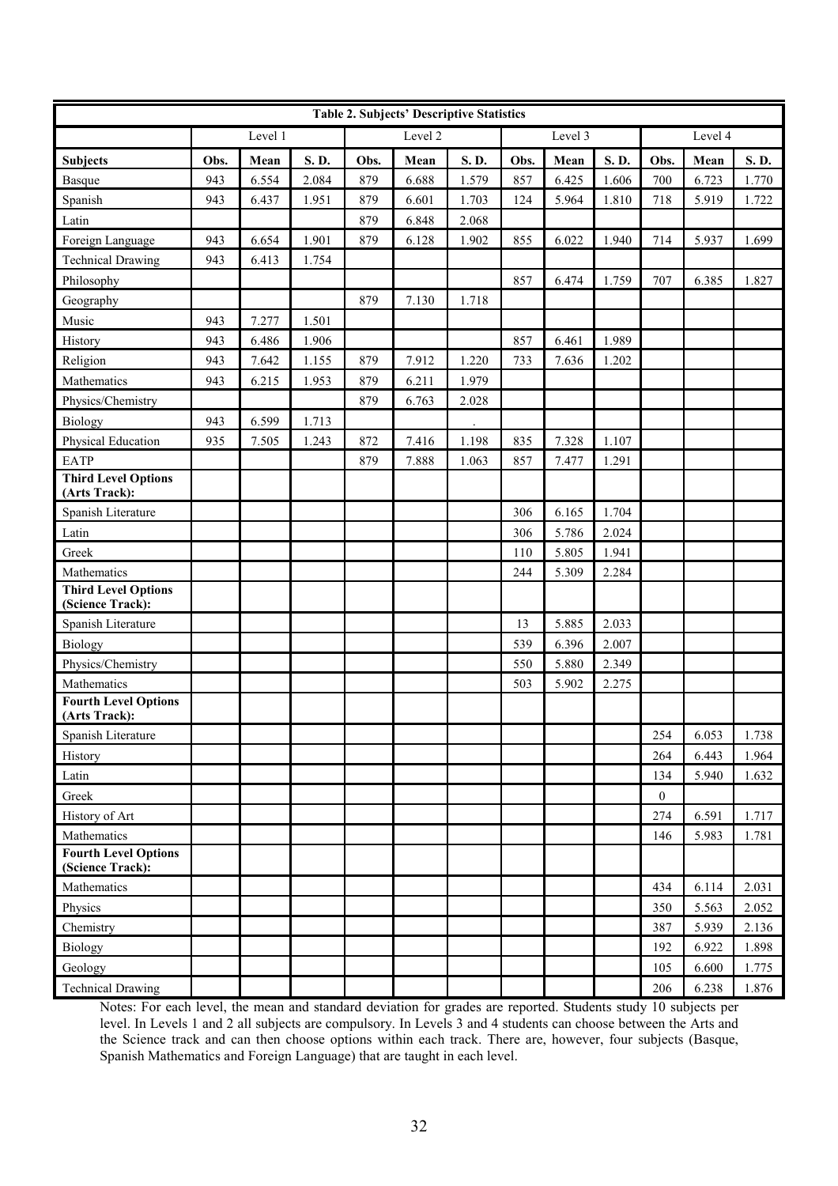| Table 2. Subjects' Descriptive Statistics | | | | | | | | | | | | |
|---|---|---|---|---|---|---|---|---|---|---|---|---|
| | Level 1 | | | Level 2 | | | Level 3 | | | Level 4 | | |
| **Subjects** | **Obs.** | **Mean** | **S. D.** | **Obs.** | **Mean** | **S. D.** | **Obs.** | **Mean** | **S. D.** | **Obs.** | **Mean** | **S. D.** |
| Basque | 943 | 6.554 | 2.084 | 879 | 6.688 | 1.579 | 857 | 6.425 | 1.606 | 700 | 6.723 | 1.770 |
| Spanish | 943 | 6.437 | 1.951 | 879 | 6.601 | 1.703 | 124 | 5.964 | 1.810 | 718 | 5.919 | 1.722 |
| Latin | | | | 879 | 6.848 | 2.068 | | | | | | |
| Foreign Language | 943 | 6.654 | 1.901 | 879 | 6.128 | 1.902 | 855 | 6.022 | 1.940 | 714 | 5.937 | 1.699 |
| Technical Drawing | 943 | 6.413 | 1.754 | | | | | | | | | |
| Philosophy | | | | | | | 857 | 6.474 | 1.759 | 707 | 6.385 | 1.827 |
| Geography | | | | 879 | 7.130 | 1.718 | | | | | | |
| Music | 943 | 7.277 | 1.501 | | | | | | | | | |
| History | 943 | 6.486 | 1.906 | | | | 857 | 6.461 | 1.989 | | | |
| Religion | 943 | 7.642 | 1.155 | 879 | 7.912 | 1.220 | 733 | 7.636 | 1.202 | | | |
| Mathematics | 943 | 6.215 | 1.953 | 879 | 6.211 | 1.979 | | | | | | |
| Physics/Chemistry | | | | 879 | 6.763 | 2.028 | | | | | | |
| Biology | 943 | 6.599 | 1.713 | | | . | | | | | | |
| Physical Education | 935 | 7.505 | 1.243 | 872 | 7.416 | 1.198 | 835 | 7.328 | 1.107 | | | |
| EATP | | | | 879 | 7.888 | 1.063 | 857 | 7.477 | 1.291 | | | |
| **Third Level Options (Arts Track):** | | | | | | | | | | | | |
| Spanish Literature | | | | | | | 306 | 6.165 | 1.704 | | | |
| Latin | | | | | | | 306 | 5.786 | 2.024 | | | |
| Greek | | | | | | | 110 | 5.805 | 1.941 | | | |
| Mathematics | | | | | | | 244 | 5.309 | 2.284 | | | |
| **Third Level Options (Science Track):** | | | | | | | | | | | | |
| Spanish Literature | | | | | | | 13 | 5.885 | 2.033 | | | |
| Biology | | | | | | | 539 | 6.396 | 2.007 | | | |
| Physics/Chemistry | | | | | | | 550 | 5.880 | 2.349 | | | |
| Mathematics | | | | | | | 503 | 5.902 | 2.275 | | | |
| **Fourth Level Options (Arts Track):** | | | | | | | | | | | | |
| Spanish Literature | | | | | | | | | | 254 | 6.053 | 1.738 |
| History | | | | | | | | | | 264 | 6.443 | 1.964 |
| Latin | | | | | | | | | | 134 | 5.940 | 1.632 |
| Greek | | | | | | | | | | 0 | | |
| History of Art | | | | | | | | | | 274 | 6.591 | 1.717 |
| Mathematics | | | | | | | | | | 146 | 5.983 | 1.781 |
| **Fourth Level Options (Science Track):** | | | | | | | | | | | | |
| Mathematics | | | | | | | | | | 434 | 6.114 | 2.031 |
| Physics | | | | | | | | | | 350 | 5.563 | 2.052 |
| Chemistry | | | | | | | | | | 387 | 5.939 | 2.136 |
| Biology | | | | | | | | | | 192 | 6.922 | 1.898 |
| Geology | | | | | | | | | | 105 | 6.600 | 1.775 |
| Technical Drawing | | | | | | | | | | 206 | 6.238 | 1.876 |

Notes: For each level, the mean and standard deviation for grades are reported. Students study 10 subjects per level. In Levels 1 and 2 all subjects are compulsory. In Levels 3 and 4 students can choose between the Arts and the Science track and can then choose options within each track. There are, however, four subjects (Basque, Spanish Mathematics and Foreign Language) that are taught in each level.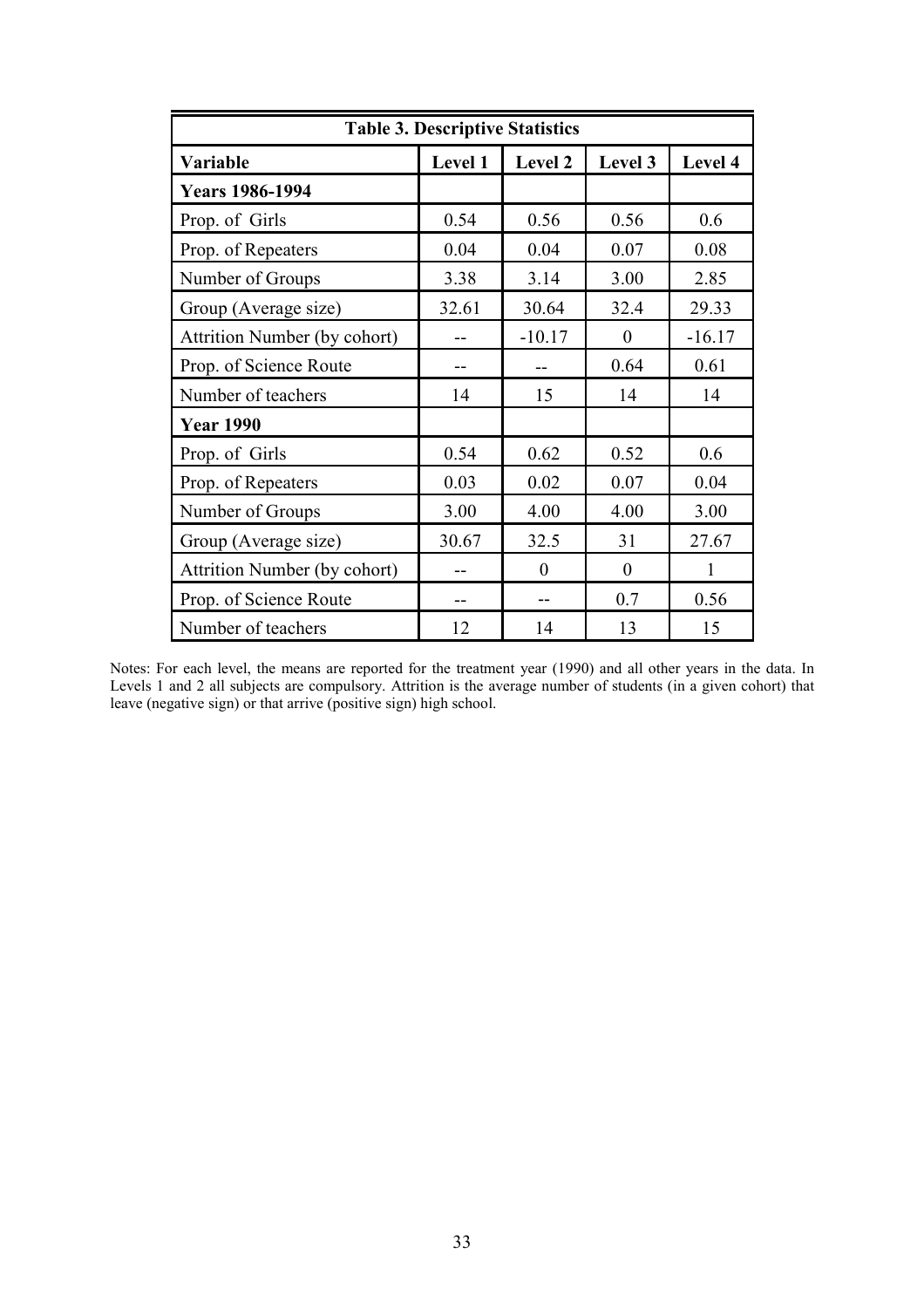| **Table 3. Descriptive Statistics** | | | | |
|---|---|---|---|---|
| **Variable** | **Level 1** | **Level 2** | **Level 3** | **Level 4** |
| **Years 1986-1994** | | | | |
| Prop. of Girls | 0.54 | 0.56 | 0.56 | 0.6 |
| Prop. of Repeaters | 0.04 | 0.04 | 0.07 | 0.08 |
| Number of Groups | 3.38 | 3.14 | 3.00 | 2.85 |
| Group (Average size) | 32.61 | 30.64 | 32.4 | 29.33 |
| Attrition Number (by cohort) | -- | -10.17 | 0 | -16.17 |
| Prop. of Science Route | -- | -- | 0.64 | 0.61 |
| Number of teachers | 14 | 15 | 14 | 14 |
| **Year 1990** | | | | |
| Prop. of Girls | 0.54 | 0.62 | 0.52 | 0.6 |
| Prop. of Repeaters | 0.03 | 0.02 | 0.07 | 0.04 |
| Number of Groups | 3.00 | 4.00 | 4.00 | 3.00 |
| Group (Average size) | 30.67 | 32.5 | 31 | 27.67 |
| Attrition Number (by cohort) | -- | 0 | 0 | 1 |
| Prop. of Science Route | -- | -- | 0.7 | 0.56 |
| Number of teachers | 12 | 14 | 13 | 15 |

Notes: For each level, the means are reported for the treatment year (1990) and all other years in the data. In Levels 1 and 2 all subjects are compulsory. Attrition is the average number of students (in a given cohort) that leave (negative sign) or that arrive (positive sign) high school.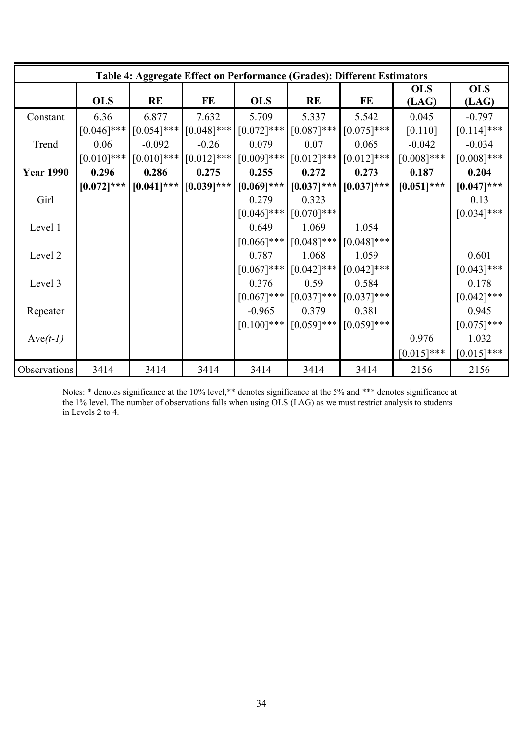**Table 4: Aggregate Effect on Performance (Grades): Different Estimators**

| | OLS | RE | FE | OLS | RE | FE | OLS (LAG) | OLS (LAG) |
|---|---|---|---|---|---|---|---|---|
| Constant | 6.36 | 6.877 | 7.632 | 5.709 | 5.337 | 5.542 | 0.045 | -0.797 |
| | [0.046]*** | [0.054]*** | [0.048]*** | [0.072]*** | [0.087]*** | [0.075]*** | [0.110] | [0.114]*** |
| Trend | 0.06 | -0.092 | -0.26 | 0.079 | 0.07 | 0.065 | -0.042 | -0.034 |
| | [0.010]*** | [0.010]*** | [0.012]*** | [0.009]*** | [0.012]*** | [0.012]*** | [0.008]*** | [0.008]*** |
| **Year 1990** | **0.296** | **0.286** | **0.275** | **0.255** | **0.272** | **0.273** | **0.187** | **0.204** |
| | **[0.072]*** ** | **[0.041]*** ** | **[0.039]*** ** | **[0.069]*** ** | **[0.037]*** ** | **[0.037]*** ** | **[0.051]*** ** | **[0.047]*** ** |
| Girl | | | | 0.279 | 0.323 | | | 0.13 |
| | | | | [0.046]*** | [0.070]*** | | | [0.034]*** |
| Level 1 | | | | 0.649 | 1.069 | 1.054 | | |
| | | | | [0.066]*** | [0.048]*** | [0.048]*** | | |
| Level 2 | | | | 0.787 | 1.068 | 1.059 | | 0.601 |
| | | | | [0.067]*** | [0.042]*** | [0.042]*** | | [0.043]*** |
| Level 3 | | | | 0.376 | 0.59 | 0.584 | | 0.178 |
| | | | | [0.067]*** | [0.037]*** | [0.037]*** | | [0.042]*** |
| Repeater | | | | -0.965 | 0.379 | 0.381 | | 0.945 |
| | | | | [0.100]*** | [0.059]*** | [0.059]*** | | [0.075]*** |
| Ave*(t-1)* | | | | | | | 0.976 | 1.032 |
| | | | | | | | [0.015]*** | [0.015]*** |
| Observations | 3414 | 3414 | 3414 | 3414 | 3414 | 3414 | 2156 | 2156 |

Notes: * denotes significance at the 10% level,** denotes significance at the 5% and *** denotes significance at the 1% level. The number of observations falls when using OLS (LAG) as we must restrict analysis to students in Levels 2 to 4.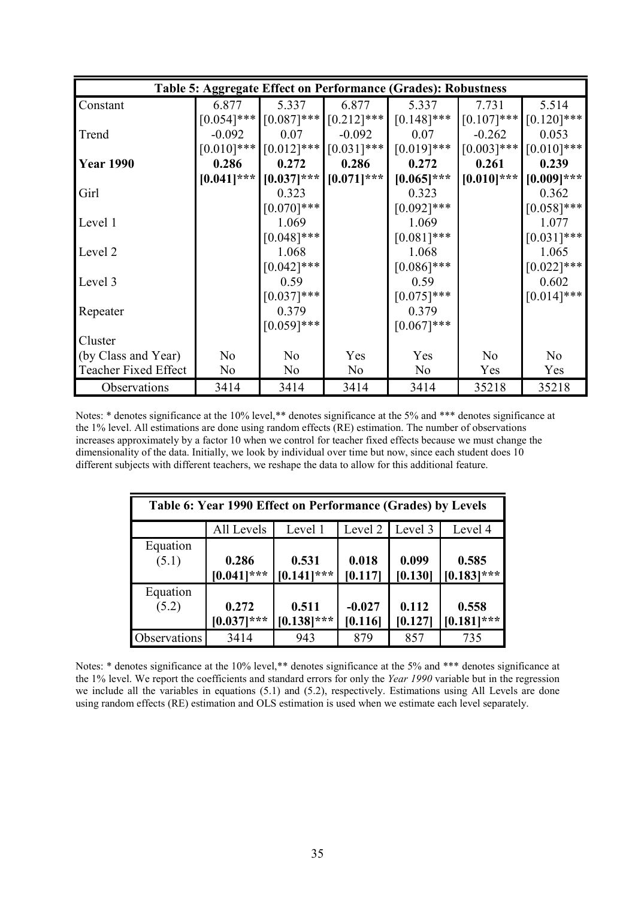| Table 5: Aggregate Effect on Performance (Grades): Robustness | | | | | | |
|---|---|---|---|---|---|---|
| Constant | 6.877 | 5.337 | 6.877 | 5.337 | 7.731 | 5.514 |
| | [0.054]*** | [0.087]*** | [0.212]*** | [0.148]*** | [0.107]*** | [0.120]*** |
| Trend | -0.092 | 0.07 | -0.092 | 0.07 | -0.262 | 0.053 |
| | [0.010]*** | [0.012]*** | [0.031]*** | [0.019]*** | [0.003]*** | [0.010]*** |
| **Year 1990** | **0.286** | **0.272** | **0.286** | **0.272** | **0.261** | **0.239** |
| | **[0.041]*** ** | **[0.037]*** ** | **[0.071]*** ** | **[0.065]*** ** | **[0.010]*** ** | **[0.009]*** ** |
| Girl | | 0.323 | | 0.323 | | 0.362 |
| | | [0.070]*** | | [0.092]*** | | [0.058]*** |
| Level 1 | | 1.069 | | 1.069 | | 1.077 |
| | | [0.048]*** | | [0.081]*** | | [0.031]*** |
| Level 2 | | 1.068 | | 1.068 | | 1.065 |
| | | [0.042]*** | | [0.086]*** | | [0.022]*** |
| Level 3 | | 0.59 | | 0.59 | | 0.602 |
| | | [0.037]*** | | [0.075]*** | | [0.014]*** |
| Repeater | | 0.379 | | 0.379 | | |
| | | [0.059]*** | | [0.067]*** | | |
| Cluster (by Class and Year) | No | No | Yes | Yes | No | No |
| Teacher Fixed Effect | No | No | No | No | Yes | Yes |
| Observations | 3414 | 3414 | 3414 | 3414 | 35218 | 35218 |

Notes: * denotes significance at the 10% level,** denotes significance at the 5% and *** denotes significance at the 1% level. All estimations are done using random effects (RE) estimation. The number of observations increases approximately by a factor 10 when we control for teacher fixed effects because we must change the dimensionality of the data. Initially, we look by individual over time but now, since each student does 10 different subjects with different teachers, we reshape the data to allow for this additional feature.

| Table 6: Year 1990 Effect on Performance (Grades) by Levels | | | | | |
|---|---|---|---|---|---|
| | All Levels | Level 1 | Level 2 | Level 3 | Level 4 |
| Equation (5.1) | **0.286** **[0.041]*** ** | **0.531** **[0.141]*** ** | **0.018** **[0.117]** | **0.099** **[0.130]** | **0.585** **[0.183]*** ** |
| Equation (5.2) | **0.272** **[0.037]*** ** | **0.511** **[0.138]*** ** | **-0.027** **[0.116]** | **0.112** **[0.127]** | **0.558** **[0.181]*** ** |
| Observations | 3414 | 943 | 879 | 857 | 735 |

Notes: * denotes significance at the 10% level,** denotes significance at the 5% and *** denotes significance at the 1% level. We report the coefficients and standard errors for only the *Year 1990* variable but in the regression we include all the variables in equations (5.1) and (5.2), respectively. Estimations using All Levels are done using random effects (RE) estimation and OLS estimation is used when we estimate each level separately.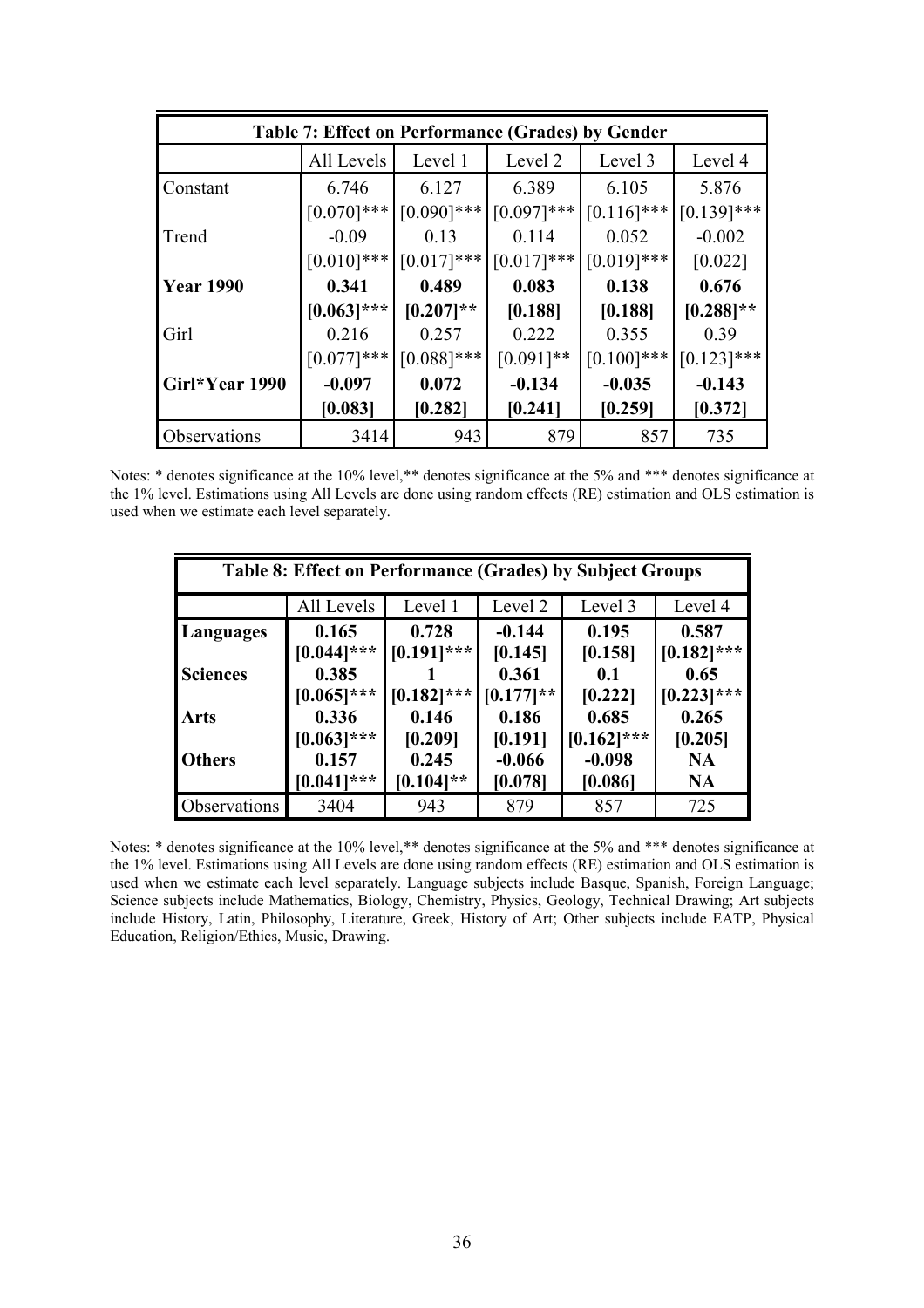| Table 7: Effect on Performance (Grades) by Gender | | | | | |
|---|---|---|---|---|---|
| | All Levels | Level 1 | Level 2 | Level 3 | Level 4 |
| Constant | 6.746 | 6.127 | 6.389 | 6.105 | 5.876 |
| | [0.070]*** | [0.090]*** | [0.097]*** | [0.116]*** | [0.139]*** |
| Trend | -0.09 | 0.13 | 0.114 | 0.052 | -0.002 |
| | [0.010]*** | [0.017]*** | [0.017]*** | [0.019]*** | [0.022] |
| **Year 1990** | **0.341** | **0.489** | **0.083** | **0.138** | **0.676** |
| | **[0.063]*** ** | **[0.207]** ** | **[0.188]** | **[0.188]** | **[0.288]** ** |
| Girl | 0.216 | 0.257 | 0.222 | 0.355 | 0.39 |
| | [0.077]*** | [0.088]*** | [0.091]** | [0.100]*** | [0.123]*** |
| **Girl*Year 1990** | **-0.097** | **0.072** | **-0.134** | **-0.035** | **-0.143** |
| | **[0.083]** | **[0.282]** | **[0.241]** | **[0.259]** | **[0.372]** |
| Observations | 3414 | 943 | 879 | 857 | 735 |

Notes: * denotes significance at the 10% level,** denotes significance at the 5% and *** denotes significance at the 1% level. Estimations using All Levels are done using random effects (RE) estimation and OLS estimation is used when we estimate each level separately.

| Table 8: Effect on Performance (Grades) by Subject Groups | | | | | |
|---|---|---|---|---|---|
| | All Levels | Level 1 | Level 2 | Level 3 | Level 4 |
| **Languages** | **0.165** | **0.728** | **-0.144** | **0.195** | **0.587** |
| | **[0.044]*** ** | **[0.191]*** ** | **[0.145]** | **[0.158]** | **[0.182]*** ** |
| **Sciences** | **0.385** | **1** | **0.361** | **0.1** | **0.65** |
| | **[0.065]*** ** | **[0.182]*** ** | **[0.177]** ** | **[0.222]** | **[0.223]*** ** |
| **Arts** | **0.336** | **0.146** | **0.186** | **0.685** | **0.265** |
| | **[0.063]*** ** | **[0.209]** | **[0.191]** | **[0.162]*** ** | **[0.205]** |
| **Others** | **0.157** | **0.245** | **-0.066** | **-0.098** | **NA** |
| | **[0.041]*** ** | **[0.104]** ** | **[0.078]** | **[0.086]** | **NA** |
| Observations | 3404 | 943 | 879 | 857 | 725 |

Notes: * denotes significance at the 10% level,** denotes significance at the 5% and *** denotes significance at the 1% level. Estimations using All Levels are done using random effects (RE) estimation and OLS estimation is used when we estimate each level separately. Language subjects include Basque, Spanish, Foreign Language; Science subjects include Mathematics, Biology, Chemistry, Physics, Geology, Technical Drawing; Art subjects include History, Latin, Philosophy, Literature, Greek, History of Art; Other subjects include EATP, Physical Education, Religion/Ethics, Music, Drawing.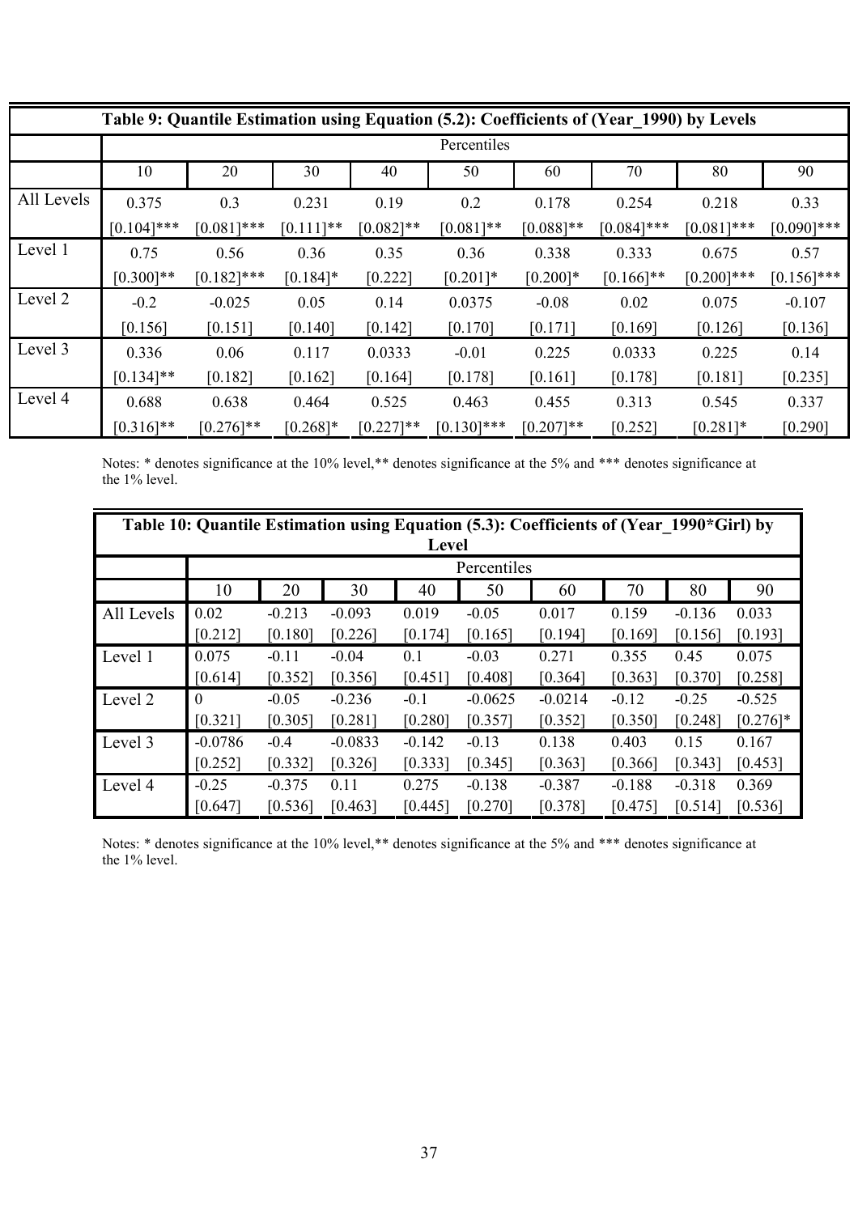| Table 9: Quantile Estimation using Equation (5.2): Coefficients of (Year_1990) by Levels | | | | | | | | | |
|---|---|---|---|---|---|---|---|---|---|
| | Percentiles | | | | | | | | |
| | 10 | 20 | 30 | 40 | 50 | 60 | 70 | 80 | 90 |
| All Levels | 0.375 | 0.3 | 0.231 | 0.19 | 0.2 | 0.178 | 0.254 | 0.218 | 0.33 |
| | [0.104]*** | [0.081]*** | [0.111]** | [0.082]** | [0.081]** | [0.088]** | [0.084]*** | [0.081]*** | [0.090]*** |
| Level 1 | 0.75 | 0.56 | 0.36 | 0.35 | 0.36 | 0.338 | 0.333 | 0.675 | 0.57 |
| | [0.300]** | [0.182]*** | [0.184]* | [0.222] | [0.201]* | [0.200]* | [0.166]** | [0.200]*** | [0.156]*** |
| Level 2 | -0.2 | -0.025 | 0.05 | 0.14 | 0.0375 | -0.08 | 0.02 | 0.075 | -0.107 |
| | [0.156] | [0.151] | [0.140] | [0.142] | [0.170] | [0.171] | [0.169] | [0.126] | [0.136] |
| Level 3 | 0.336 | 0.06 | 0.117 | 0.0333 | -0.01 | 0.225 | 0.0333 | 0.225 | 0.14 |
| | [0.134]** | [0.182] | [0.162] | [0.164] | [0.178] | [0.161] | [0.178] | [0.181] | [0.235] |
| Level 4 | 0.688 | 0.638 | 0.464 | 0.525 | 0.463 | 0.455 | 0.313 | 0.545 | 0.337 |
| | [0.316]** | [0.276]** | [0.268]* | [0.227]** | [0.130]*** | [0.207]** | [0.252] | [0.281]* | [0.290] |

Notes: * denotes significance at the 10% level,** denotes significance at the 5% and *** denotes significance at the 1% level.

| Table 10: Quantile Estimation using Equation (5.3): Coefficients of (Year_1990*Girl) by Level | | | | | | | | | |
|---|---|---|---|---|---|---|---|---|---|
| | Percentiles | | | | | | | | |
| | 10 | 20 | 30 | 40 | 50 | 60 | 70 | 80 | 90 |
| All Levels | 0.02 | -0.213 | -0.093 | 0.019 | -0.05 | 0.017 | 0.159 | -0.136 | 0.033 |
| | [0.212] | [0.180] | [0.226] | [0.174] | [0.165] | [0.194] | [0.169] | [0.156] | [0.193] |
| Level 1 | 0.075 | -0.11 | -0.04 | 0.1 | -0.03 | 0.271 | 0.355 | 0.45 | 0.075 |
| | [0.614] | [0.352] | [0.356] | [0.451] | [0.408] | [0.364] | [0.363] | [0.370] | [0.258] |
| Level 2 | 0 | -0.05 | -0.236 | -0.1 | -0.0625 | -0.0214 | -0.12 | -0.25 | -0.525 |
| | [0.321] | [0.305] | [0.281] | [0.280] | [0.357] | [0.352] | [0.350] | [0.248] | [0.276]* |
| Level 3 | -0.0786 | -0.4 | -0.0833 | -0.142 | -0.13 | 0.138 | 0.403 | 0.15 | 0.167 |
| | [0.252] | [0.332] | [0.326] | [0.333] | [0.345] | [0.363] | [0.366] | [0.343] | [0.453] |
| Level 4 | -0.25 | -0.375 | 0.11 | 0.275 | -0.138 | -0.387 | -0.188 | -0.318 | 0.369 |
| | [0.647] | [0.536] | [0.463] | [0.445] | [0.270] | [0.378] | [0.475] | [0.514] | [0.536] |

Notes: * denotes significance at the 10% level,** denotes significance at the 5% and *** denotes significance at the 1% level.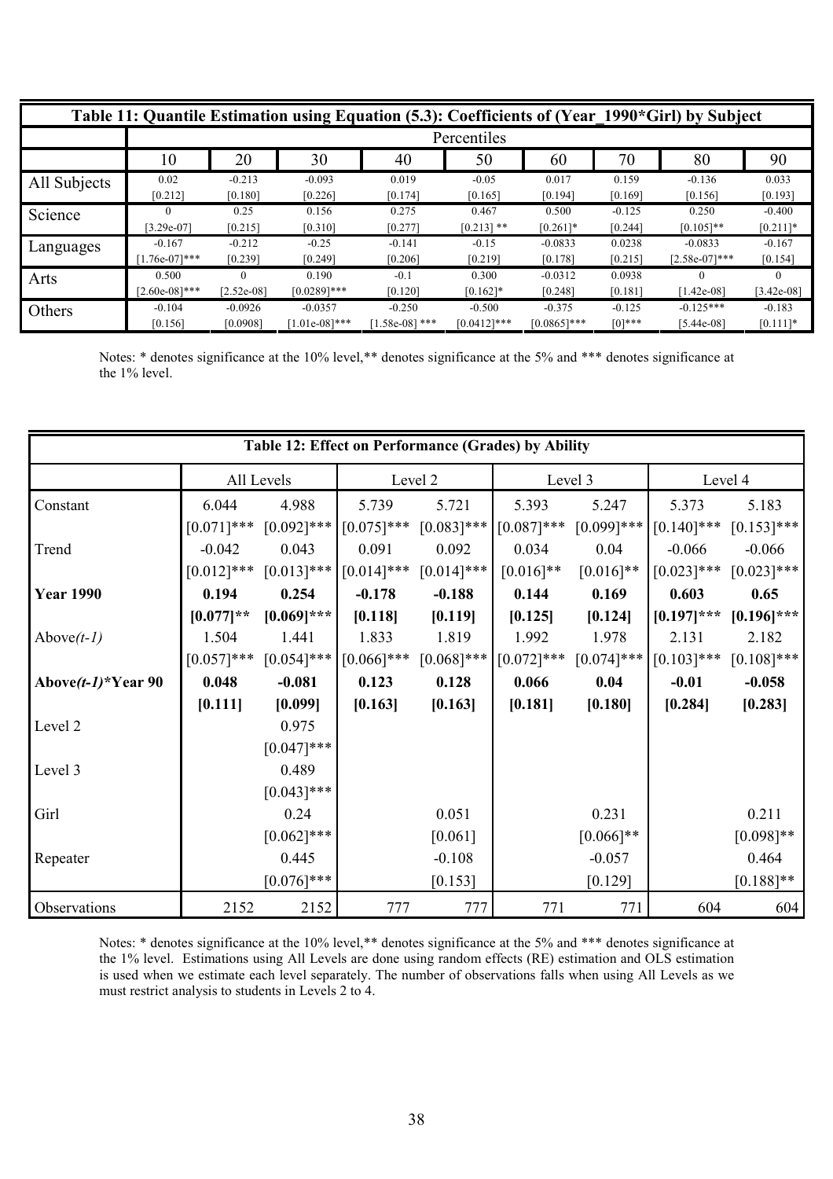| Table 11: Quantile Estimation using Equation (5.3): Coefficients of (Year_1990*Girl) by Subject | | | | | | | | | |
|---|---|---|---|---|---|---|---|---|---|
| | Percentiles | | | | | | | | |
| | 10 | 20 | 30 | 40 | 50 | 60 | 70 | 80 | 90 |
| All Subjects | 0.02<br>[0.212] | -0.213<br>[0.180] | -0.093<br>[0.226] | 0.019<br>[0.174] | -0.05<br>[0.165] | 0.017<br>[0.194] | 0.159<br>[0.169] | -0.136<br>[0.156] | 0.033<br>[0.193] |
| Science | 0<br>[3.29e-07] | 0.25<br>[0.215] | 0.156<br>[0.310] | 0.275<br>[0.277] | 0.467<br>[0.213] ** | 0.500<br>[0.261]* | -0.125<br>[0.244] | 0.250<br>[0.105]** | -0.400<br>[0.211]* |
| Languages | -0.167<br>[1.76e-07]*** | -0.212<br>[0.239] | -0.25<br>[0.249] | -0.141<br>[0.206] | -0.15<br>[0.219] | -0.0833<br>[0.178] | 0.0238<br>[0.215] | -0.0833<br>[2.58e-07]*** | -0.167<br>[0.154] |
| Arts | 0.500<br>[2.60e-08]*** | 0<br>[2.52e-08] | 0.190<br>[0.0289]*** | -0.1<br>[0.120] | 0.300<br>[0.162]* | -0.0312<br>[0.248] | 0.0938<br>[0.181] | 0<br>[1.42e-08] | 0<br>[3.42e-08] |
| Others | -0.104<br>[0.156] | -0.0926<br>[0.0908] | -0.0357<br>[1.01e-08]*** | -0.250<br>[1.58e-08] *** | -0.500<br>[0.0412]*** | -0.375<br>[0.0865]*** | -0.125<br>[0]*** | -0.125***<br>[5.44e-08] | -0.183<br>[0.111]* |

Notes: * denotes significance at the 10% level,** denotes significance at the 5% and *** denotes significance at the 1% level.

| Table 12: Effect on Performance (Grades) by Ability | | | | | | | | |
|---|---|---|---|---|---|---|---|---|
| | All Levels | | Level 2 | | Level 3 | | Level 4 | |
| Constant | 6.044<br>[0.071]*** | 4.988<br>[0.092]*** | 5.739<br>[0.075]*** | 5.721<br>[0.083]*** | 5.393<br>[0.087]*** | 5.247<br>[0.099]*** | 5.373<br>[0.140]*** | 5.183<br>[0.153]*** |
| Trend | -0.042<br>[0.012]*** | 0.043<br>[0.013]*** | 0.091<br>[0.014]*** | 0.092<br>[0.014]*** | 0.034<br>[0.016]** | 0.04<br>[0.016]** | -0.066<br>[0.023]*** | -0.066<br>[0.023]*** |
| **Year 1990** | **0.194<br>[0.077]\*\*** | **0.254<br>[0.069]\*\*\*** | **-0.178<br>[0.118]** | **-0.188<br>[0.119]** | **0.144<br>[0.125]** | **0.169<br>[0.124]** | **0.603<br>[0.197]\*\*\*** | **0.65<br>[0.196]\*\*\*** |
| Above*(t-1)* | 1.504<br>[0.057]*** | 1.441<br>[0.054]*** | 1.833<br>[0.066]*** | 1.819<br>[0.068]*** | 1.992<br>[0.072]*** | 1.978<br>[0.074]*** | 2.131<br>[0.103]*** | 2.182<br>[0.108]*** |
| **Above*(t-1)*\*Year 90** | **0.048<br>[0.111]** | **-0.081<br>[0.099]** | **0.123<br>[0.163]** | **0.128<br>[0.163]** | **0.066<br>[0.181]** | **0.04<br>[0.180]** | **-0.01<br>[0.284]** | **-0.058<br>[0.283]** |
| Level 2 | | 0.975<br>[0.047]*** | | | | | | |
| Level 3 | | 0.489<br>[0.043]*** | | | | | | |
| Girl | | 0.24<br>[0.062]*** | | 0.051<br>[0.061] | | 0.231<br>[0.066]** | | 0.211<br>[0.098]** |
| Repeater | | 0.445<br>[0.076]*** | | -0.108<br>[0.153] | | -0.057<br>[0.129] | | 0.464<br>[0.188]** |
| Observations | 2152 | 2152 | 777 | 777 | 771 | 771 | 604 | 604 |

Notes: * denotes significance at the 10% level,** denotes significance at the 5% and *** denotes significance at the 1% level. Estimations using All Levels are done using random effects (RE) estimation and OLS estimation is used when we estimate each level separately. The number of observations falls when using All Levels as we must restrict analysis to students in Levels 2 to 4.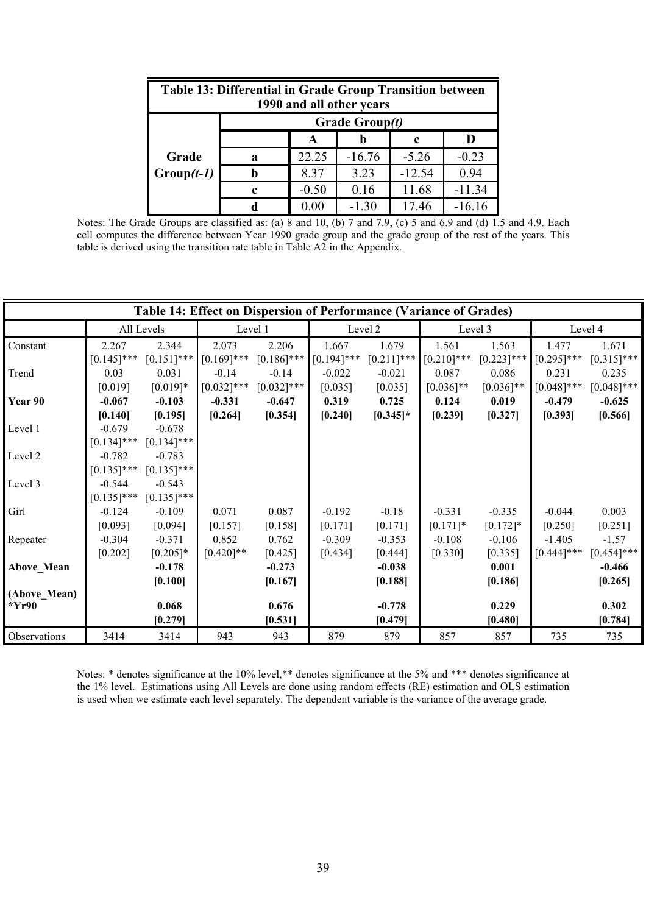**Table 13: Differential in Grade Group Transition between 1990 and all other years**

| | | Grade Group*(t)* | | | |
|---|---|---|---|---|---|
| | | **A** | **b** | **c** | **D** |
| **Grade Group*(t-1)*** | **a** | 22.25 | -16.76 | -5.26 | -0.23 |
| | **b** | 8.37 | 3.23 | -12.54 | 0.94 |
| | **c** | -0.50 | 0.16 | 11.68 | -11.34 |
| | **d** | 0.00 | -1.30 | 17.46 | -16.16 |

Notes: The Grade Groups are classified as: (a) 8 and 10, (b) 7 and 7.9, (c) 5 and 6.9 and (d) 1.5 and 4.9. Each cell computes the difference between Year 1990 grade group and the grade group of the rest of the years. This table is derived using the transition rate table in Table A2 in the Appendix.

**Table 14: Effect on Dispersion of Performance (Variance of Grades)**

| | All Levels | | Level 1 | | Level 2 | | Level 3 | | Level 4 | |
|---|---|---|---|---|---|---|---|---|---|---|
| Constant | 2.267 | 2.344 | 2.073 | 2.206 | 1.667 | 1.679 | 1.561 | 1.563 | 1.477 | 1.671 |
| | [0.145]*** | [0.151]*** | [0.169]*** | [0.186]*** | [0.194]*** | [0.211]*** | [0.210]*** | [0.223]*** | [0.295]*** | [0.315]*** |
| Trend | 0.03 | 0.031 | -0.14 | -0.14 | -0.022 | -0.021 | 0.087 | 0.086 | 0.231 | 0.235 |
| | [0.019] | [0.019]* | [0.032]*** | [0.032]*** | [0.035] | [0.035] | [0.036]** | [0.036]** | [0.048]*** | [0.048]*** |
| **Year 90** | **-0.067** | **-0.103** | **-0.331** | **-0.647** | **0.319** | **0.725** | **0.124** | **0.019** | **-0.479** | **-0.625** |
| | **[0.140]** | **[0.195]** | **[0.264]** | **[0.354]** | **[0.240]** | **[0.345]*** | **[0.239]** | **[0.327]** | **[0.393]** | **[0.566]** |
| Level 1 | -0.679 | -0.678 | | | | | | | | |
| | [0.134]*** | [0.134]*** | | | | | | | | |
| Level 2 | -0.782 | -0.783 | | | | | | | | |
| | [0.135]*** | [0.135]*** | | | | | | | | |
| Level 3 | -0.544 | -0.543 | | | | | | | | |
| | [0.135]*** | [0.135]*** | | | | | | | | |
| Girl | -0.124 | -0.109 | 0.071 | 0.087 | -0.192 | -0.18 | -0.331 | -0.335 | -0.044 | 0.003 |
| | [0.093] | [0.094] | [0.157] | [0.158] | [0.171] | [0.171] | [0.171]* | [0.172]* | [0.250] | [0.251] |
| Repeater | -0.304 | -0.371 | 0.852 | 0.762 | -0.309 | -0.353 | -0.108 | -0.106 | -1.405 | -1.57 |
| | [0.202] | [0.205]* | [0.420]** | [0.425] | [0.434] | [0.444] | [0.330] | [0.335] | [0.444]*** | [0.454]*** |
| **Above_Mean** | | **-0.178** | | **-0.273** | | **-0.038** | | **0.001** | | **-0.466** |
| | | **[0.100]** | | **[0.167]** | | **[0.188]** | | **[0.186]** | | **[0.265]** |
| **(Above_Mean) *Yr90** | | **0.068** | | **0.676** | | **-0.778** | | **0.229** | | **0.302** |
| | | **[0.279]** | | **[0.531]** | | **[0.479]** | | **[0.480]** | | **[0.784]** |
| Observations | 3414 | 3414 | 943 | 943 | 879 | 879 | 857 | 857 | 735 | 735 |

Notes: * denotes significance at the 10% level,** denotes significance at the 5% and *** denotes significance at the 1% level. Estimations using All Levels are done using random effects (RE) estimation and OLS estimation is used when we estimate each level separately. The dependent variable is the variance of the average grade.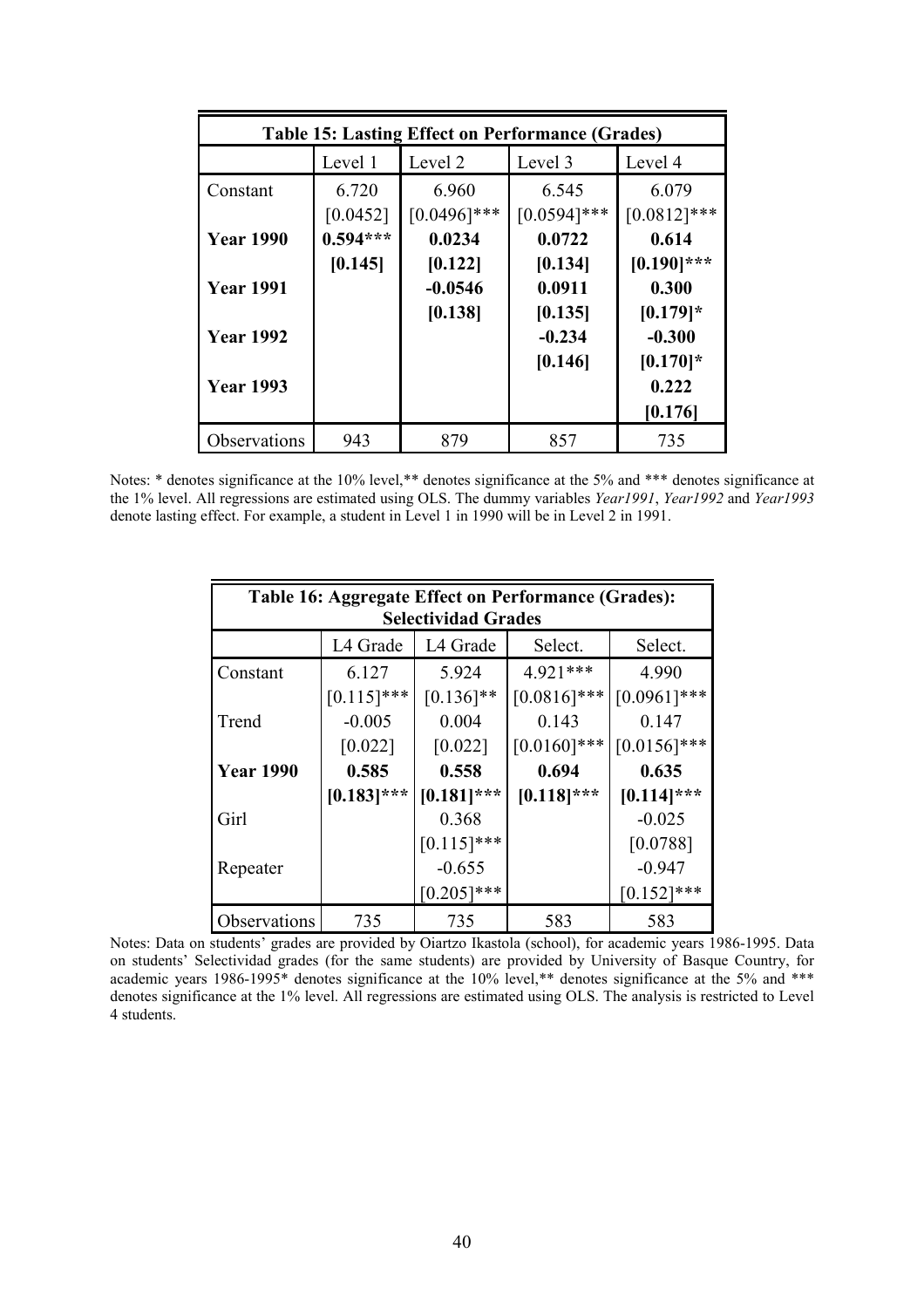| **Table 15: Lasting Effect on Performance (Grades)** | | | | |
|---|---|---|---|---|
| | Level 1 | Level 2 | Level 3 | Level 4 |
| Constant | 6.720 | 6.960 | 6.545 | 6.079 |
| | [0.0452] | [0.0496]*** | [0.0594]*** | [0.0812]*** |
| **Year 1990** | **0.594*****  | **0.0234** | **0.0722** | **0.614** |
| | **[0.145]** | **[0.122]** | **[0.134]** | **[0.190]***** |
| **Year 1991** | | **-0.0546** | **0.0911** | **0.300** |
| | | **[0.138]** | **[0.135]** | **[0.179]*** |
| **Year 1992** | | | **-0.234** | **-0.300** |
| | | | **[0.146]** | **[0.170]*** |
| **Year 1993** | | | | **0.222** |
| | | | | **[0.176]** |
| Observations | 943 | 879 | 857 | 735 |

Notes: * denotes significance at the 10% level,** denotes significance at the 5% and *** denotes significance at the 1% level. All regressions are estimated using OLS. The dummy variables *Year1991*, *Year1992* and *Year1993* denote lasting effect. For example, a student in Level 1 in 1990 will be in Level 2 in 1991.

| **Table 16: Aggregate Effect on Performance (Grades): Selectividad Grades** | | | | |
|---|---|---|---|---|
| | L4 Grade | L4 Grade | Select. | Select. |
| Constant | 6.127 | 5.924 | 4.921*** | 4.990 |
| | [0.115]*** | [0.136]** | [0.0816]*** | [0.0961]*** |
| Trend | -0.005 | 0.004 | 0.143 | 0.147 |
| | [0.022] | [0.022] | [0.0160]*** | [0.0156]*** |
| **Year 1990** | **0.585** | **0.558** | **0.694** | **0.635** |
| | **[0.183]***** | **[0.181]***** | **[0.118]***** | **[0.114]***** |
| Girl | | 0.368 | | -0.025 |
| | | [0.115]*** | | [0.0788] |
| Repeater | | -0.655 | | -0.947 |
| | | [0.205]*** | | [0.152]*** |
| Observations | 735 | 735 | 583 | 583 |

Notes: Data on students' grades are provided by Oiartzo Ikastola (school), for academic years 1986-1995. Data on students' Selectividad grades (for the same students) are provided by University of Basque Country, for academic years 1986-1995* denotes significance at the 10% level,** denotes significance at the 5% and *** denotes significance at the 1% level. All regressions are estimated using OLS. The analysis is restricted to Level 4 students.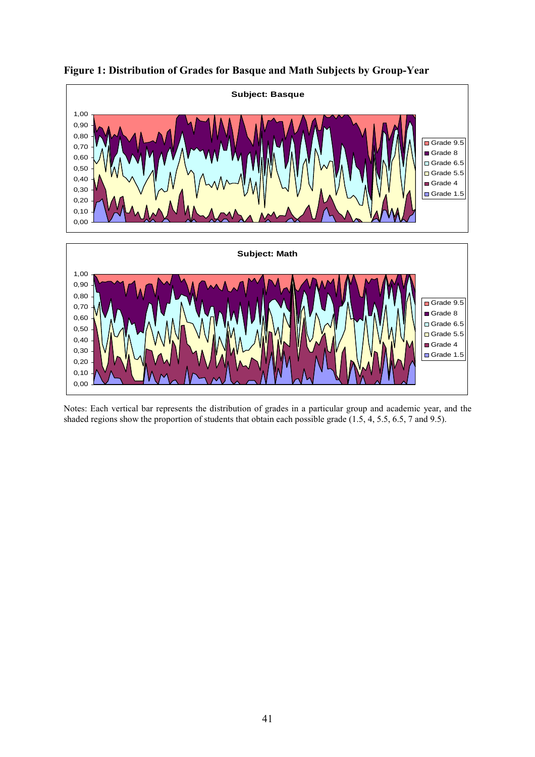**Figure 1: Distribution of Grades for Basque and Math Subjects by Group-Year**

Notes: Each vertical bar represents the distribution of grades in a particular group and academic year, and the shaded regions show the proportion of students that obtain each possible grade (1.5, 4, 5.5, 6.5, 7 and 9.5).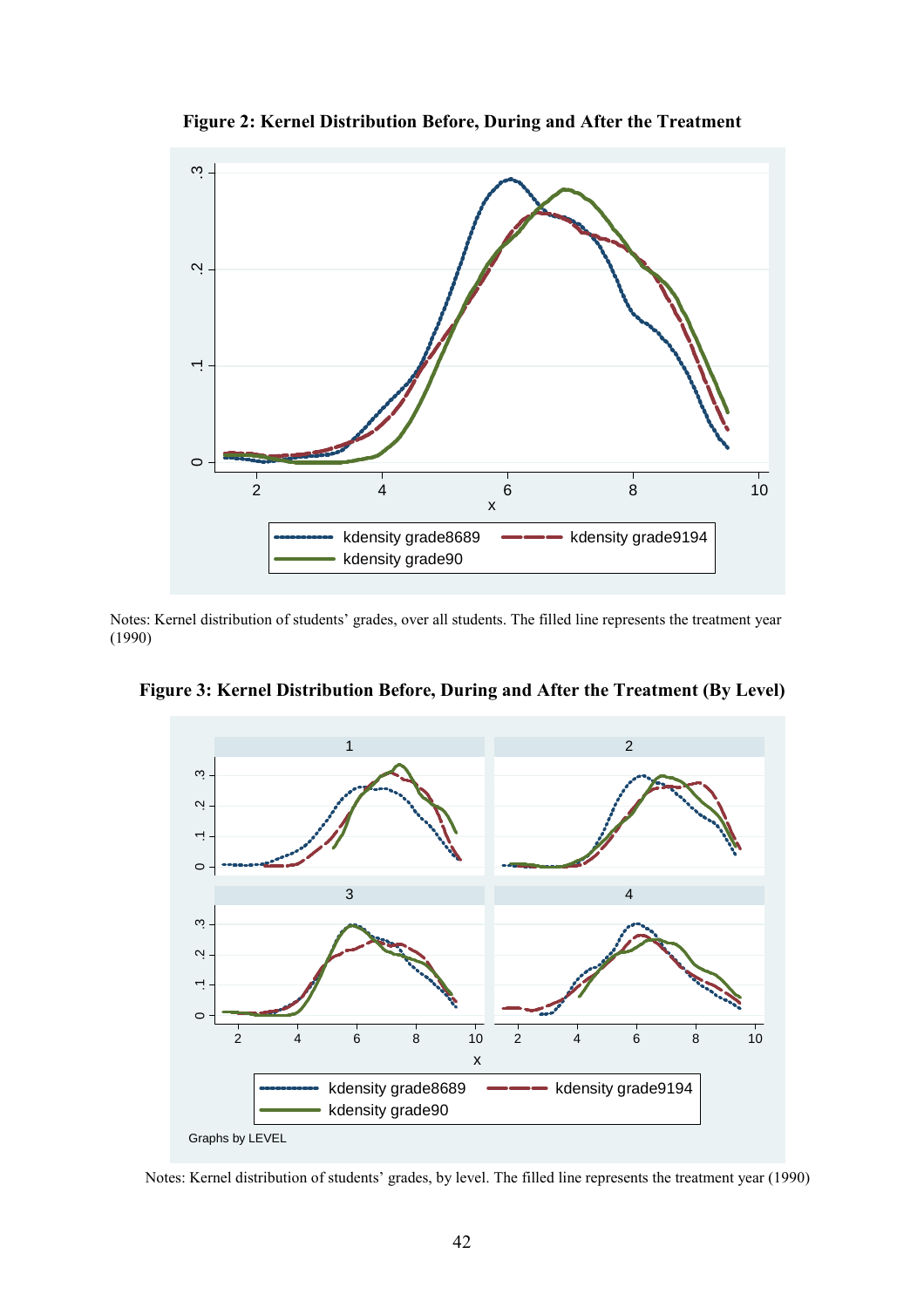**Figure 2: Kernel Distribution Before, During and After the Treatment**

Notes: Kernel distribution of students' grades, over all students. The filled line represents the treatment year (1990)

**Figure 3: Kernel Distribution Before, During and After the Treatment (By Level)**

Notes: Kernel distribution of students' grades, by level. The filled line represents the treatment year (1990)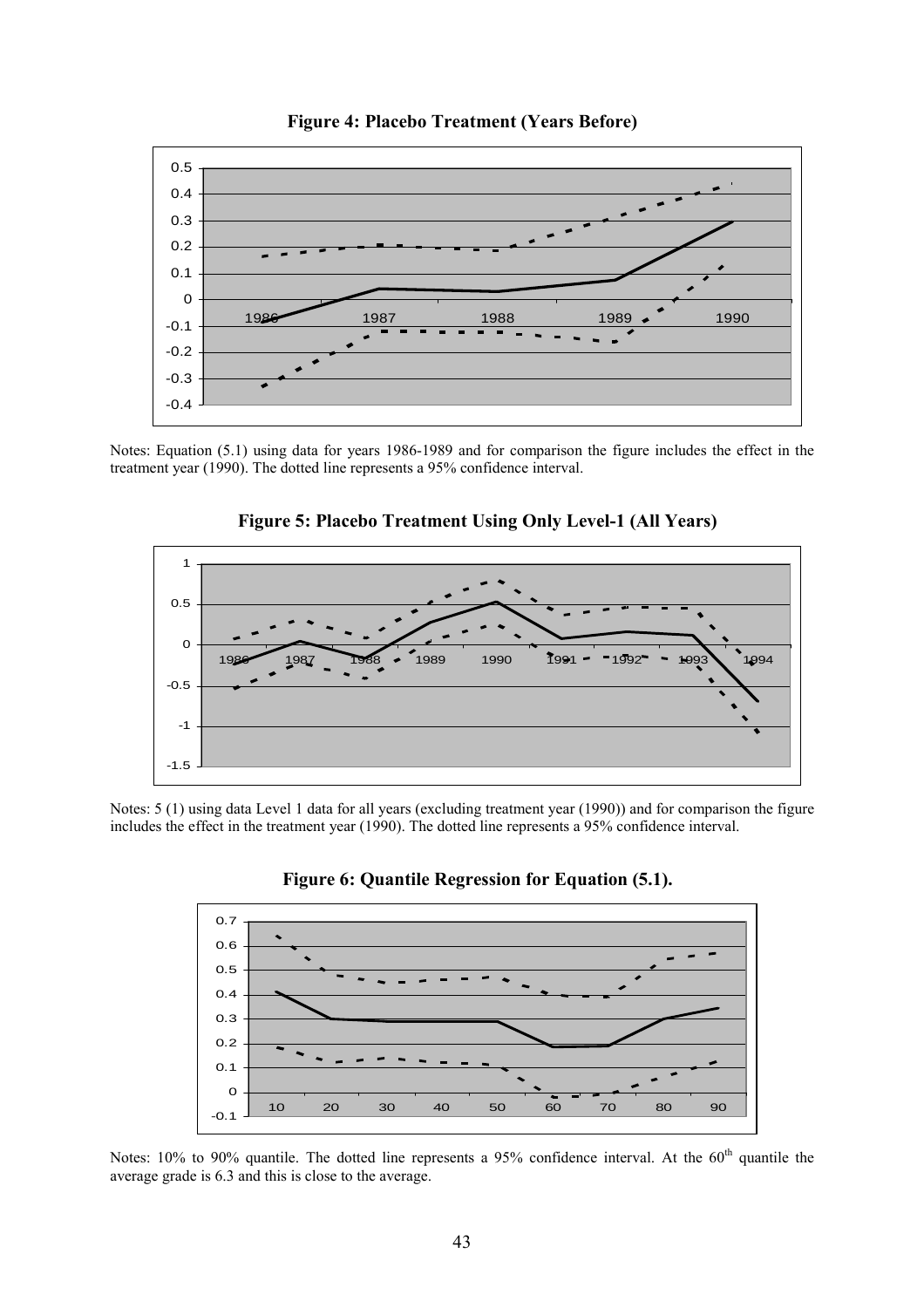**Figure 4: Placebo Treatment (Years Before)**

Notes: Equation (5.1) using data for years 1986-1989 and for comparison the figure includes the effect in the treatment year (1990). The dotted line represents a 95% confidence interval.

**Figure 5: Placebo Treatment Using Only Level-1 (All Years)**

Notes: 5 (1) using data Level 1 data for all years (excluding treatment year (1990)) and for comparison the figure includes the effect in the treatment year (1990). The dotted line represents a 95% confidence interval.

**Figure 6: Quantile Regression for Equation (5.1).**

Notes: 10% to 90% quantile. The dotted line represents a 95% confidence interval. At the 60th quantile the average grade is 6.3 and this is close to the average.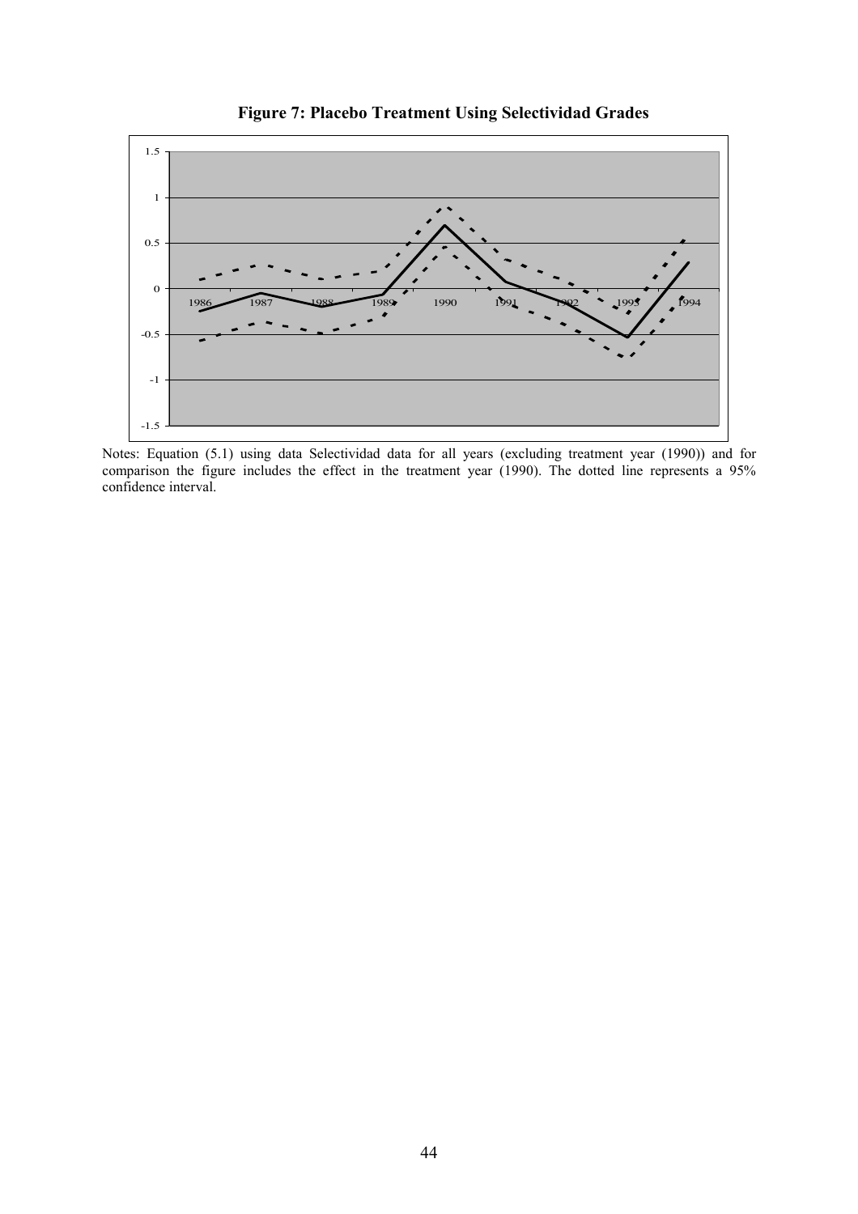**Figure 7: Placebo Treatment Using Selectividad Grades**

1.5
1
0.5
0
-0.5
-1
-1.5

1986
1987
1988
1989
1990
1991
1992
1993
1994

Notes: Equation (5.1) using data Selectividad data for all years (excluding treatment year (1990)) and for comparison the figure includes the effect in the treatment year (1990). The dotted line represents a 95% confidence interval.